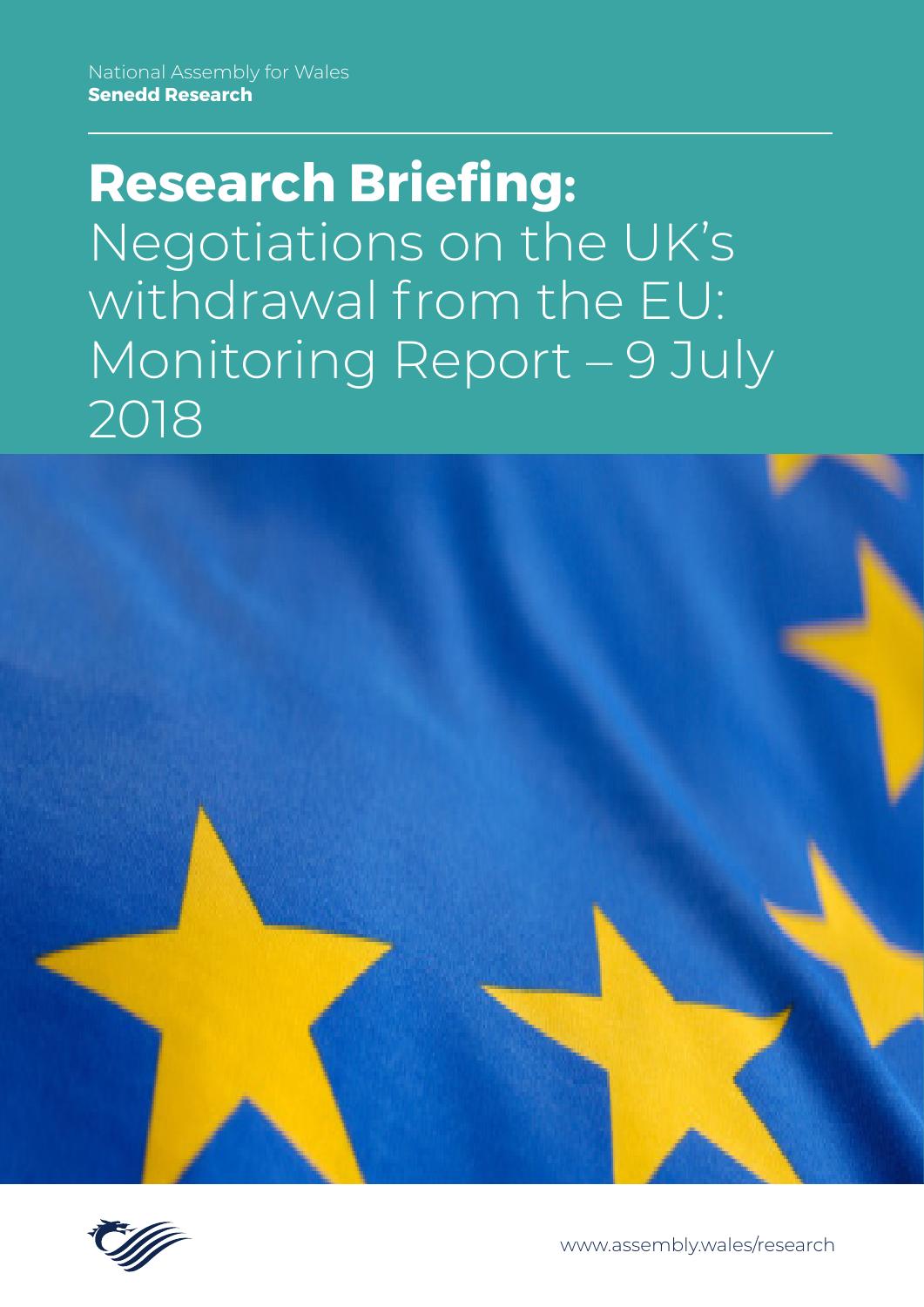National Assembly for Wales
**Senedd Research**

# **Research Briefing:** Negotiations on the UK's withdrawal from the EU: Monitoring Report – 9 July 2018

www.assembly.wales/research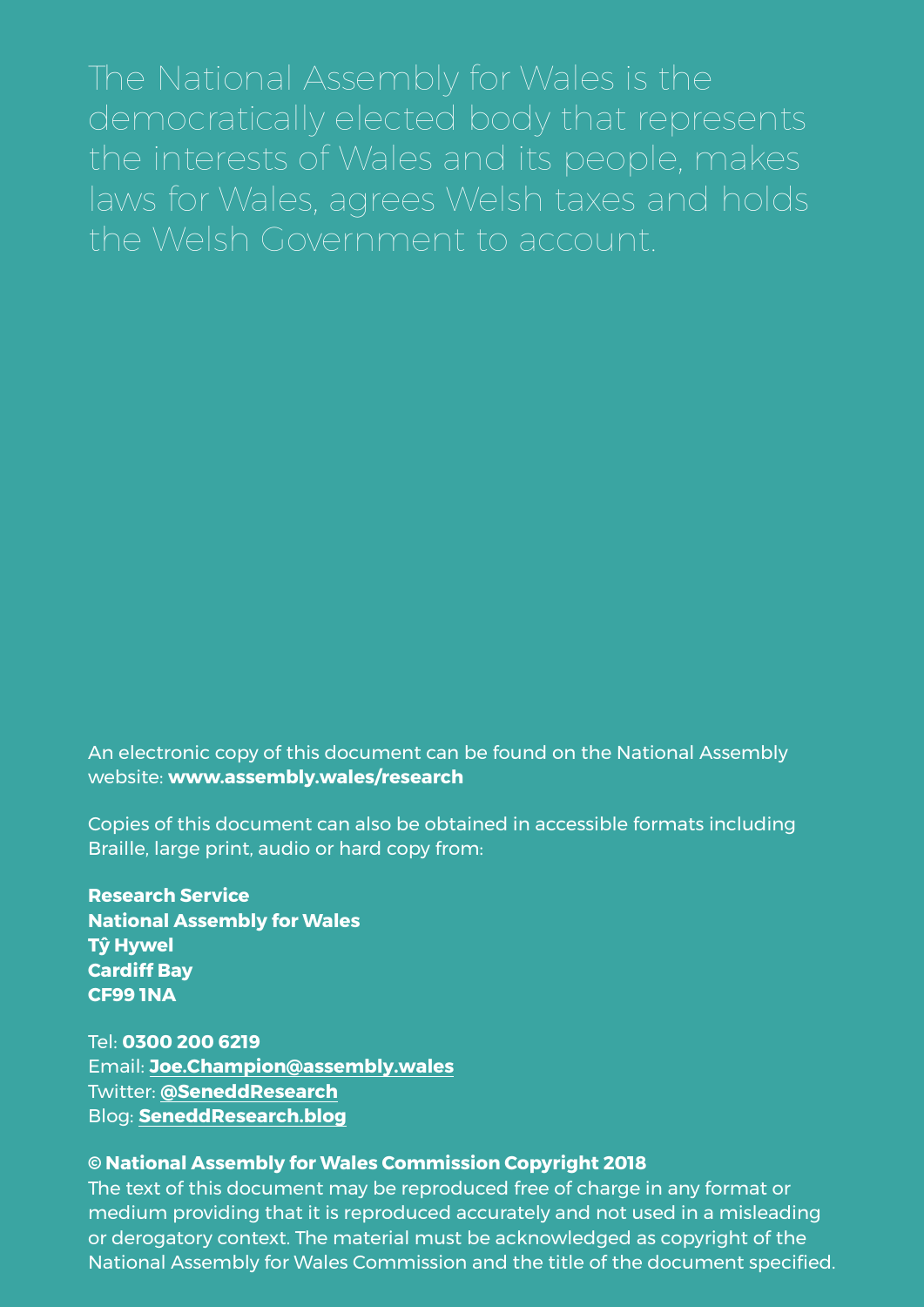The National Assembly for Wales is the democratically elected body that represents the interests of Wales and its people, makes laws for Wales, agrees Welsh taxes and holds the Welsh Government to account.

An electronic copy of this document can be found on the National Assembly website: **www.assembly.wales/research**

Copies of this document can also be obtained in accessible formats including Braille, large print, audio or hard copy from:

**Research Service**
**National Assembly for Wales**
**Tŷ Hywel**
**Cardiff Bay**
**CF99 1NA**

Tel: **0300 200 6219**
Email: **Joe.Champion@assembly.wales**
Twitter: **@SeneddResearch**
Blog: **SeneddResearch.blog**

**© National Assembly for Wales Commission Copyright 2018**

The text of this document may be reproduced free of charge in any format or medium providing that it is reproduced accurately and not used in a misleading or derogatory context. The material must be acknowledged as copyright of the National Assembly for Wales Commission and the title of the document specified.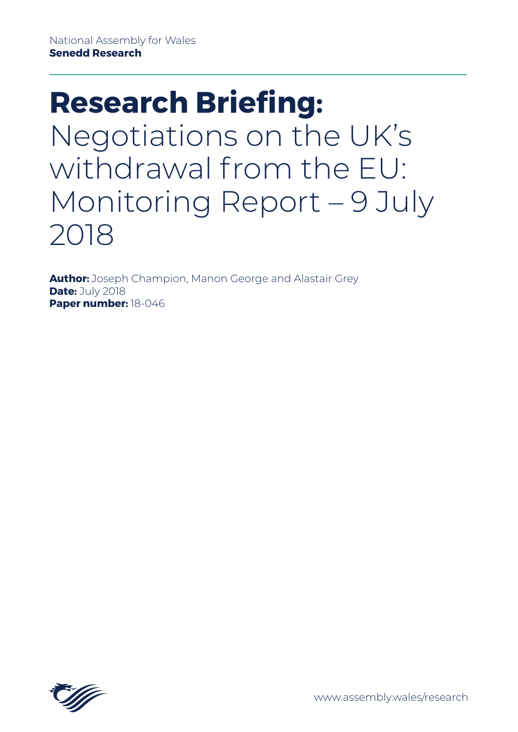National Assembly for Wales
**Senedd Research**

# **Research Briefing:** Negotiations on the UK's withdrawal from the EU: Monitoring Report – 9 July 2018

**Author:** Joseph Champion, Manon George and Alastair Grey
**Date:** July 2018
**Paper number:** 18-046

www.assembly.wales/research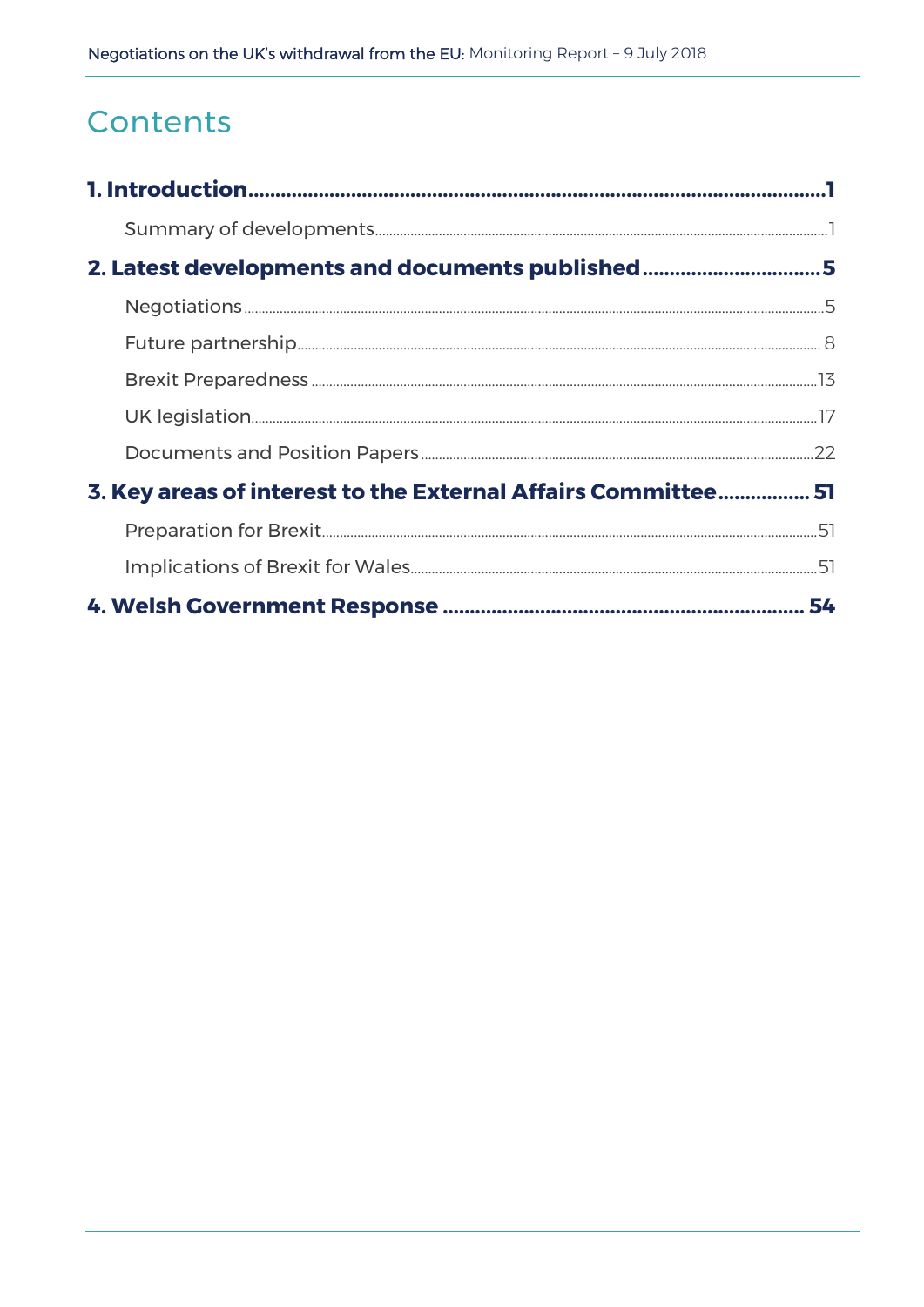# Contents

**1. Introduction** ........................................ **1**

Summary of developments ........................................ 1

**2. Latest developments and documents published** ........................................ **5**

Negotiations ........................................ 5

Future partnership ........................................ 8

Brexit Preparedness ........................................ 13

UK legislation ........................................ 17

Documents and Position Papers ........................................ 22

**3. Key areas of interest to the External Affairs Committee** ........................................ **51**

Preparation for Brexit ........................................ 51

Implications of Brexit for Wales ........................................ 51

**4. Welsh Government Response** ........................................ **54**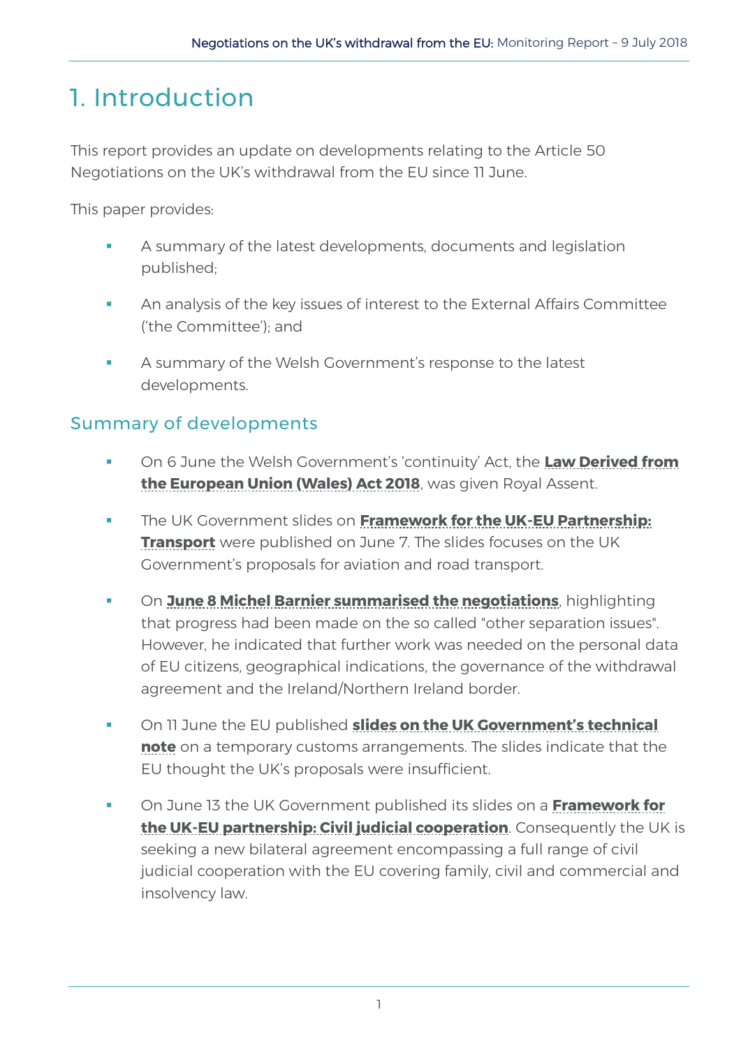# 1. Introduction

This report provides an update on developments relating to the Article 50 Negotiations on the UK's withdrawal from the EU since 11 June.

This paper provides:

- A summary of the latest developments, documents and legislation published;
- An analysis of the key issues of interest to the External Affairs Committee ('the Committee'); and
- A summary of the Welsh Government's response to the latest developments.

## Summary of developments

- On 6 June the Welsh Government's 'continuity' Act, the **Law Derived from the European Union (Wales) Act 2018**, was given Royal Assent.
- The UK Government slides on **Framework for the UK-EU Partnership: Transport** were published on June 7. The slides focuses on the UK Government's proposals for aviation and road transport.
- On **June 8 Michel Barnier summarised the negotiations**, highlighting that progress had been made on the so called "other separation issues". However, he indicated that further work was needed on the personal data of EU citizens, geographical indications, the governance of the withdrawal agreement and the Ireland/Northern Ireland border.
- On 11 June the EU published **slides on the UK Government's technical note** on a temporary customs arrangements. The slides indicate that the EU thought the UK's proposals were insufficient.
- On June 13 the UK Government published its slides on a **Framework for the UK-EU partnership: Civil judicial cooperation**. Consequently the UK is seeking a new bilateral agreement encompassing a full range of civil judicial cooperation with the EU covering family, civil and commercial and insolvency law.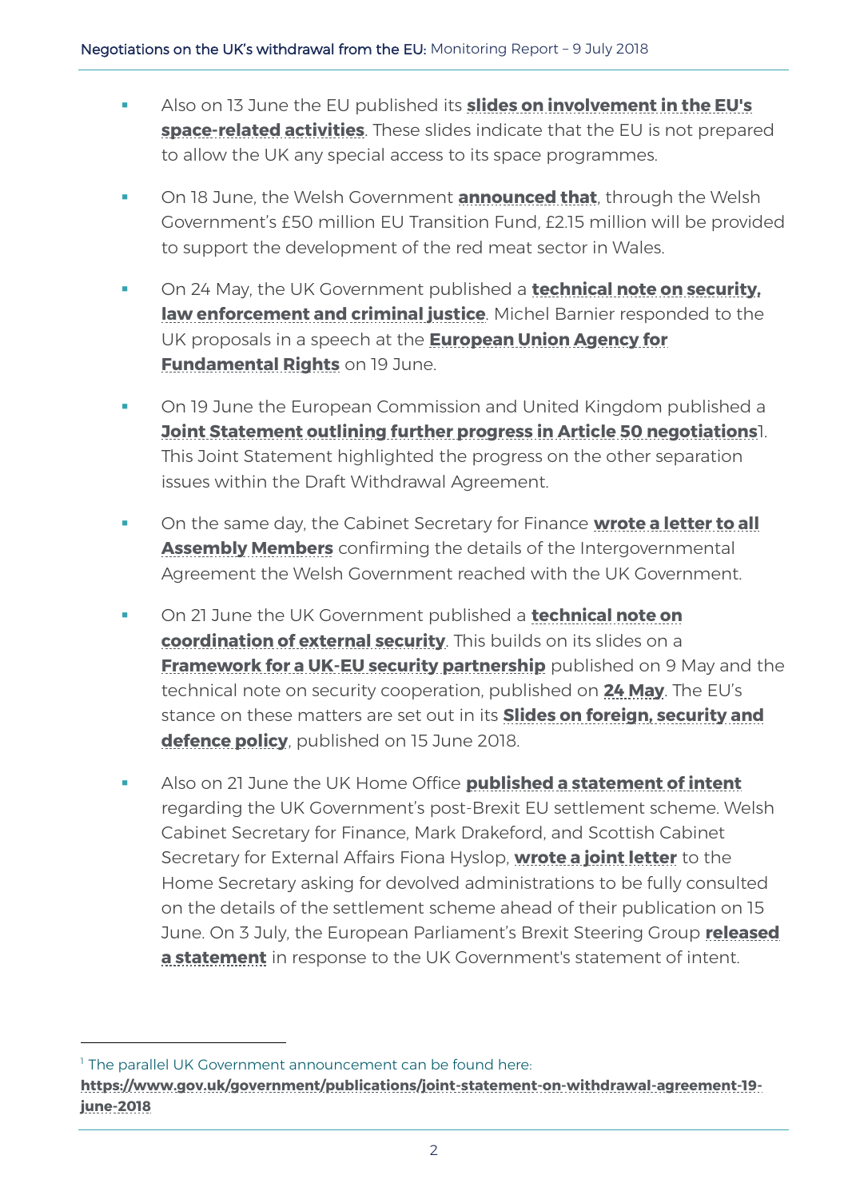- Also on 13 June the EU published its **slides on involvement in the EU's space-related activities**. These slides indicate that the EU is not prepared to allow the UK any special access to its space programmes.

- On 18 June, the Welsh Government **announced that**, through the Welsh Government's £50 million EU Transition Fund, £2.15 million will be provided to support the development of the red meat sector in Wales.

- On 24 May, the UK Government published a **technical note on security, law enforcement and criminal justice**. Michel Barnier responded to the UK proposals in a speech at the **European Union Agency for Fundamental Rights** on 19 June.

- On 19 June the European Commission and United Kingdom published a **Joint Statement outlining further progress in Article 50 negotiations**[1]. This Joint Statement highlighted the progress on the other separation issues within the Draft Withdrawal Agreement.

- On the same day, the Cabinet Secretary for Finance **wrote a letter to all Assembly Members** confirming the details of the Intergovernmental Agreement the Welsh Government reached with the UK Government.

- On 21 June the UK Government published a **technical note on coordination of external security**. This builds on its slides on a **Framework for a UK-EU security partnership** published on 9 May and the technical note on security cooperation, published on **24 May**. The EU's stance on these matters are set out in its **Slides on foreign, security and defence policy**, published on 15 June 2018.

- Also on 21 June the UK Home Office **published a statement of intent** regarding the UK Government's post-Brexit EU settlement scheme. Welsh Cabinet Secretary for Finance, Mark Drakeford, and Scottish Cabinet Secretary for External Affairs Fiona Hyslop, **wrote a joint letter** to the Home Secretary asking for devolved administrations to be fully consulted on the details of the settlement scheme ahead of their publication on 15 June. On 3 July, the European Parliament's Brexit Steering Group **released a statement** in response to the UK Government's statement of intent.

---

[1] The parallel UK Government announcement can be found here: **https://www.gov.uk/government/publications/joint-statement-on-withdrawal-agreement-19-june-2018**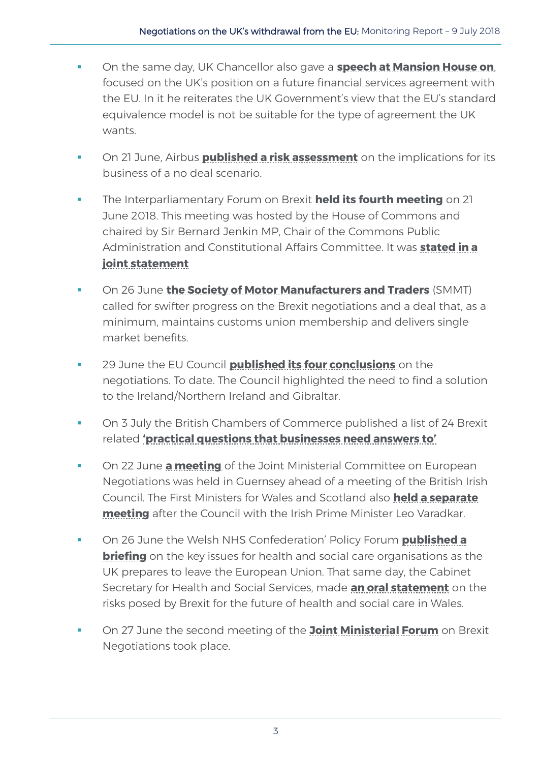- On the same day, UK Chancellor also gave a **speech at Mansion House on**, focused on the UK's position on a future financial services agreement with the EU. In it he reiterates the UK Government's view that the EU's standard equivalence model is not be suitable for the type of agreement the UK wants.
- On 21 June, Airbus **published a risk assessment** on the implications for its business of a no deal scenario.
- The Interparliamentary Forum on Brexit **held its fourth meeting** on 21 June 2018. This meeting was hosted by the House of Commons and chaired by Sir Bernard Jenkin MP, Chair of the Commons Public Administration and Constitutional Affairs Committee. It was **stated in a joint statement**
- On 26 June **the Society of Motor Manufacturers and Traders** (SMMT) called for swifter progress on the Brexit negotiations and a deal that, as a minimum, maintains customs union membership and delivers single market benefits.
- 29 June the EU Council **published its four conclusions** on the negotiations. To date. The Council highlighted the need to find a solution to the Ireland/Northern Ireland and Gibraltar.
- On 3 July the British Chambers of Commerce published a list of 24 Brexit related **'practical questions that businesses need answers to'**
- On 22 June **a meeting** of the Joint Ministerial Committee on European Negotiations was held in Guernsey ahead of a meeting of the British Irish Council. The First Ministers for Wales and Scotland also **held a separate meeting** after the Council with the Irish Prime Minister Leo Varadkar.
- On 26 June the Welsh NHS Confederation' Policy Forum **published a briefing** on the key issues for health and social care organisations as the UK prepares to leave the European Union. That same day, the Cabinet Secretary for Health and Social Services, made **an oral statement** on the risks posed by Brexit for the future of health and social care in Wales.
- On 27 June the second meeting of the **Joint Ministerial Forum** on Brexit Negotiations took place.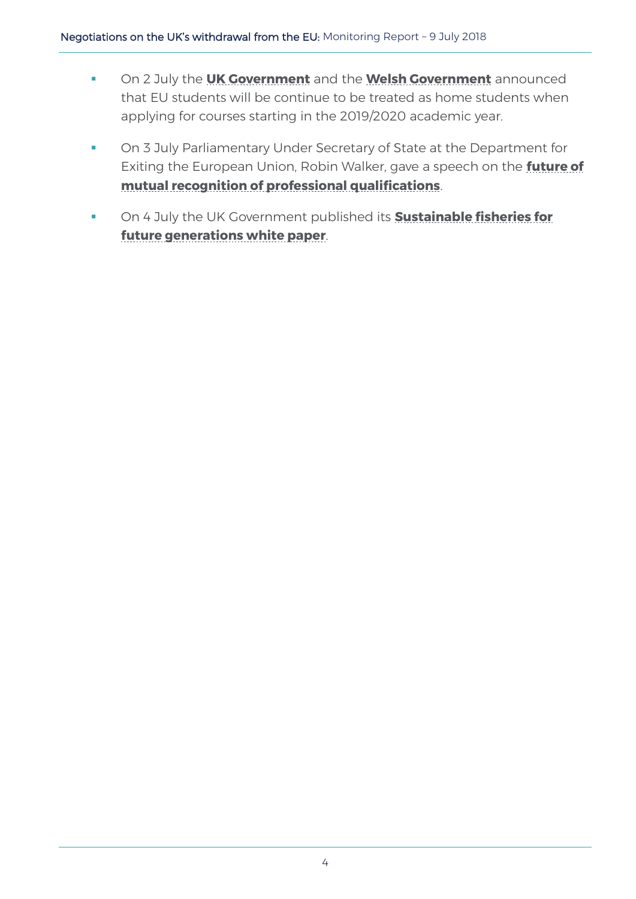- On 2 July the **UK Government** and the **Welsh Government** announced that EU students will be continue to be treated as home students when applying for courses starting in the 2019/2020 academic year.
- On 3 July Parliamentary Under Secretary of State at the Department for Exiting the European Union, Robin Walker, gave a speech on the **future of mutual recognition of professional qualifications**.
- On 4 July the UK Government published its **Sustainable fisheries for future generations white paper**.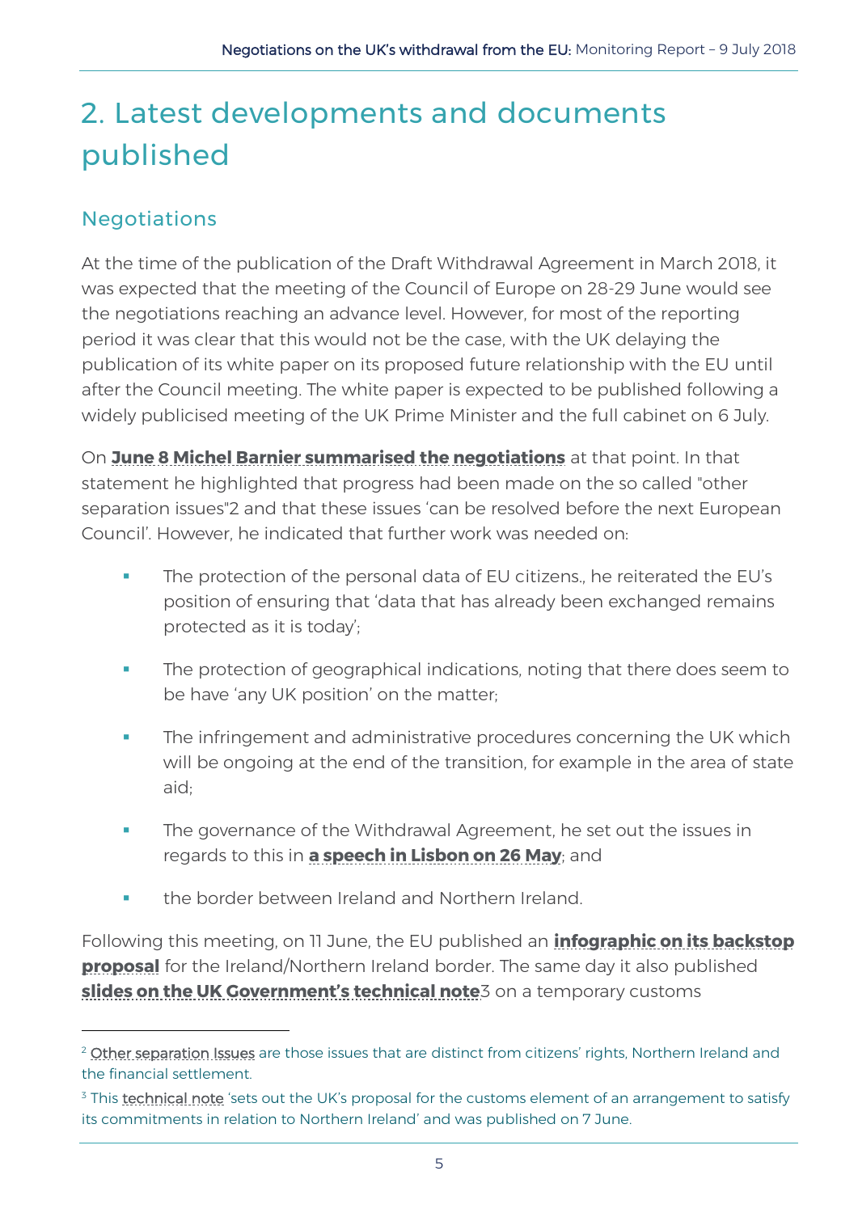# 2. Latest developments and documents published

## Negotiations

At the time of the publication of the Draft Withdrawal Agreement in March 2018, it was expected that the meeting of the Council of Europe on 28-29 June would see the negotiations reaching an advance level. However, for most of the reporting period it was clear that this would not be the case, with the UK delaying the publication of its white paper on its proposed future relationship with the EU until after the Council meeting. The white paper is expected to be published following a widely publicised meeting of the UK Prime Minister and the full cabinet on 6 July.

On **June 8 Michel Barnier summarised the negotiations** at that point. In that statement he highlighted that progress had been made on the so called "other separation issues"[2] and that these issues 'can be resolved before the next European Council'. However, he indicated that further work was needed on:

- The protection of the personal data of EU citizens., he reiterated the EU's position of ensuring that 'data that has already been exchanged remains protected as it is today';
- The protection of geographical indications, noting that there does seem to be have 'any UK position' on the matter;
- The infringement and administrative procedures concerning the UK which will be ongoing at the end of the transition, for example in the area of state aid;
- The governance of the Withdrawal Agreement, he set out the issues in regards to this in **a speech in Lisbon on 26 May**; and
- the border between Ireland and Northern Ireland.

Following this meeting, on 11 June, the EU published an **infographic on its backstop proposal** for the Ireland/Northern Ireland border. The same day it also published **slides on the UK Government's technical note**[3] on a temporary customs

[2] Other separation Issues are those issues that are distinct from citizens' rights, Northern Ireland and the financial settlement.

[3] This technical note 'sets out the UK's proposal for the customs element of an arrangement to satisfy its commitments in relation to Northern Ireland' and was published on 7 June.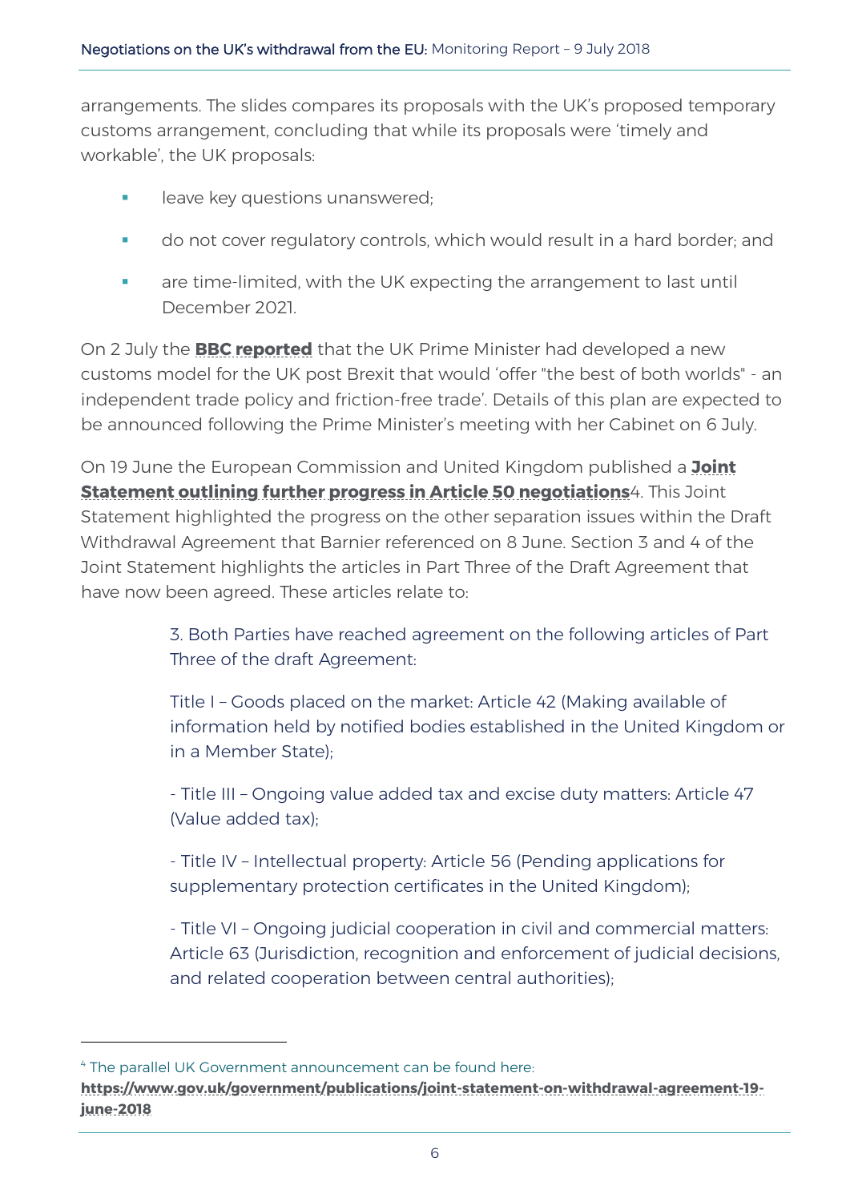arrangements. The slides compares its proposals with the UK's proposed temporary customs arrangement, concluding that while its proposals were 'timely and workable', the UK proposals:

- leave key questions unanswered;
- do not cover regulatory controls, which would result in a hard border; and
- are time-limited, with the UK expecting the arrangement to last until December 2021.

On 2 July the **BBC reported** that the UK Prime Minister had developed a new customs model for the UK post Brexit that would 'offer "the best of both worlds" - an independent trade policy and friction-free trade'. Details of this plan are expected to be announced following the Prime Minister's meeting with her Cabinet on 6 July.

On 19 June the European Commission and United Kingdom published a **Joint Statement outlining further progress in Article 50 negotiations**[4]. This Joint Statement highlighted the progress on the other separation issues within the Draft Withdrawal Agreement that Barnier referenced on 8 June. Section 3 and 4 of the Joint Statement highlights the articles in Part Three of the Draft Agreement that have now been agreed. These articles relate to:

> 3. Both Parties have reached agreement on the following articles of Part Three of the draft Agreement:
>
> Title I – Goods placed on the market: Article 42 (Making available of information held by notified bodies established in the United Kingdom or in a Member State);
>
> - Title III – Ongoing value added tax and excise duty matters: Article 47 (Value added tax);
>
> - Title IV – Intellectual property: Article 56 (Pending applications for supplementary protection certificates in the United Kingdom);
>
> - Title VI – Ongoing judicial cooperation in civil and commercial matters: Article 63 (Jurisdiction, recognition and enforcement of judicial decisions, and related cooperation between central authorities);

[4] The parallel UK Government announcement can be found here: **https://www.gov.uk/government/publications/joint-statement-on-withdrawal-agreement-19-june-2018**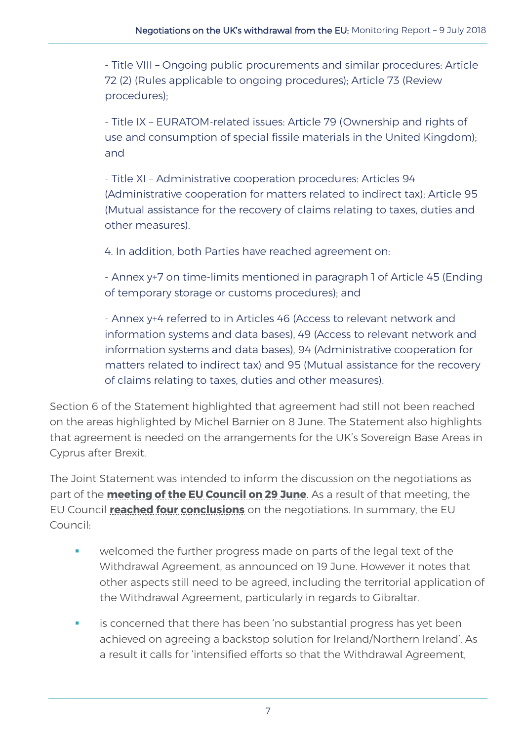- Title VIII – Ongoing public procurements and similar procedures: Article 72 (2) (Rules applicable to ongoing procedures); Article 73 (Review procedures);

- Title IX – EURATOM-related issues: Article 79 (Ownership and rights of use and consumption of special fissile materials in the United Kingdom); and

- Title XI – Administrative cooperation procedures: Articles 94 (Administrative cooperation for matters related to indirect tax); Article 95 (Mutual assistance for the recovery of claims relating to taxes, duties and other measures).

4. In addition, both Parties have reached agreement on:

- Annex y+7 on time-limits mentioned in paragraph 1 of Article 45 (Ending of temporary storage or customs procedures); and

- Annex y+4 referred to in Articles 46 (Access to relevant network and information systems and data bases), 49 (Access to relevant network and information systems and data bases), 94 (Administrative cooperation for matters related to indirect tax) and 95 (Mutual assistance for the recovery of claims relating to taxes, duties and other measures).

Section 6 of the Statement highlighted that agreement had still not been reached on the areas highlighted by Michel Barnier on 8 June. The Statement also highlights that agreement is needed on the arrangements for the UK's Sovereign Base Areas in Cyprus after Brexit.

The Joint Statement was intended to inform the discussion on the negotiations as part of the **meeting of the EU Council on 29 June**. As a result of that meeting, the EU Council **reached four conclusions** on the negotiations. In summary, the EU Council:

- welcomed the further progress made on parts of the legal text of the Withdrawal Agreement, as announced on 19 June. However it notes that other aspects still need to be agreed, including the territorial application of the Withdrawal Agreement, particularly in regards to Gibraltar.
- is concerned that there has been 'no substantial progress has yet been achieved on agreeing a backstop solution for Ireland/Northern Ireland'. As a result it calls for 'intensified efforts so that the Withdrawal Agreement,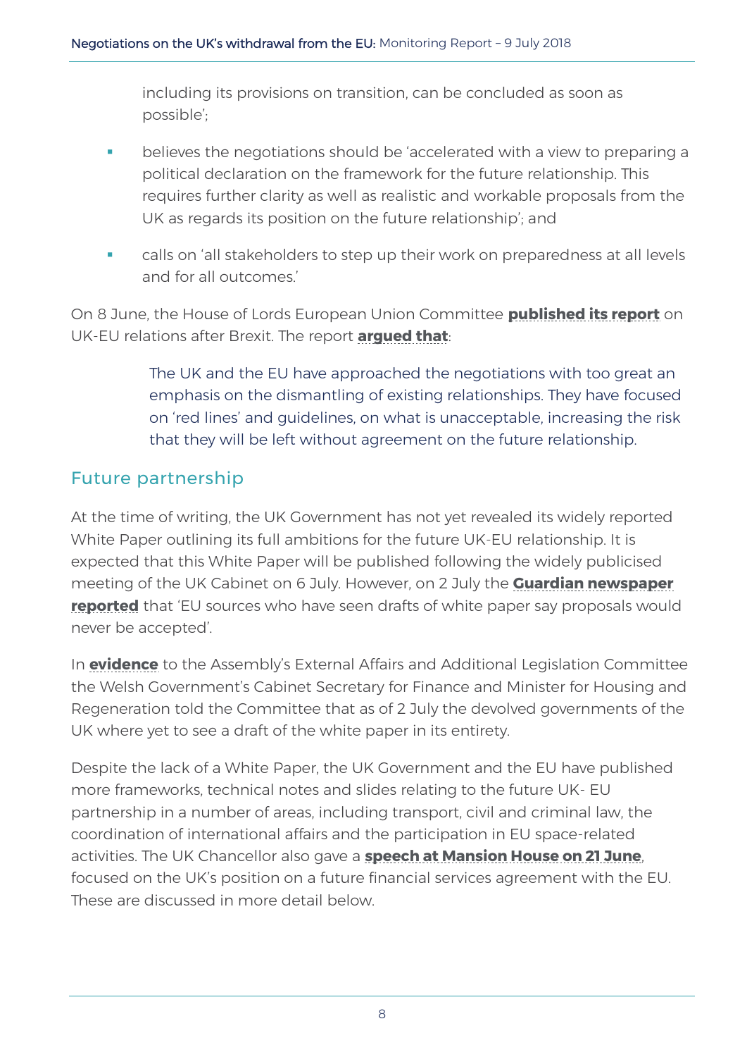including its provisions on transition, can be concluded as soon as possible';

- believes the negotiations should be 'accelerated with a view to preparing a political declaration on the framework for the future relationship. This requires further clarity as well as realistic and workable proposals from the UK as regards its position on the future relationship'; and
- calls on 'all stakeholders to step up their work on preparedness at all levels and for all outcomes.'

On 8 June, the House of Lords European Union Committee **published its report** on UK-EU relations after Brexit. The report **argued that**:

> The UK and the EU have approached the negotiations with too great an emphasis on the dismantling of existing relationships. They have focused on 'red lines' and guidelines, on what is unacceptable, increasing the risk that they will be left without agreement on the future relationship.

## Future partnership

At the time of writing, the UK Government has not yet revealed its widely reported White Paper outlining its full ambitions for the future UK-EU relationship. It is expected that this White Paper will be published following the widely publicised meeting of the UK Cabinet on 6 July. However, on 2 July the **Guardian newspaper reported** that 'EU sources who have seen drafts of white paper say proposals would never be accepted'.

In **evidence** to the Assembly's External Affairs and Additional Legislation Committee the Welsh Government's Cabinet Secretary for Finance and Minister for Housing and Regeneration told the Committee that as of 2 July the devolved governments of the UK where yet to see a draft of the white paper in its entirety.

Despite the lack of a White Paper, the UK Government and the EU have published more frameworks, technical notes and slides relating to the future UK- EU partnership in a number of areas, including transport, civil and criminal law, the coordination of international affairs and the participation in EU space-related activities. The UK Chancellor also gave a **speech at Mansion House on 21 June**, focused on the UK's position on a future financial services agreement with the EU. These are discussed in more detail below.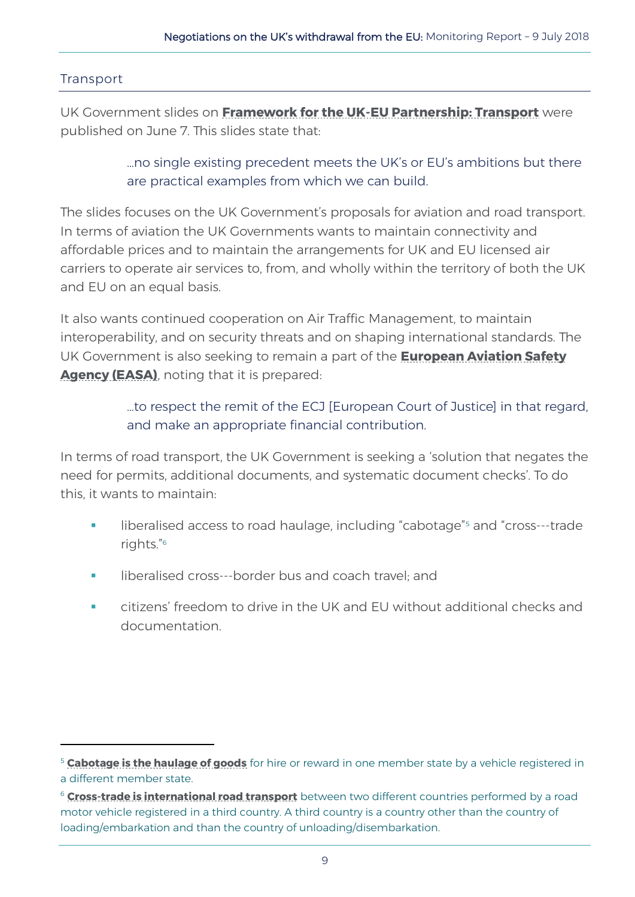## Transport

UK Government slides on **Framework for the UK-EU Partnership: Transport** were published on June 7. This slides state that:

> …no single existing precedent meets the UK's or EU's ambitions but there are practical examples from which we can build.

The slides focuses on the UK Government's proposals for aviation and road transport. In terms of aviation the UK Governments wants to maintain connectivity and affordable prices and to maintain the arrangements for UK and EU licensed air carriers to operate air services to, from, and wholly within the territory of both the UK and EU on an equal basis.

It also wants continued cooperation on Air Traffic Management, to maintain interoperability, and on security threats and on shaping international standards. The UK Government is also seeking to remain a part of the **European Aviation Safety Agency (EASA)**, noting that it is prepared:

> …to respect the remit of the ECJ [European Court of Justice] in that regard, and make an appropriate financial contribution.

In terms of road transport, the UK Government is seeking a 'solution that negates the need for permits, additional documents, and systematic document checks'. To do this, it wants to maintain:

- liberalised access to road haulage, including "cabotage"[5] and "cross---trade rights."[6]
- liberalised cross---border bus and coach travel; and
- citizens' freedom to drive in the UK and EU without additional checks and documentation.

---

[5] **Cabotage is the haulage of goods** for hire or reward in one member state by a vehicle registered in a different member state.

[6] **Cross-trade is international road transport** between two different countries performed by a road motor vehicle registered in a third country. A third country is a country other than the country of loading/embarkation and than the country of unloading/disembarkation.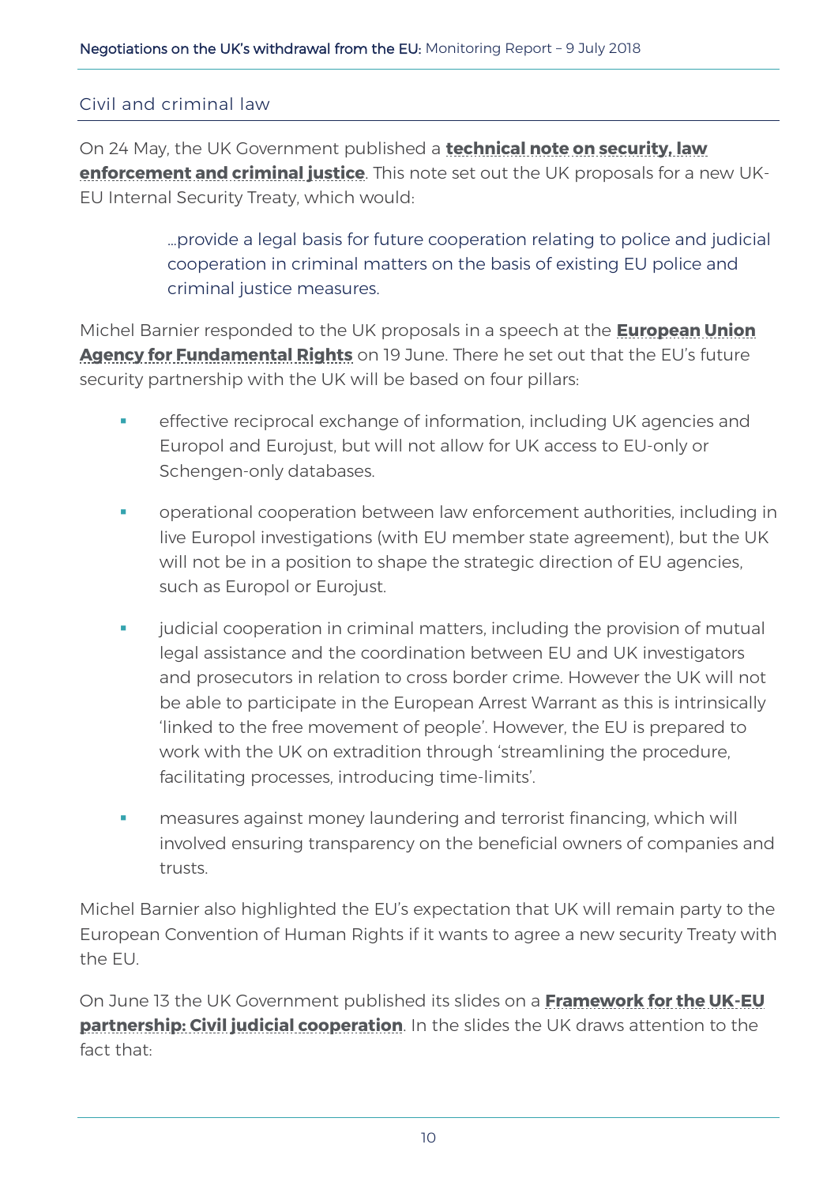## Civil and criminal law

On 24 May, the UK Government published a **technical note on security, law enforcement and criminal justice**. This note set out the UK proposals for a new UK-EU Internal Security Treaty, which would:

> …provide a legal basis for future cooperation relating to police and judicial cooperation in criminal matters on the basis of existing EU police and criminal justice measures.

Michel Barnier responded to the UK proposals in a speech at the **European Union Agency for Fundamental Rights** on 19 June. There he set out that the EU's future security partnership with the UK will be based on four pillars:

- effective reciprocal exchange of information, including UK agencies and Europol and Eurojust, but will not allow for UK access to EU-only or Schengen-only databases.
- operational cooperation between law enforcement authorities, including in live Europol investigations (with EU member state agreement), but the UK will not be in a position to shape the strategic direction of EU agencies, such as Europol or Eurojust.
- judicial cooperation in criminal matters, including the provision of mutual legal assistance and the coordination between EU and UK investigators and prosecutors in relation to cross border crime. However the UK will not be able to participate in the European Arrest Warrant as this is intrinsically 'linked to the free movement of people'. However, the EU is prepared to work with the UK on extradition through 'streamlining the procedure, facilitating processes, introducing time-limits'.
- measures against money laundering and terrorist financing, which will involved ensuring transparency on the beneficial owners of companies and trusts.

Michel Barnier also highlighted the EU's expectation that UK will remain party to the European Convention of Human Rights if it wants to agree a new security Treaty with the EU.

On June 13 the UK Government published its slides on a **Framework for the UK-EU partnership: Civil judicial cooperation**. In the slides the UK draws attention to the fact that: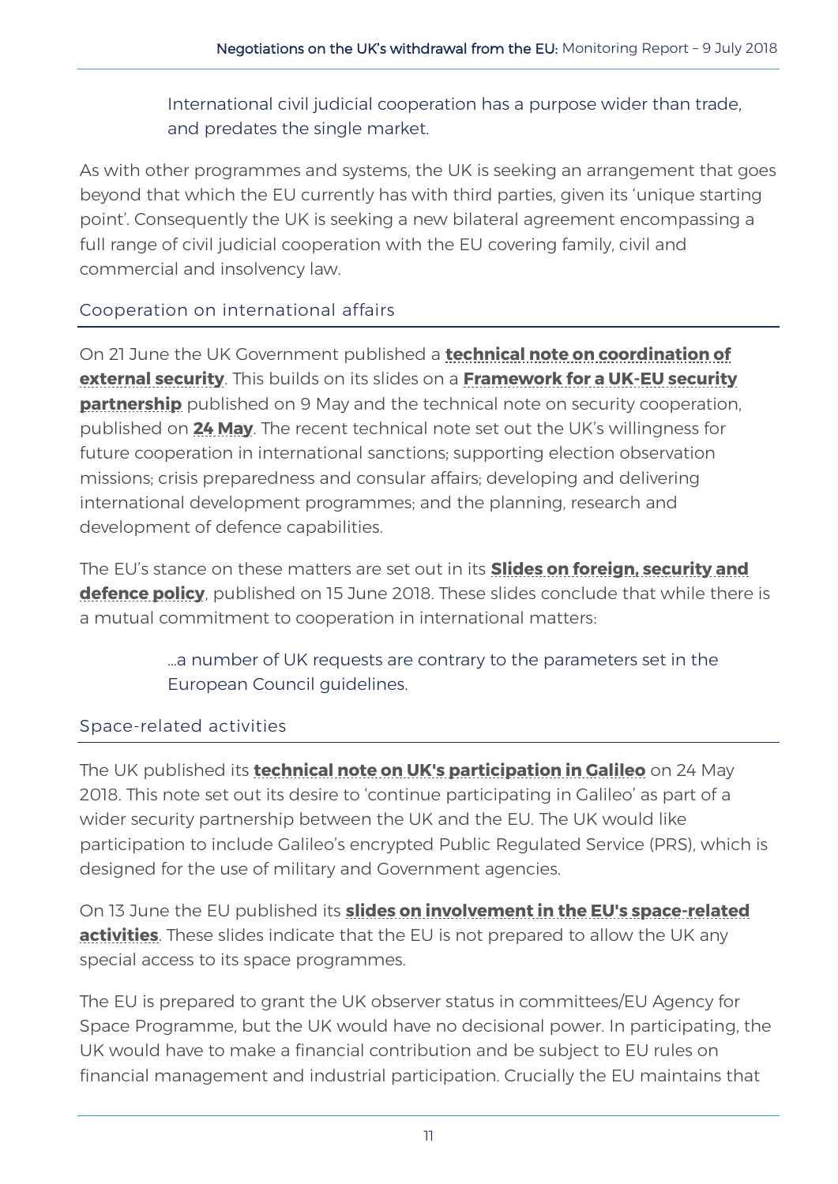> International civil judicial cooperation has a purpose wider than trade, and predates the single market.

As with other programmes and systems, the UK is seeking an arrangement that goes beyond that which the EU currently has with third parties, given its 'unique starting point'. Consequently the UK is seeking a new bilateral agreement encompassing a full range of civil judicial cooperation with the EU covering family, civil and commercial and insolvency law.

### Cooperation on international affairs

On 21 June the UK Government published a **technical note on coordination of external security**. This builds on its slides on a **Framework for a UK-EU security partnership** published on 9 May and the technical note on security cooperation, published on **24 May**. The recent technical note set out the UK's willingness for future cooperation in international sanctions; supporting election observation missions; crisis preparedness and consular affairs; developing and delivering international development programmes; and the planning, research and development of defence capabilities.

The EU's stance on these matters are set out in its **Slides on foreign, security and defence policy**, published on 15 June 2018. These slides conclude that while there is a mutual commitment to cooperation in international matters:

> …a number of UK requests are contrary to the parameters set in the European Council guidelines.

### Space-related activities

The UK published its **technical note on UK's participation in Galileo** on 24 May 2018. This note set out its desire to 'continue participating in Galileo' as part of a wider security partnership between the UK and the EU. The UK would like participation to include Galileo's encrypted Public Regulated Service (PRS), which is designed for the use of military and Government agencies.

On 13 June the EU published its **slides on involvement in the EU's space-related activities**. These slides indicate that the EU is not prepared to allow the UK any special access to its space programmes.

The EU is prepared to grant the UK observer status in committees/EU Agency for Space Programme, but the UK would have no decisional power. In participating, the UK would have to make a financial contribution and be subject to EU rules on financial management and industrial participation. Crucially the EU maintains that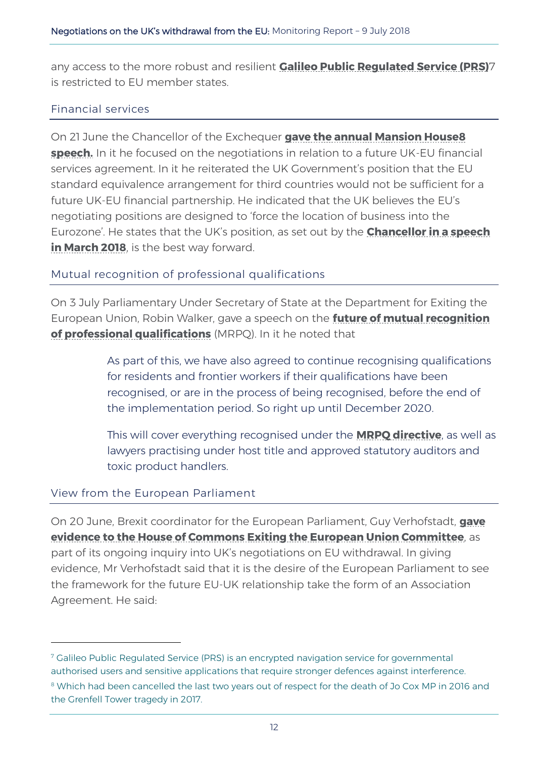any access to the more robust and resilient **Galileo Public Regulated Service (PRS)**[7] is restricted to EU member states.

## Financial services

On 21 June the Chancellor of the Exchequer **gave the annual Mansion House[8] speech.** In it he focused on the negotiations in relation to a future UK-EU financial services agreement. In it he reiterated the UK Government's position that the EU standard equivalence arrangement for third countries would not be sufficient for a future UK-EU financial partnership. He indicated that the UK believes the EU's negotiating positions are designed to 'force the location of business into the Eurozone'. He states that the UK's position, as set out by the **Chancellor in a speech in March 2018**, is the best way forward.

## Mutual recognition of professional qualifications

On 3 July Parliamentary Under Secretary of State at the Department for Exiting the European Union, Robin Walker, gave a speech on the **future of mutual recognition of professional qualifications** (MRPQ). In it he noted that

> As part of this, we have also agreed to continue recognising qualifications for residents and frontier workers if their qualifications have been recognised, or are in the process of being recognised, before the end of the implementation period. So right up until December 2020.
>
> This will cover everything recognised under the **MRPQ directive**, as well as lawyers practising under host title and approved statutory auditors and toxic product handlers.

## View from the European Parliament

On 20 June, Brexit coordinator for the European Parliament, Guy Verhofstadt, **gave evidence to the House of Commons Exiting the European Union Committee**, as part of its ongoing inquiry into UK's negotiations on EU withdrawal. In giving evidence, Mr Verhofstadt said that it is the desire of the European Parliament to see the framework for the future EU-UK relationship take the form of an Association Agreement. He said:

---

[7] Galileo Public Regulated Service (PRS) is an encrypted navigation service for governmental authorised users and sensitive applications that require stronger defences against interference.

[8] Which had been cancelled the last two years out of respect for the death of Jo Cox MP in 2016 and the Grenfell Tower tragedy in 2017.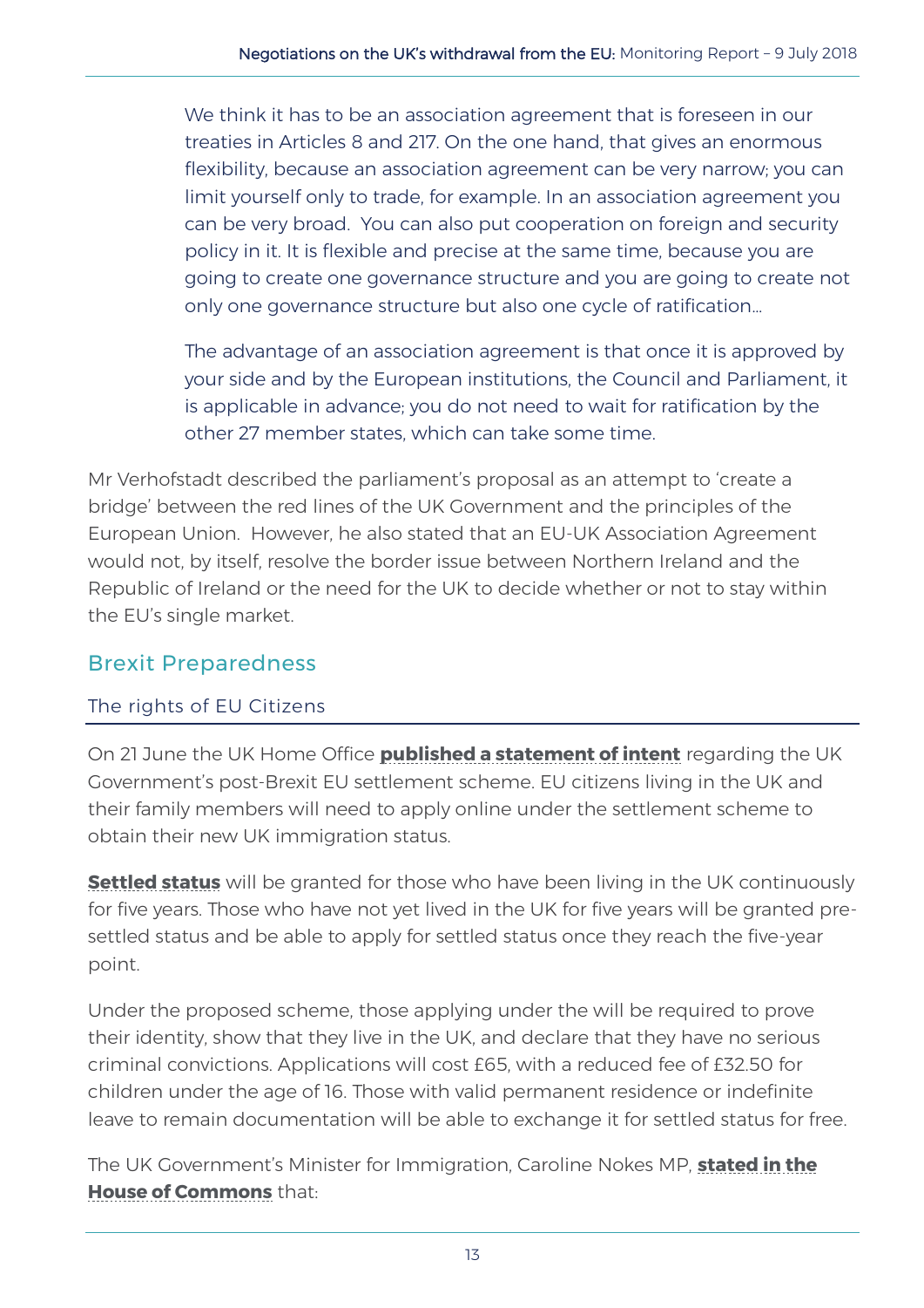> We think it has to be an association agreement that is foreseen in our treaties in Articles 8 and 217. On the one hand, that gives an enormous flexibility, because an association agreement can be very narrow; you can limit yourself only to trade, for example. In an association agreement you can be very broad. You can also put cooperation on foreign and security policy in it. It is flexible and precise at the same time, because you are going to create one governance structure and you are going to create not only one governance structure but also one cycle of ratification…
>
> The advantage of an association agreement is that once it is approved by your side and by the European institutions, the Council and Parliament, it is applicable in advance; you do not need to wait for ratification by the other 27 member states, which can take some time.

Mr Verhofstadt described the parliament's proposal as an attempt to 'create a bridge' between the red lines of the UK Government and the principles of the European Union. However, he also stated that an EU-UK Association Agreement would not, by itself, resolve the border issue between Northern Ireland and the Republic of Ireland or the need for the UK to decide whether or not to stay within the EU's single market.

## Brexit Preparedness

### The rights of EU Citizens

On 21 June the UK Home Office **published a statement of intent** regarding the UK Government's post-Brexit EU settlement scheme. EU citizens living in the UK and their family members will need to apply online under the settlement scheme to obtain their new UK immigration status.

**Settled status** will be granted for those who have been living in the UK continuously for five years. Those who have not yet lived in the UK for five years will be granted pre-settled status and be able to apply for settled status once they reach the five-year point.

Under the proposed scheme, those applying under the will be required to prove their identity, show that they live in the UK, and declare that they have no serious criminal convictions. Applications will cost £65, with a reduced fee of £32.50 for children under the age of 16. Those with valid permanent residence or indefinite leave to remain documentation will be able to exchange it for settled status for free.

The UK Government's Minister for Immigration, Caroline Nokes MP, **stated in the House of Commons** that: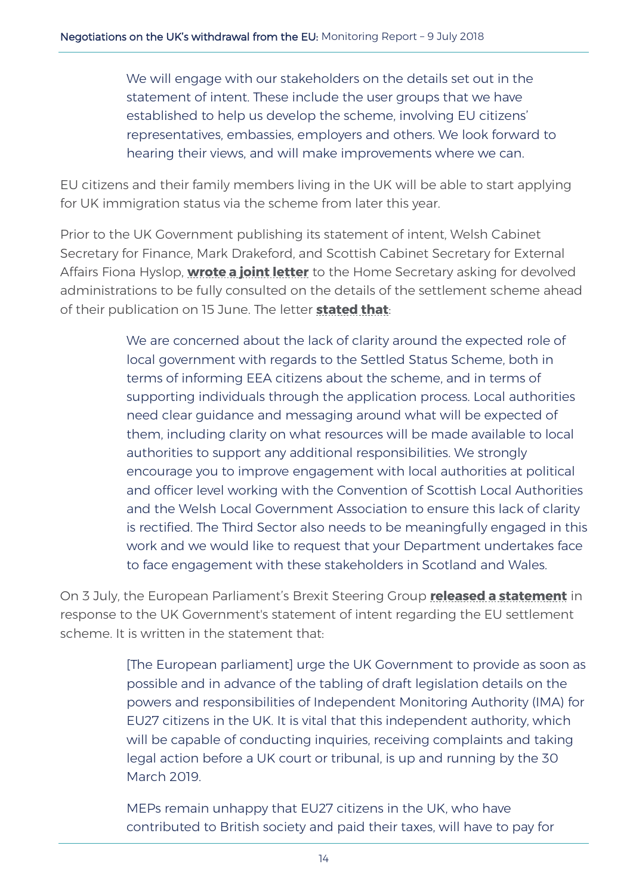> We will engage with our stakeholders on the details set out in the statement of intent. These include the user groups that we have established to help us develop the scheme, involving EU citizens' representatives, embassies, employers and others. We look forward to hearing their views, and will make improvements where we can.

EU citizens and their family members living in the UK will be able to start applying for UK immigration status via the scheme from later this year.

Prior to the UK Government publishing its statement of intent, Welsh Cabinet Secretary for Finance, Mark Drakeford, and Scottish Cabinet Secretary for External Affairs Fiona Hyslop, **wrote a joint letter** to the Home Secretary asking for devolved administrations to be fully consulted on the details of the settlement scheme ahead of their publication on 15 June. The letter **stated that**:

> We are concerned about the lack of clarity around the expected role of local government with regards to the Settled Status Scheme, both in terms of informing EEA citizens about the scheme, and in terms of supporting individuals through the application process. Local authorities need clear guidance and messaging around what will be expected of them, including clarity on what resources will be made available to local authorities to support any additional responsibilities. We strongly encourage you to improve engagement with local authorities at political and officer level working with the Convention of Scottish Local Authorities and the Welsh Local Government Association to ensure this lack of clarity is rectified. The Third Sector also needs to be meaningfully engaged in this work and we would like to request that your Department undertakes face to face engagement with these stakeholders in Scotland and Wales.

On 3 July, the European Parliament's Brexit Steering Group **released a statement** in response to the UK Government's statement of intent regarding the EU settlement scheme. It is written in the statement that:

> [The European parliament] urge the UK Government to provide as soon as possible and in advance of the tabling of draft legislation details on the powers and responsibilities of Independent Monitoring Authority (IMA) for EU27 citizens in the UK. It is vital that this independent authority, which will be capable of conducting inquiries, receiving complaints and taking legal action before a UK court or tribunal, is up and running by the 30 March 2019.
>
> MEPs remain unhappy that EU27 citizens in the UK, who have contributed to British society and paid their taxes, will have to pay for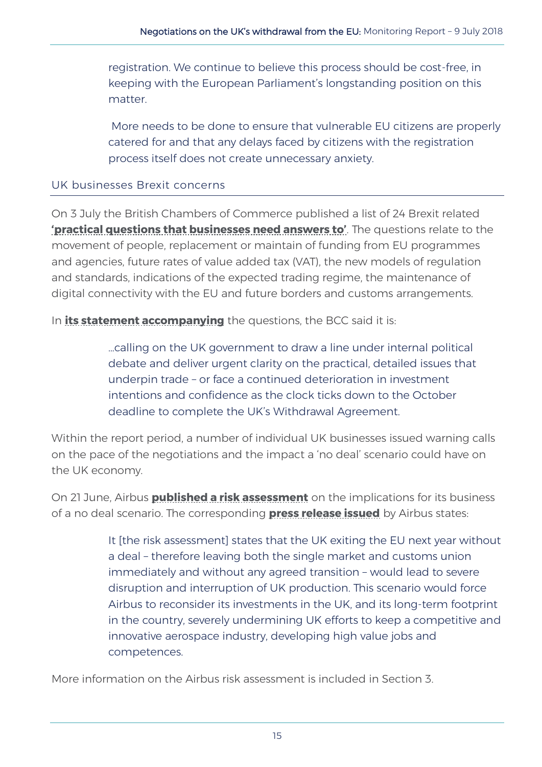> registration. We continue to believe this process should be cost-free, in keeping with the European Parliament's longstanding position on this matter.
>
> More needs to be done to ensure that vulnerable EU citizens are properly catered for and that any delays faced by citizens with the registration process itself does not create unnecessary anxiety.

### UK businesses Brexit concerns

On 3 July the British Chambers of Commerce published a list of 24 Brexit related **'practical questions that businesses need answers to'**. The questions relate to the movement of people, replacement or maintain of funding from EU programmes and agencies, future rates of value added tax (VAT), the new models of regulation and standards, indications of the expected trading regime, the maintenance of digital connectivity with the EU and future borders and customs arrangements.

In **its statement accompanying** the questions, the BCC said it is:

> …calling on the UK government to draw a line under internal political debate and deliver urgent clarity on the practical, detailed issues that underpin trade – or face a continued deterioration in investment intentions and confidence as the clock ticks down to the October deadline to complete the UK's Withdrawal Agreement.

Within the report period, a number of individual UK businesses issued warning calls on the pace of the negotiations and the impact a 'no deal' scenario could have on the UK economy.

On 21 June, Airbus **published a risk assessment** on the implications for its business of a no deal scenario. The corresponding **press release issued** by Airbus states:

> It [the risk assessment] states that the UK exiting the EU next year without a deal – therefore leaving both the single market and customs union immediately and without any agreed transition – would lead to severe disruption and interruption of UK production. This scenario would force Airbus to reconsider its investments in the UK, and its long-term footprint in the country, severely undermining UK efforts to keep a competitive and innovative aerospace industry, developing high value jobs and competences.

More information on the Airbus risk assessment is included in Section 3.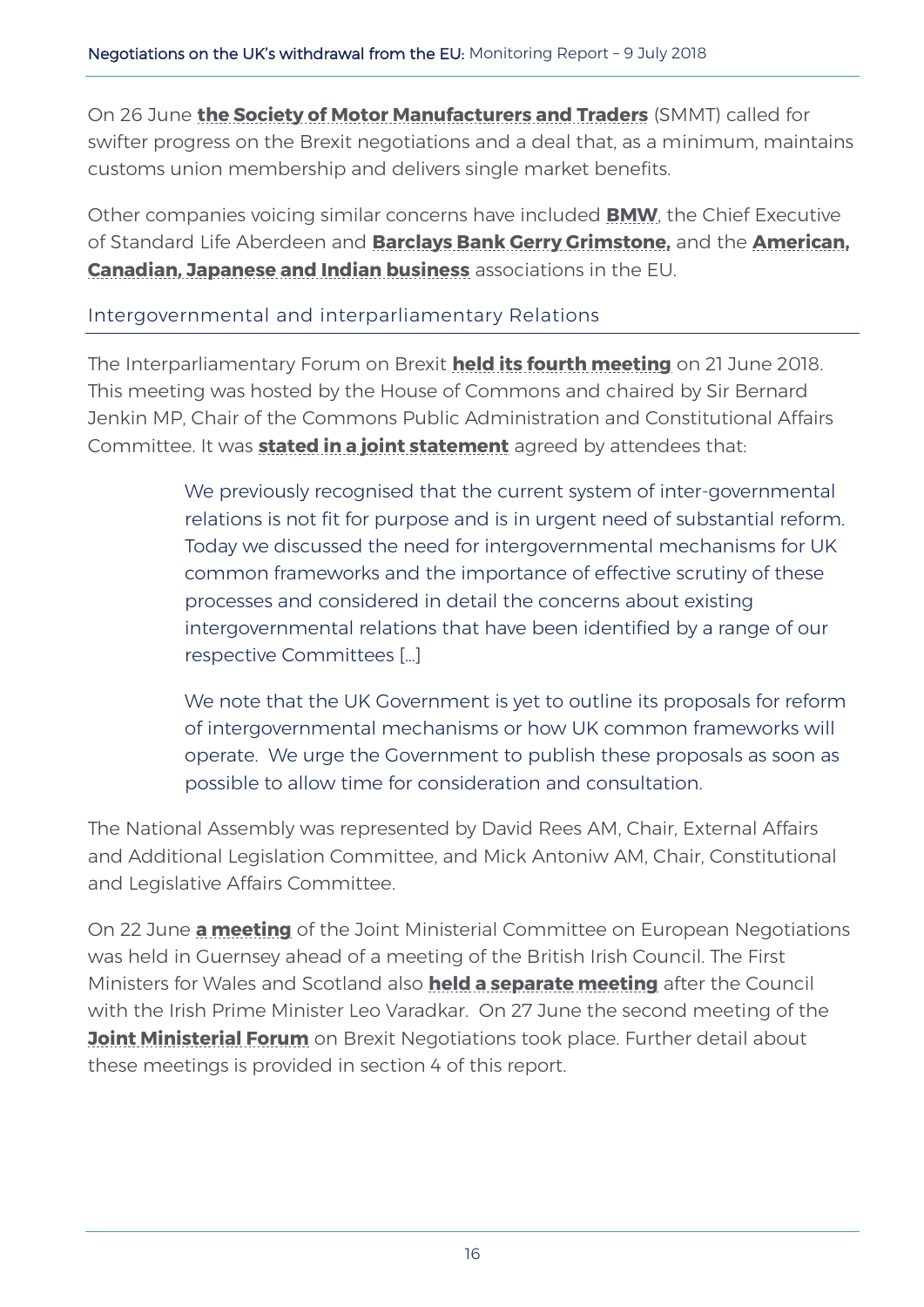On 26 June **the Society of Motor Manufacturers and Traders** (SMMT) called for swifter progress on the Brexit negotiations and a deal that, as a minimum, maintains customs union membership and delivers single market benefits.

Other companies voicing similar concerns have included **BMW**, the Chief Executive of Standard Life Aberdeen and **Barclays Bank Gerry Grimstone,** and the **American, Canadian, Japanese and Indian business** associations in the EU.

## Intergovernmental and interparliamentary Relations

The Interparliamentary Forum on Brexit **held its fourth meeting** on 21 June 2018. This meeting was hosted by the House of Commons and chaired by Sir Bernard Jenkin MP, Chair of the Commons Public Administration and Constitutional Affairs Committee. It was **stated in a joint statement** agreed by attendees that:

> We previously recognised that the current system of inter-governmental relations is not fit for purpose and is in urgent need of substantial reform. Today we discussed the need for intergovernmental mechanisms for UK common frameworks and the importance of effective scrutiny of these processes and considered in detail the concerns about existing intergovernmental relations that have been identified by a range of our respective Committees […]
>
> We note that the UK Government is yet to outline its proposals for reform of intergovernmental mechanisms or how UK common frameworks will operate. We urge the Government to publish these proposals as soon as possible to allow time for consideration and consultation.

The National Assembly was represented by David Rees AM, Chair, External Affairs and Additional Legislation Committee, and Mick Antoniw AM, Chair, Constitutional and Legislative Affairs Committee.

On 22 June **a meeting** of the Joint Ministerial Committee on European Negotiations was held in Guernsey ahead of a meeting of the British Irish Council. The First Ministers for Wales and Scotland also **held a separate meeting** after the Council with the Irish Prime Minister Leo Varadkar. On 27 June the second meeting of the **Joint Ministerial Forum** on Brexit Negotiations took place. Further detail about these meetings is provided in section 4 of this report.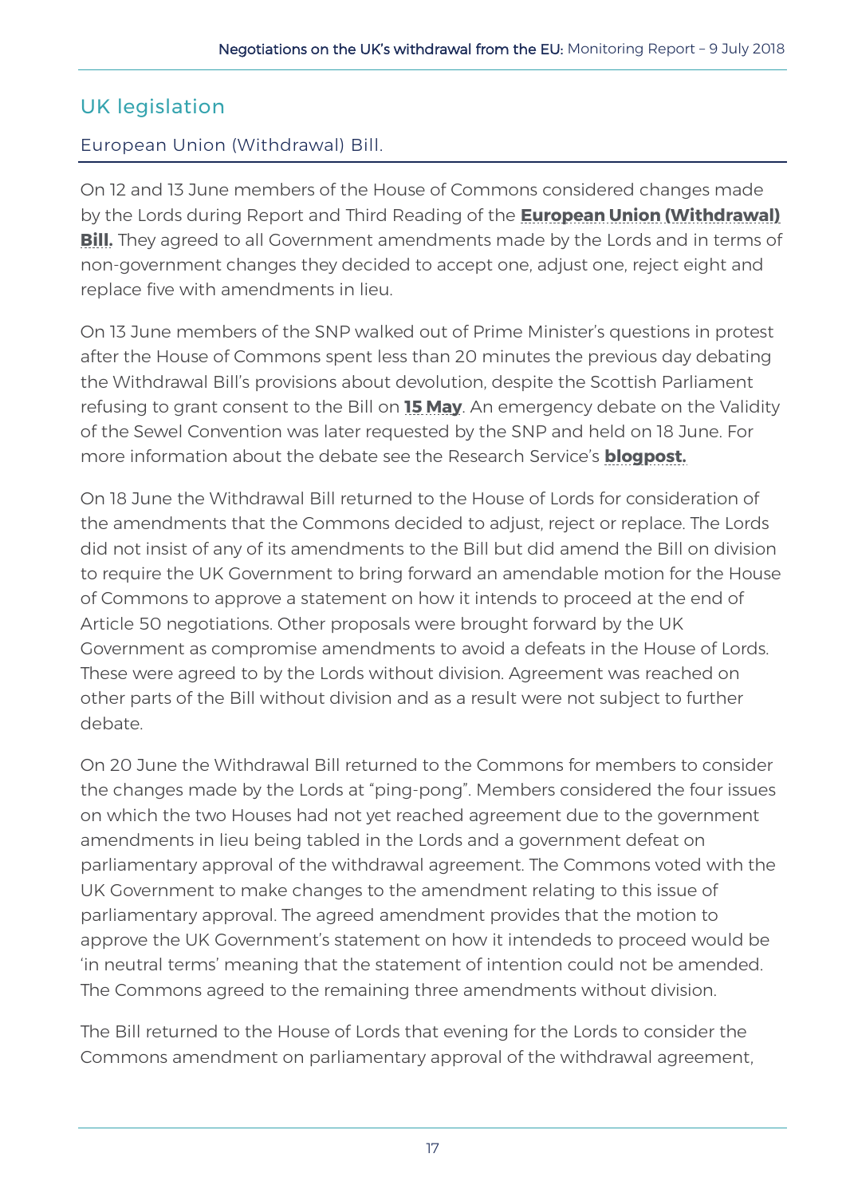## UK legislation

### European Union (Withdrawal) Bill.

On 12 and 13 June members of the House of Commons considered changes made by the Lords during Report and Third Reading of the **European Union (Withdrawal) Bill.** They agreed to all Government amendments made by the Lords and in terms of non-government changes they decided to accept one, adjust one, reject eight and replace five with amendments in lieu.

On 13 June members of the SNP walked out of Prime Minister's questions in protest after the House of Commons spent less than 20 minutes the previous day debating the Withdrawal Bill's provisions about devolution, despite the Scottish Parliament refusing to grant consent to the Bill on **15 May**. An emergency debate on the Validity of the Sewel Convention was later requested by the SNP and held on 18 June. For more information about the debate see the Research Service's **blogpost.**

On 18 June the Withdrawal Bill returned to the House of Lords for consideration of the amendments that the Commons decided to adjust, reject or replace. The Lords did not insist of any of its amendments to the Bill but did amend the Bill on division to require the UK Government to bring forward an amendable motion for the House of Commons to approve a statement on how it intends to proceed at the end of Article 50 negotiations. Other proposals were brought forward by the UK Government as compromise amendments to avoid a defeats in the House of Lords. These were agreed to by the Lords without division. Agreement was reached on other parts of the Bill without division and as a result were not subject to further debate.

On 20 June the Withdrawal Bill returned to the Commons for members to consider the changes made by the Lords at "ping-pong". Members considered the four issues on which the two Houses had not yet reached agreement due to the government amendments in lieu being tabled in the Lords and a government defeat on parliamentary approval of the withdrawal agreement. The Commons voted with the UK Government to make changes to the amendment relating to this issue of parliamentary approval. The agreed amendment provides that the motion to approve the UK Government's statement on how it intedends to proceed would be 'in neutral terms' meaning that the statement of intention could not be amended. The Commons agreed to the remaining three amendments without division.

The Bill returned to the House of Lords that evening for the Lords to consider the Commons amendment on parliamentary approval of the withdrawal agreement,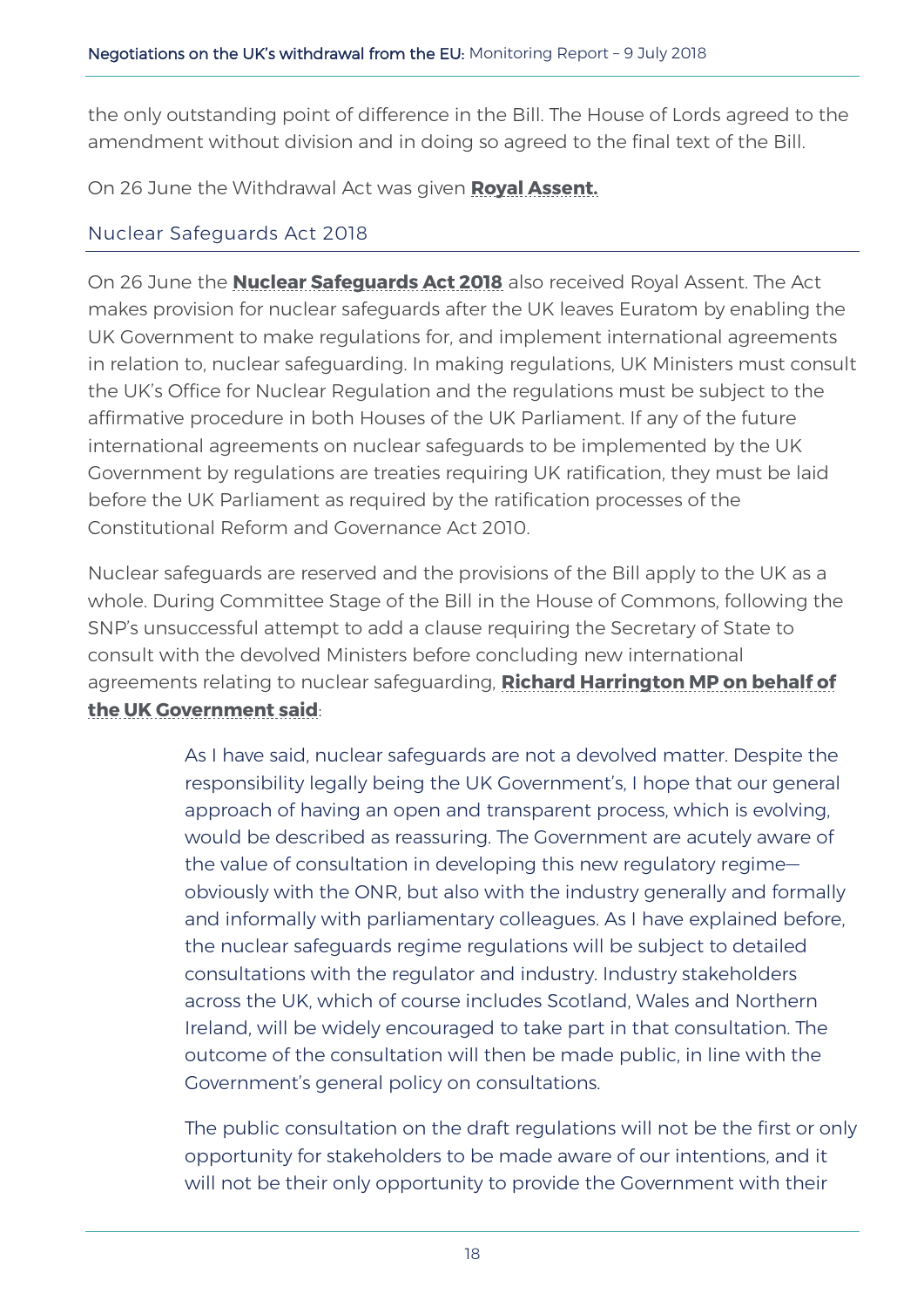the only outstanding point of difference in the Bill. The House of Lords agreed to the amendment without division and in doing so agreed to the final text of the Bill.

On 26 June the Withdrawal Act was given **Royal Assent.**

## Nuclear Safeguards Act 2018

On 26 June the **Nuclear Safeguards Act 2018** also received Royal Assent. The Act makes provision for nuclear safeguards after the UK leaves Euratom by enabling the UK Government to make regulations for, and implement international agreements in relation to, nuclear safeguarding. In making regulations, UK Ministers must consult the UK's Office for Nuclear Regulation and the regulations must be subject to the affirmative procedure in both Houses of the UK Parliament. If any of the future international agreements on nuclear safeguards to be implemented by the UK Government by regulations are treaties requiring UK ratification, they must be laid before the UK Parliament as required by the ratification processes of the Constitutional Reform and Governance Act 2010.

Nuclear safeguards are reserved and the provisions of the Bill apply to the UK as a whole. During Committee Stage of the Bill in the House of Commons, following the SNP's unsuccessful attempt to add a clause requiring the Secretary of State to consult with the devolved Ministers before concluding new international agreements relating to nuclear safeguarding, **Richard Harrington MP on behalf of the UK Government said**:

> As I have said, nuclear safeguards are not a devolved matter. Despite the responsibility legally being the UK Government's, I hope that our general approach of having an open and transparent process, which is evolving, would be described as reassuring. The Government are acutely aware of the value of consultation in developing this new regulatory regime—obviously with the ONR, but also with the industry generally and formally and informally with parliamentary colleagues. As I have explained before, the nuclear safeguards regime regulations will be subject to detailed consultations with the regulator and industry. Industry stakeholders across the UK, which of course includes Scotland, Wales and Northern Ireland, will be widely encouraged to take part in that consultation. The outcome of the consultation will then be made public, in line with the Government's general policy on consultations.
>
> The public consultation on the draft regulations will not be the first or only opportunity for stakeholders to be made aware of our intentions, and it will not be their only opportunity to provide the Government with their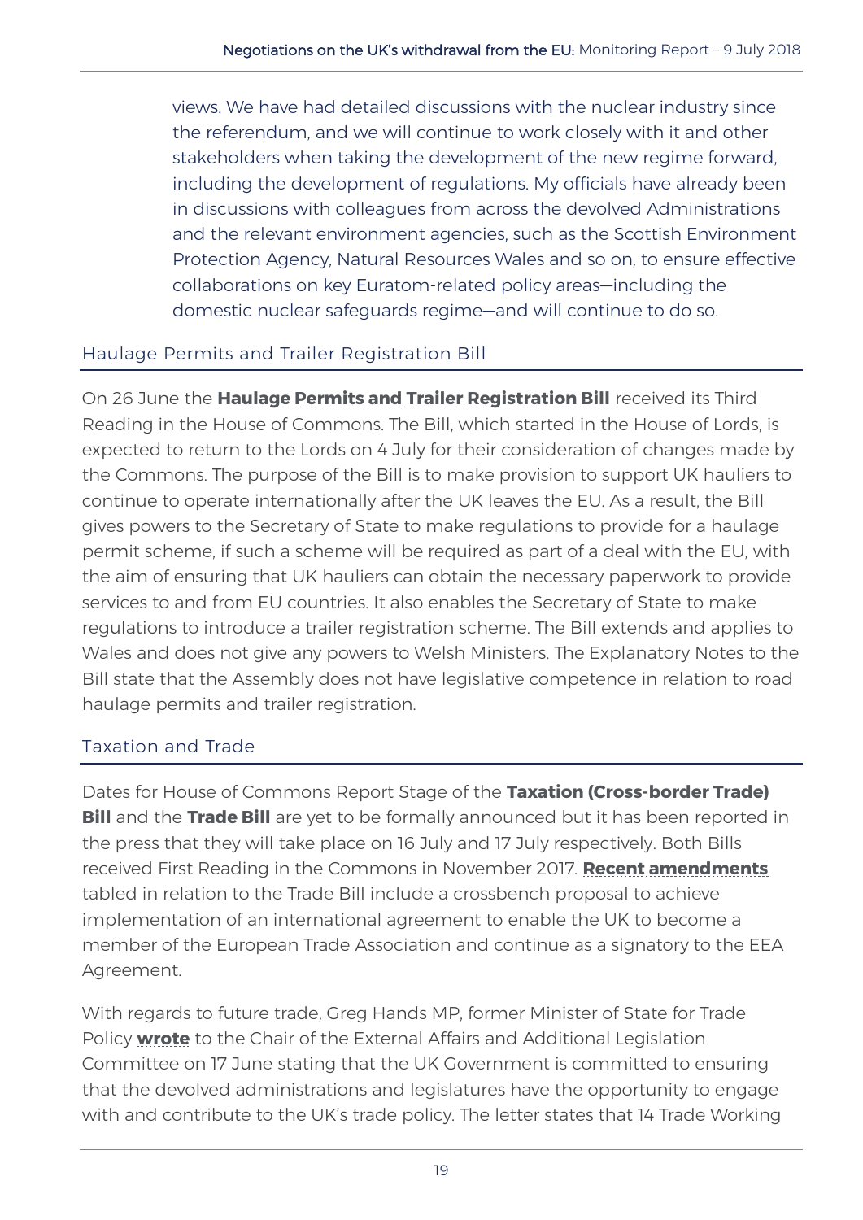views. We have had detailed discussions with the nuclear industry since the referendum, and we will continue to work closely with it and other stakeholders when taking the development of the new regime forward, including the development of regulations. My officials have already been in discussions with colleagues from across the devolved Administrations and the relevant environment agencies, such as the Scottish Environment Protection Agency, Natural Resources Wales and so on, to ensure effective collaborations on key Euratom-related policy areas—including the domestic nuclear safeguards regime—and will continue to do so.

## Haulage Permits and Trailer Registration Bill

On 26 June the **Haulage Permits and Trailer Registration Bill** received its Third Reading in the House of Commons. The Bill, which started in the House of Lords, is expected to return to the Lords on 4 July for their consideration of changes made by the Commons. The purpose of the Bill is to make provision to support UK hauliers to continue to operate internationally after the UK leaves the EU. As a result, the Bill gives powers to the Secretary of State to make regulations to provide for a haulage permit scheme, if such a scheme will be required as part of a deal with the EU, with the aim of ensuring that UK hauliers can obtain the necessary paperwork to provide services to and from EU countries. It also enables the Secretary of State to make regulations to introduce a trailer registration scheme. The Bill extends and applies to Wales and does not give any powers to Welsh Ministers. The Explanatory Notes to the Bill state that the Assembly does not have legislative competence in relation to road haulage permits and trailer registration.

## Taxation and Trade

Dates for House of Commons Report Stage of the **Taxation (Cross-border Trade) Bill** and the **Trade Bill** are yet to be formally announced but it has been reported in the press that they will take place on 16 July and 17 July respectively. Both Bills received First Reading in the Commons in November 2017. **Recent amendments** tabled in relation to the Trade Bill include a crossbench proposal to achieve implementation of an international agreement to enable the UK to become a member of the European Trade Association and continue as a signatory to the EEA Agreement.

With regards to future trade, Greg Hands MP, former Minister of State for Trade Policy **wrote** to the Chair of the External Affairs and Additional Legislation Committee on 17 June stating that the UK Government is committed to ensuring that the devolved administrations and legislatures have the opportunity to engage with and contribute to the UK's trade policy. The letter states that 14 Trade Working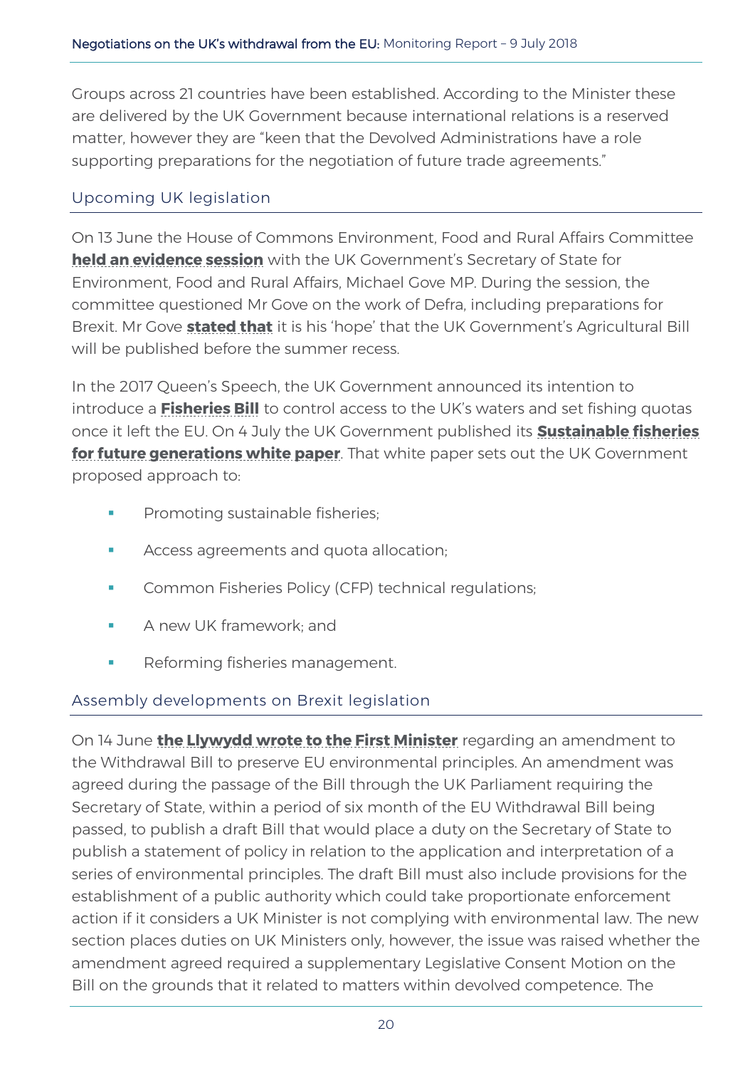Groups across 21 countries have been established. According to the Minister these are delivered by the UK Government because international relations is a reserved matter, however they are "keen that the Devolved Administrations have a role supporting preparations for the negotiation of future trade agreements."

## Upcoming UK legislation

On 13 June the House of Commons Environment, Food and Rural Affairs Committee **held an evidence session** with the UK Government's Secretary of State for Environment, Food and Rural Affairs, Michael Gove MP. During the session, the committee questioned Mr Gove on the work of Defra, including preparations for Brexit. Mr Gove **stated that** it is his 'hope' that the UK Government's Agricultural Bill will be published before the summer recess.

In the 2017 Queen's Speech, the UK Government announced its intention to introduce a **Fisheries Bill** to control access to the UK's waters and set fishing quotas once it left the EU. On 4 July the UK Government published its **Sustainable fisheries for future generations white paper**. That white paper sets out the UK Government proposed approach to:

- Promoting sustainable fisheries;
- Access agreements and quota allocation;
- Common Fisheries Policy (CFP) technical regulations;
- A new UK framework; and
- Reforming fisheries management.

## Assembly developments on Brexit legislation

On 14 June **the Llywydd wrote to the First Minister** regarding an amendment to the Withdrawal Bill to preserve EU environmental principles. An amendment was agreed during the passage of the Bill through the UK Parliament requiring the Secretary of State, within a period of six month of the EU Withdrawal Bill being passed, to publish a draft Bill that would place a duty on the Secretary of State to publish a statement of policy in relation to the application and interpretation of a series of environmental principles. The draft Bill must also include provisions for the establishment of a public authority which could take proportionate enforcement action if it considers a UK Minister is not complying with environmental law. The new section places duties on UK Ministers only, however, the issue was raised whether the amendment agreed required a supplementary Legislative Consent Motion on the Bill on the grounds that it related to matters within devolved competence. The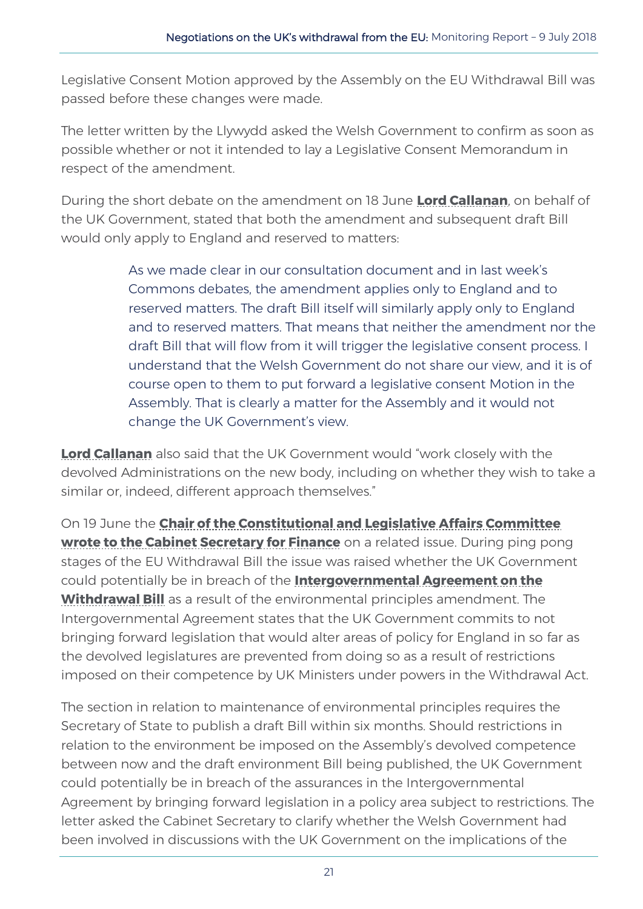Legislative Consent Motion approved by the Assembly on the EU Withdrawal Bill was passed before these changes were made.

The letter written by the Llywydd asked the Welsh Government to confirm as soon as possible whether or not it intended to lay a Legislative Consent Memorandum in respect of the amendment.

During the short debate on the amendment on 18 June **Lord Callanan**, on behalf of the UK Government, stated that both the amendment and subsequent draft Bill would only apply to England and reserved to matters:

> As we made clear in our consultation document and in last week's Commons debates, the amendment applies only to England and to reserved matters. The draft Bill itself will similarly apply only to England and to reserved matters. That means that neither the amendment nor the draft Bill that will flow from it will trigger the legislative consent process. I understand that the Welsh Government do not share our view, and it is of course open to them to put forward a legislative consent Motion in the Assembly. That is clearly a matter for the Assembly and it would not change the UK Government's view.

**Lord Callanan** also said that the UK Government would "work closely with the devolved Administrations on the new body, including on whether they wish to take a similar or, indeed, different approach themselves."

On 19 June the **Chair of the Constitutional and Legislative Affairs Committee wrote to the Cabinet Secretary for Finance** on a related issue. During ping pong stages of the EU Withdrawal Bill the issue was raised whether the UK Government could potentially be in breach of the **Intergovernmental Agreement on the Withdrawal Bill** as a result of the environmental principles amendment. The Intergovernmental Agreement states that the UK Government commits to not bringing forward legislation that would alter areas of policy for England in so far as the devolved legislatures are prevented from doing so as a result of restrictions imposed on their competence by UK Ministers under powers in the Withdrawal Act.

The section in relation to maintenance of environmental principles requires the Secretary of State to publish a draft Bill within six months. Should restrictions in relation to the environment be imposed on the Assembly's devolved competence between now and the draft environment Bill being published, the UK Government could potentially be in breach of the assurances in the Intergovernmental Agreement by bringing forward legislation in a policy area subject to restrictions. The letter asked the Cabinet Secretary to clarify whether the Welsh Government had been involved in discussions with the UK Government on the implications of the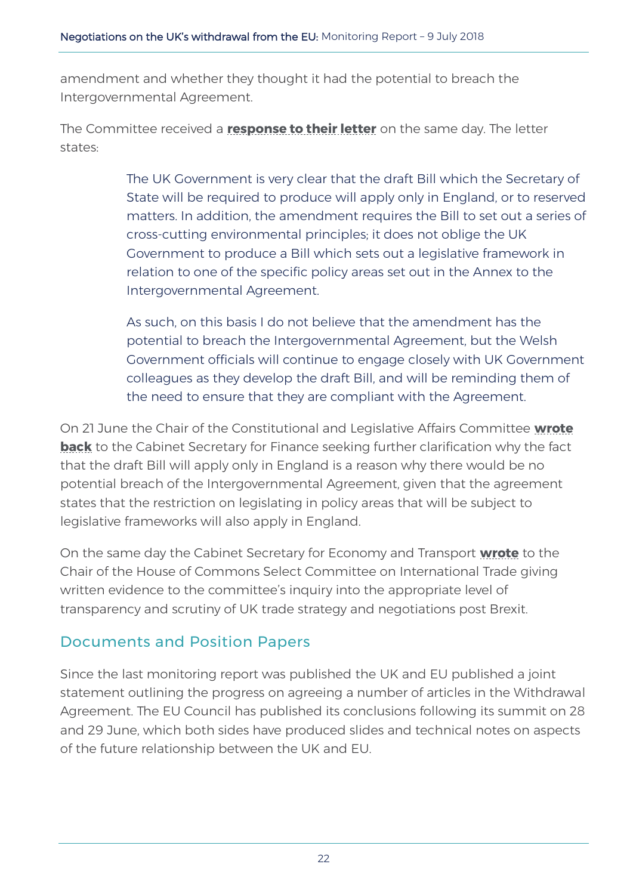amendment and whether they thought it had the potential to breach the Intergovernmental Agreement.

The Committee received a **response to their letter** on the same day. The letter states:

> The UK Government is very clear that the draft Bill which the Secretary of State will be required to produce will apply only in England, or to reserved matters. In addition, the amendment requires the Bill to set out a series of cross-cutting environmental principles; it does not oblige the UK Government to produce a Bill which sets out a legislative framework in relation to one of the specific policy areas set out in the Annex to the Intergovernmental Agreement.
>
> As such, on this basis I do not believe that the amendment has the potential to breach the Intergovernmental Agreement, but the Welsh Government officials will continue to engage closely with UK Government colleagues as they develop the draft Bill, and will be reminding them of the need to ensure that they are compliant with the Agreement.

On 21 June the Chair of the Constitutional and Legislative Affairs Committee **wrote back** to the Cabinet Secretary for Finance seeking further clarification why the fact that the draft Bill will apply only in England is a reason why there would be no potential breach of the Intergovernmental Agreement, given that the agreement states that the restriction on legislating in policy areas that will be subject to legislative frameworks will also apply in England.

On the same day the Cabinet Secretary for Economy and Transport **wrote** to the Chair of the House of Commons Select Committee on International Trade giving written evidence to the committee's inquiry into the appropriate level of transparency and scrutiny of UK trade strategy and negotiations post Brexit.

## Documents and Position Papers

Since the last monitoring report was published the UK and EU published a joint statement outlining the progress on agreeing a number of articles in the Withdrawal Agreement. The EU Council has published its conclusions following its summit on 28 and 29 June, which both sides have produced slides and technical notes on aspects of the future relationship between the UK and EU.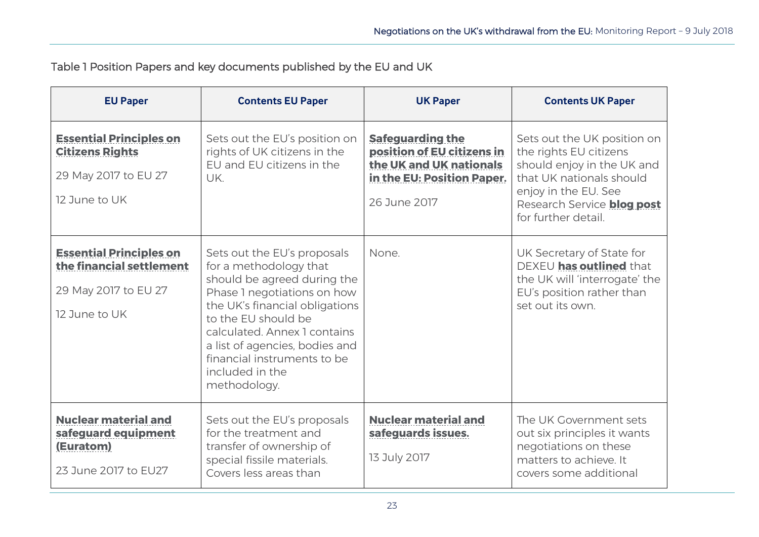Table 1 Position Papers and key documents published by the EU and UK

| EU Paper | Contents EU Paper | UK Paper | Contents UK Paper |
| --- | --- | --- | --- |
| **Essential Principles on Citizens Rights**<br><br>29 May 2017 to EU 27<br><br>12 June to UK | Sets out the EU's position on rights of UK citizens in the EU and EU citizens in the UK. | **Safeguarding the position of EU citizens in the UK and UK nationals in the EU: Position Paper.**<br><br>26 June 2017 | Sets out the UK position on the rights EU citizens should enjoy in the UK and that UK nationals should enjoy in the EU. See Research Service **blog post** for further detail. |
| **Essential Principles on the financial settlement**<br><br>29 May 2017 to EU 27<br><br>12 June to UK | Sets out the EU's proposals for a methodology that should be agreed during the Phase 1 negotiations on how the UK's financial obligations to the EU should be calculated. Annex 1 contains a list of agencies, bodies and financial instruments to be included in the methodology. | None. | UK Secretary of State for DEXEU **has outlined** that the UK will 'interrogate' the EU's position rather than set out its own. |
| **Nuclear material and safeguard equipment (Euratom)**<br><br>23 June 2017 to EU27 | Sets out the EU's proposals for the treatment and transfer of ownership of special fissile materials. Covers less areas than | **Nuclear material and safeguards issues.**<br><br>13 July 2017 | The UK Government sets out six principles it wants negotiations on these matters to achieve. It covers some additional |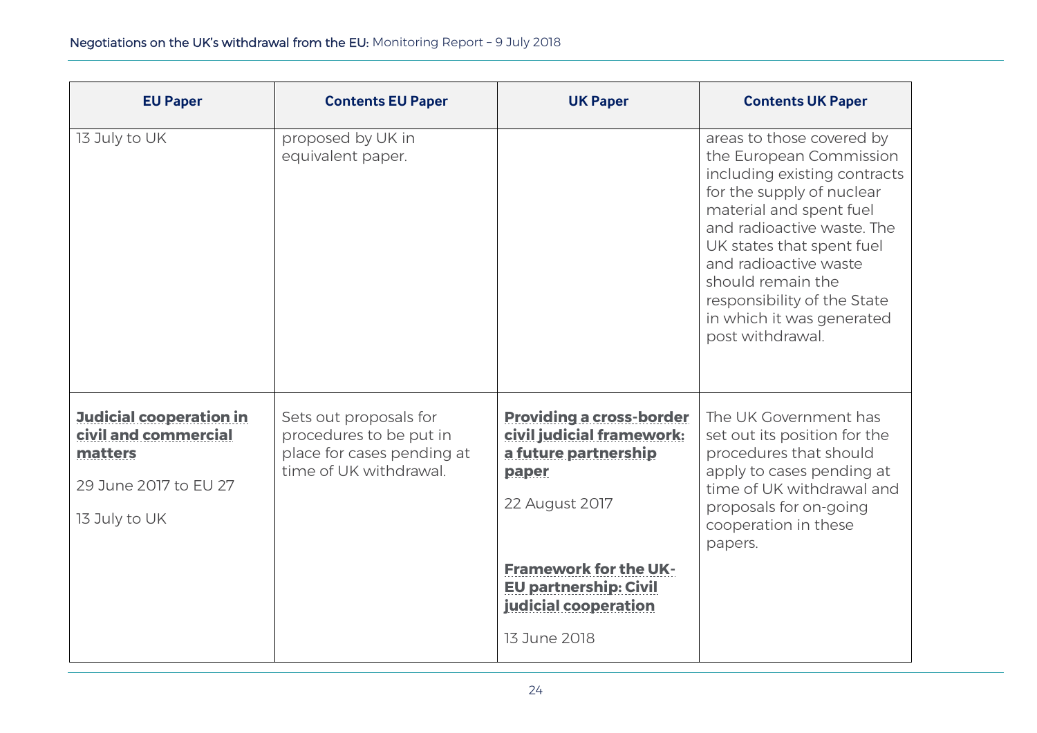| EU Paper | Contents EU Paper | UK Paper | Contents UK Paper |
|---|---|---|---|
| 13 July to UK | proposed by UK in equivalent paper. | | areas to those covered by the European Commission including existing contracts for the supply of nuclear material and spent fuel and radioactive waste. The UK states that spent fuel and radioactive waste should remain the responsibility of the State in which it was generated post withdrawal. |
| **Judicial cooperation in civil and commercial matters**<br><br>29 June 2017 to EU 27<br><br>13 July to UK | Sets out proposals for procedures to be put in place for cases pending at time of UK withdrawal. | **Providing a cross-border civil judicial framework: a future partnership paper**<br><br>22 August 2017<br><br>**Framework for the UK-EU partnership: Civil judicial cooperation**<br><br>13 June 2018 | The UK Government has set out its position for the procedures that should apply to cases pending at time of UK withdrawal and proposals for on-going cooperation in these papers. |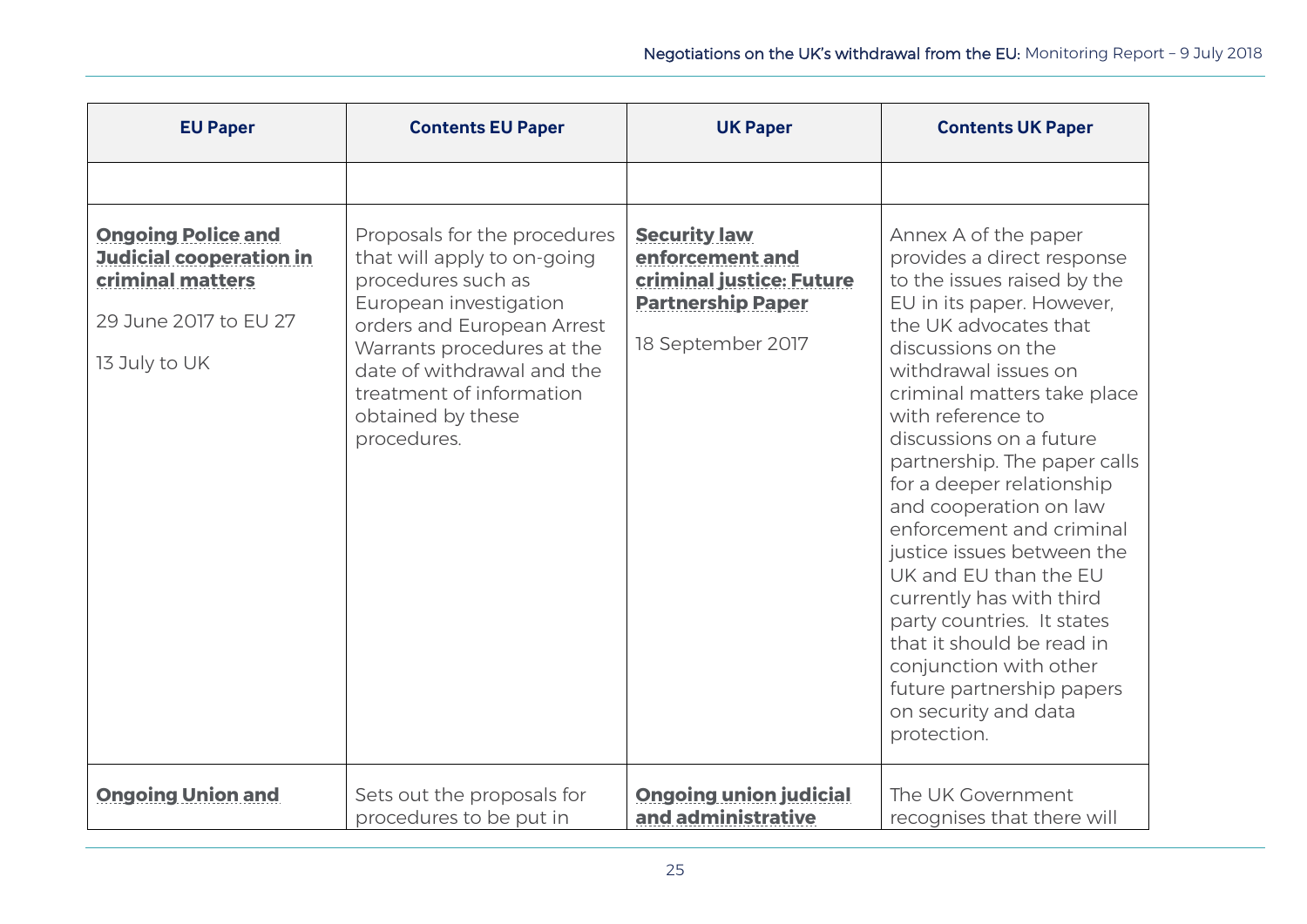| EU Paper | Contents EU Paper | UK Paper | Contents UK Paper |
|---|---|---|---|
| | | | |
| **Ongoing Police and Judicial cooperation in criminal matters**<br><br>29 June 2017 to EU 27<br><br>13 July to UK | Proposals for the procedures that will apply to on-going procedures such as European investigation orders and European Arrest Warrants procedures at the date of withdrawal and the treatment of information obtained by these procedures. | **Security law enforcement and criminal justice: Future Partnership Paper**<br><br>18 September 2017 | Annex A of the paper provides a direct response to the issues raised by the EU in its paper. However, the UK advocates that discussions on the withdrawal issues on criminal matters take place with reference to discussions on a future partnership. The paper calls for a deeper relationship and cooperation on law enforcement and criminal justice issues between the UK and EU than the EU currently has with third party countries. It states that it should be read in conjunction with other future partnership papers on security and data protection. |
| **Ongoing Union and** | Sets out the proposals for procedures to be put in | **Ongoing union judicial and administrative** | The UK Government recognises that there will |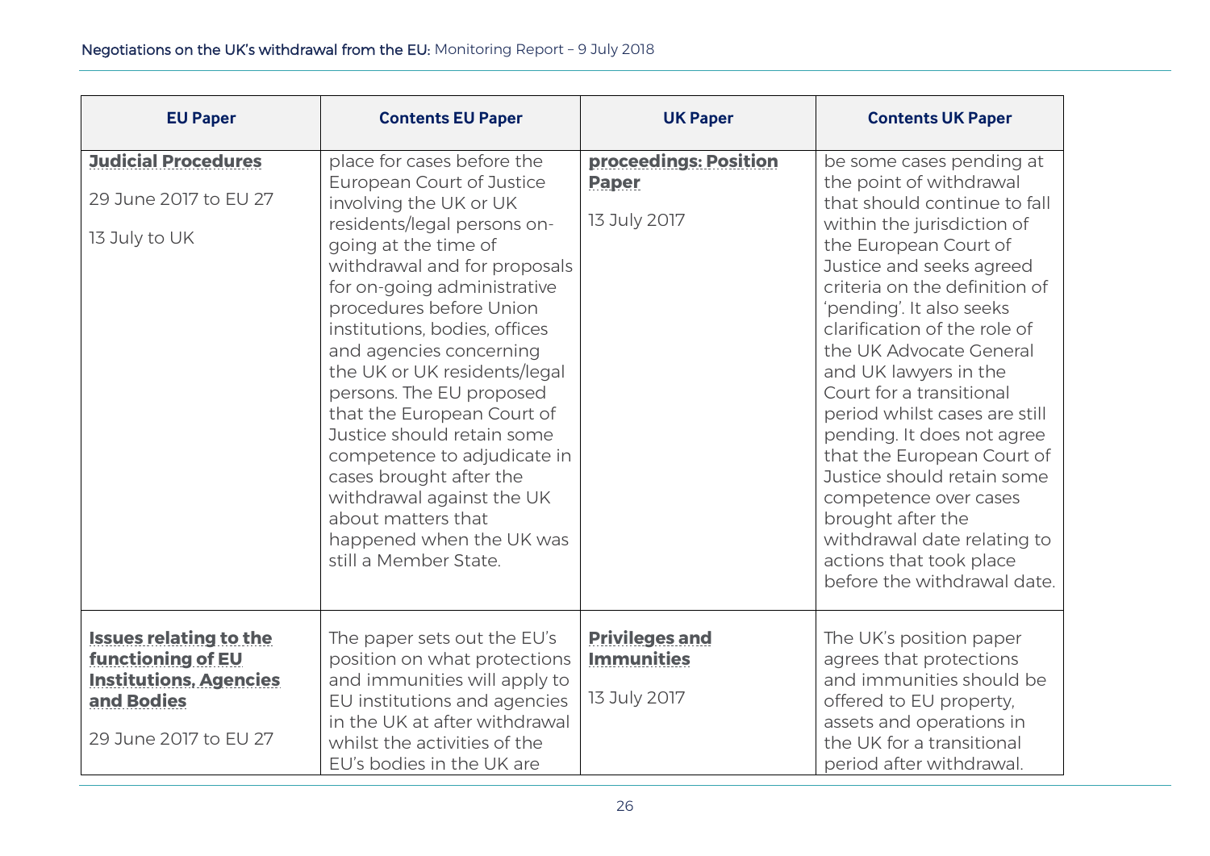| EU Paper | Contents EU Paper | UK Paper | Contents UK Paper |
|---|---|---|---|
| **Judicial Procedures**<br><br>29 June 2017 to EU 27<br><br>13 July to UK | place for cases before the European Court of Justice involving the UK or UK residents/legal persons on-going at the time of withdrawal and for proposals for on-going administrative procedures before Union institutions, bodies, offices and agencies concerning the UK or UK residents/legal persons. The EU proposed that the European Court of Justice should retain some competence to adjudicate in cases brought after the withdrawal against the UK about matters that happened when the UK was still a Member State. | **proceedings: Position Paper**<br><br>13 July 2017 | be some cases pending at the point of withdrawal that should continue to fall within the jurisdiction of the European Court of Justice and seeks agreed criteria on the definition of 'pending'. It also seeks clarification of the role of the UK Advocate General and UK lawyers in the Court for a transitional period whilst cases are still pending. It does not agree that the European Court of Justice should retain some competence over cases brought after the withdrawal date relating to actions that took place before the withdrawal date. |
| **Issues relating to the functioning of EU Institutions, Agencies and Bodies**<br><br>29 June 2017 to EU 27 | The paper sets out the EU's position on what protections and immunities will apply to EU institutions and agencies in the UK at after withdrawal whilst the activities of the EU's bodies in the UK are | **Privileges and Immunities**<br><br>13 July 2017 | The UK's position paper agrees that protections and immunities should be offered to EU property, assets and operations in the UK for a transitional period after withdrawal. |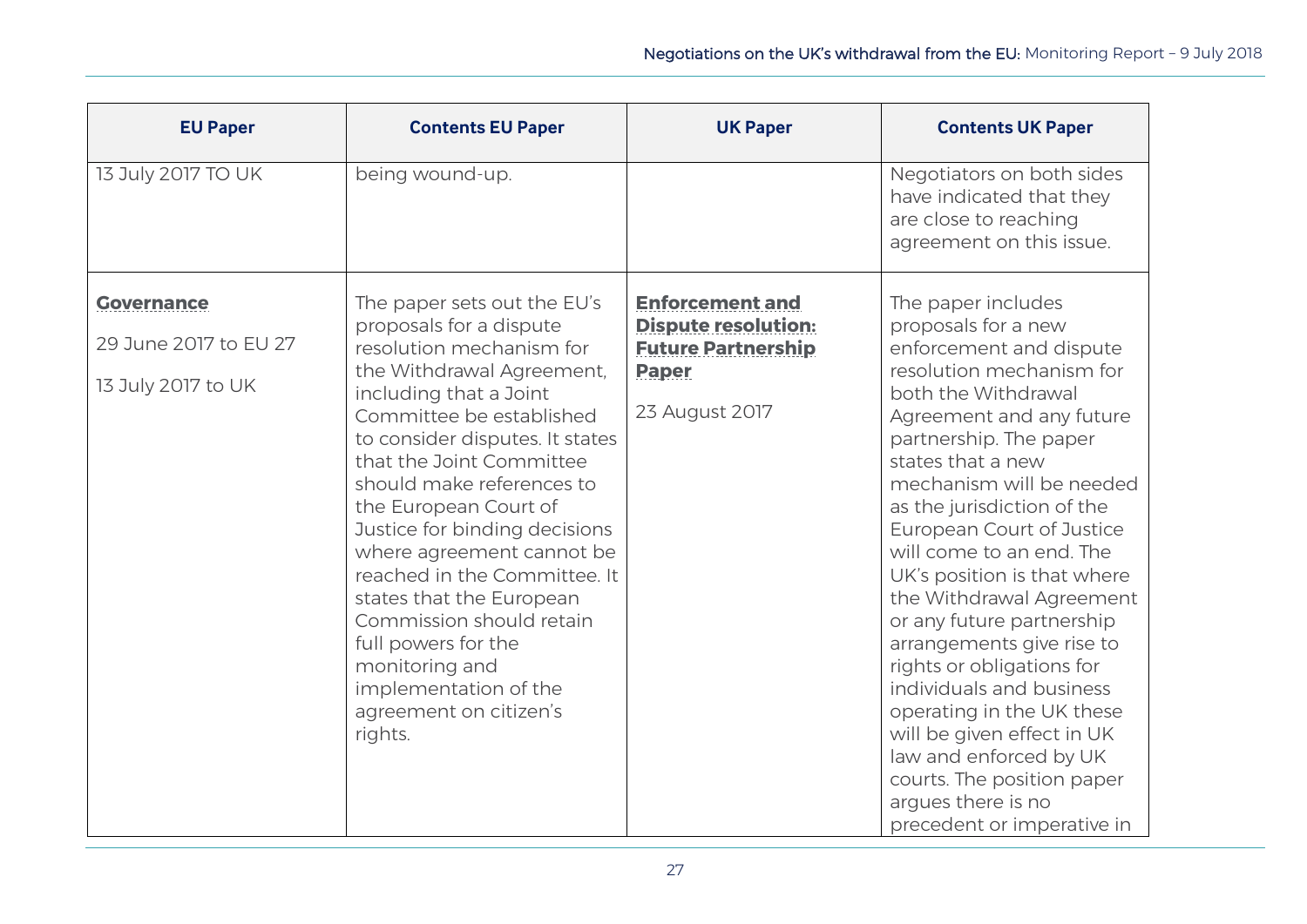| EU Paper | Contents EU Paper | UK Paper | Contents UK Paper |
|---|---|---|---|
| 13 July 2017 TO UK | being wound-up. | | Negotiators on both sides have indicated that they are close to reaching agreement on this issue. |
| **Governance**<br><br>29 June 2017 to EU 27<br><br>13 July 2017 to UK | The paper sets out the EU's proposals for a dispute resolution mechanism for the Withdrawal Agreement, including that a Joint Committee be established to consider disputes. It states that the Joint Committee should make references to the European Court of Justice for binding decisions where agreement cannot be reached in the Committee. It states that the European Commission should retain full powers for the monitoring and implementation of the agreement on citizen's rights. | **Enforcement and Dispute resolution: Future Partnership Paper**<br><br>23 August 2017 | The paper includes proposals for a new enforcement and dispute resolution mechanism for both the Withdrawal Agreement and any future partnership. The paper states that a new mechanism will be needed as the jurisdiction of the European Court of Justice will come to an end. The UK's position is that where the Withdrawal Agreement or any future partnership arrangements give rise to rights or obligations for individuals and business operating in the UK these will be given effect in UK law and enforced by UK courts. The position paper argues there is no precedent or imperative in |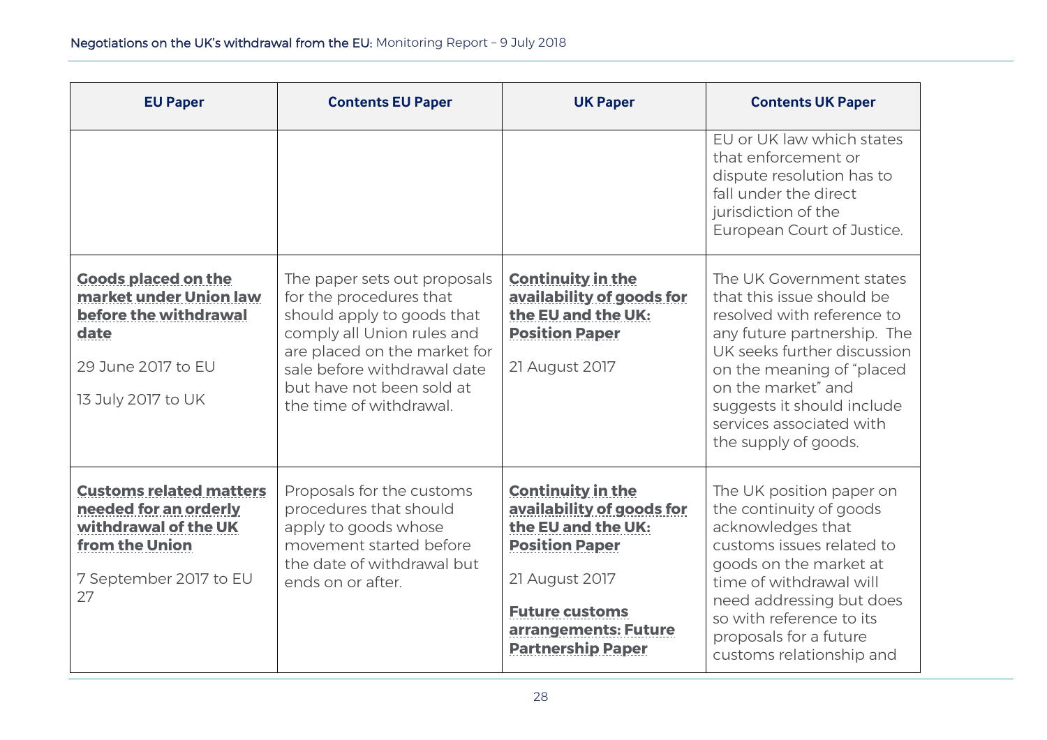| EU Paper | Contents EU Paper | UK Paper | Contents UK Paper |
|---|---|---|---|
| | | | EU or UK law which states that enforcement or dispute resolution has to fall under the direct jurisdiction of the European Court of Justice. |
| **Goods placed on the market under Union law before the withdrawal date**<br><br>29 June 2017 to EU<br><br>13 July 2017 to UK | The paper sets out proposals for the procedures that should apply to goods that comply all Union rules and are placed on the market for sale before withdrawal date but have not been sold at the time of withdrawal. | **Continuity in the availability of goods for the EU and the UK: Position Paper**<br><br>21 August 2017 | The UK Government states that this issue should be resolved with reference to any future partnership. The UK seeks further discussion on the meaning of "placed on the market" and suggests it should include services associated with the supply of goods. |
| **Customs related matters needed for an orderly withdrawal of the UK from the Union**<br><br>7 September 2017 to EU 27 | Proposals for the customs procedures that should apply to goods whose movement started before the date of withdrawal but ends on or after. | **Continuity in the availability of goods for the EU and the UK: Position Paper**<br><br>21 August 2017<br><br>**Future customs arrangements: Future Partnership Paper** | The UK position paper on the continuity of goods acknowledges that customs issues related to goods on the market at time of withdrawal will need addressing but does so with reference to its proposals for a future customs relationship and |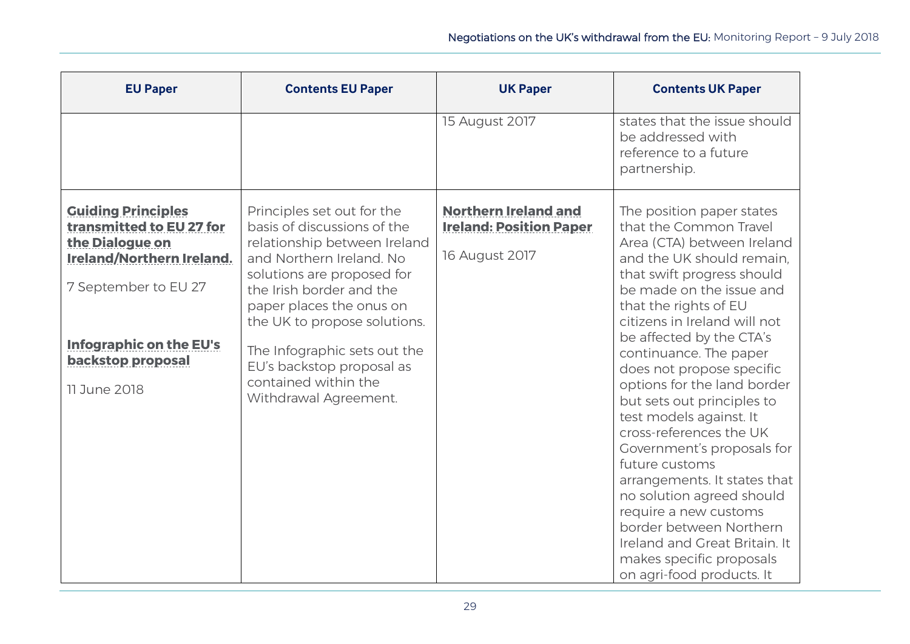| EU Paper | Contents EU Paper | UK Paper | Contents UK Paper |
|---|---|---|---|
| | | 15 August 2017 | states that the issue should be addressed with reference to a future partnership. |
| **Guiding Principles transmitted to EU 27 for the Dialogue on Ireland/Northern Ireland.**<br><br>7 September to EU 27<br><br>**Infographic on the EU's backstop proposal**<br><br>11 June 2018 | Principles set out for the basis of discussions of the relationship between Ireland and Northern Ireland. No solutions are proposed for the Irish border and the paper places the onus on the UK to propose solutions.<br><br>The Infographic sets out the EU's backstop proposal as contained within the Withdrawal Agreement. | **Northern Ireland and Ireland: Position Paper**<br><br>16 August 2017 | The position paper states that the Common Travel Area (CTA) between Ireland and the UK should remain, that swift progress should be made on the issue and that the rights of EU citizens in Ireland will not be affected by the CTA's continuance. The paper does not propose specific options for the land border but sets out principles to test models against. It cross-references the UK Government's proposals for future customs arrangements. It states that no solution agreed should require a new customs border between Northern Ireland and Great Britain. It makes specific proposals on agri-food products. It |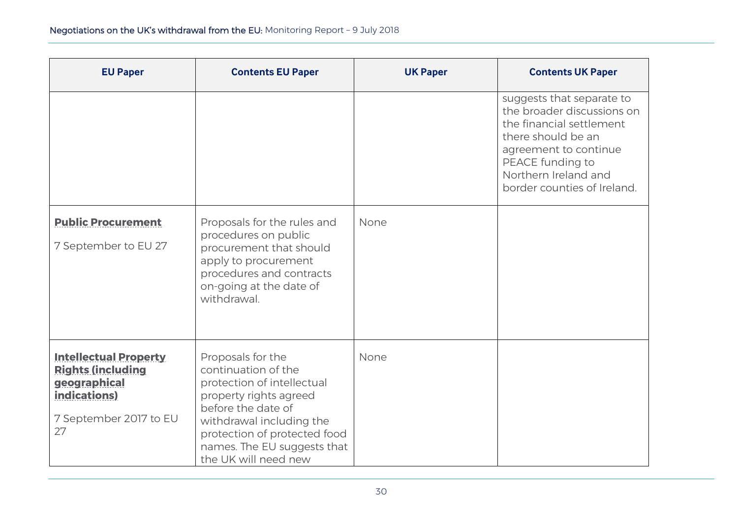| EU Paper | Contents EU Paper | UK Paper | Contents UK Paper |
|---|---|---|---|
| | | | suggests that separate to the broader discussions on the financial settlement there should be an agreement to continue PEACE funding to Northern Ireland and border counties of Ireland. |
| **Public Procurement**<br><br>7 September to EU 27 | Proposals for the rules and procedures on public procurement that should apply to procurement procedures and contracts on-going at the date of withdrawal. | None | |
| **Intellectual Property Rights (including geographical indications)**<br><br>7 September 2017 to EU 27 | Proposals for the continuation of the protection of intellectual property rights agreed before the date of withdrawal including the protection of protected food names. The EU suggests that the UK will need new | None | |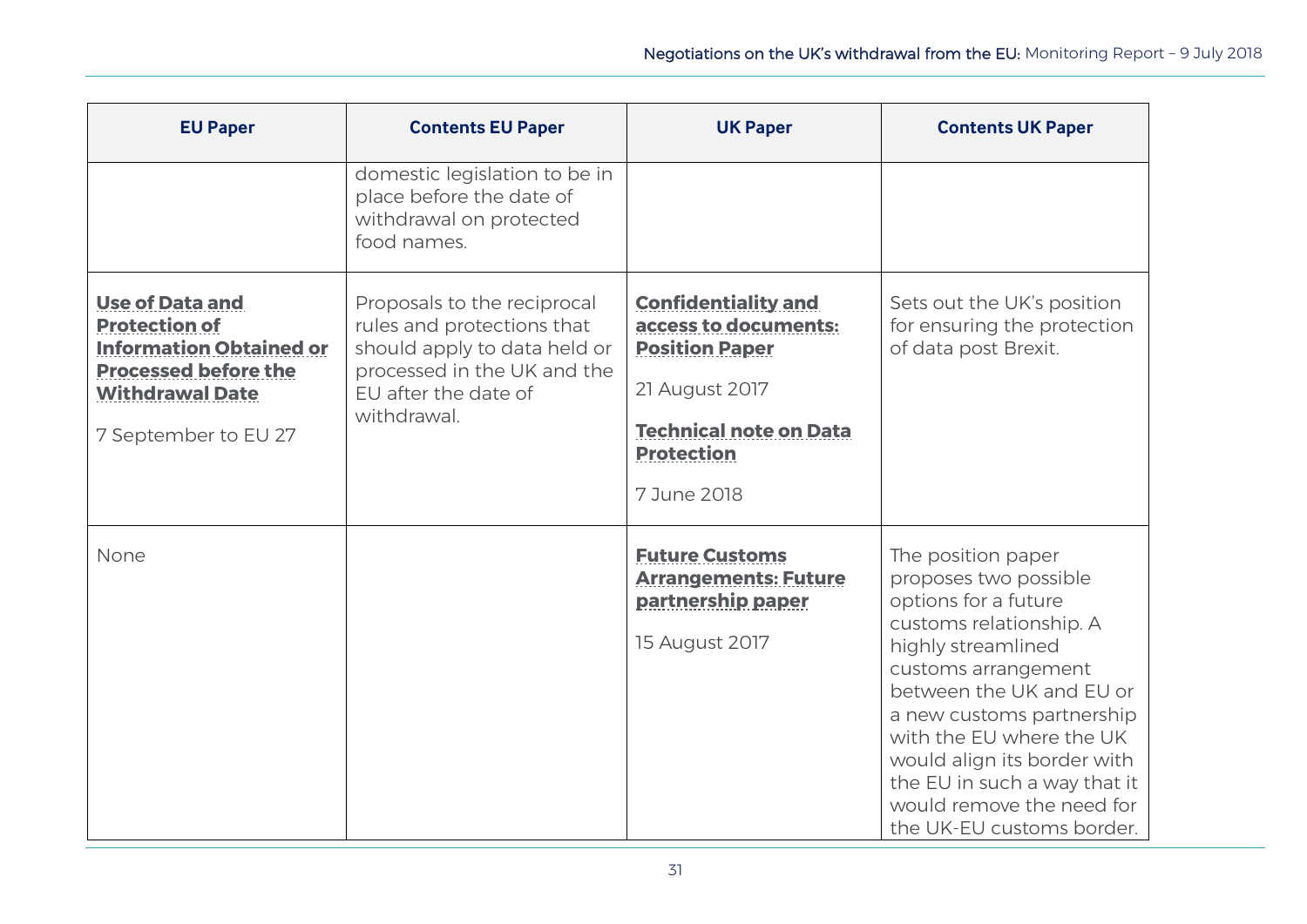| EU Paper | Contents EU Paper | UK Paper | Contents UK Paper |
|---|---|---|---|
| | domestic legislation to be in place before the date of withdrawal on protected food names. | | |
| **Use of Data and Protection of Information Obtained or Processed before the Withdrawal Date**<br><br>7 September to EU 27 | Proposals to the reciprocal rules and protections that should apply to data held or processed in the UK and the EU after the date of withdrawal. | **Confidentiality and access to documents: Position Paper**<br><br>21 August 2017<br><br>**Technical note on Data Protection**<br><br>7 June 2018 | Sets out the UK's position for ensuring the protection of data post Brexit. |
| None | | **Future Customs Arrangements: Future partnership paper**<br><br>15 August 2017 | The position paper proposes two possible options for a future customs relationship. A highly streamlined customs arrangement between the UK and EU or a new customs partnership with the EU where the UK would align its border with the EU in such a way that it would remove the need for the UK-EU customs border. |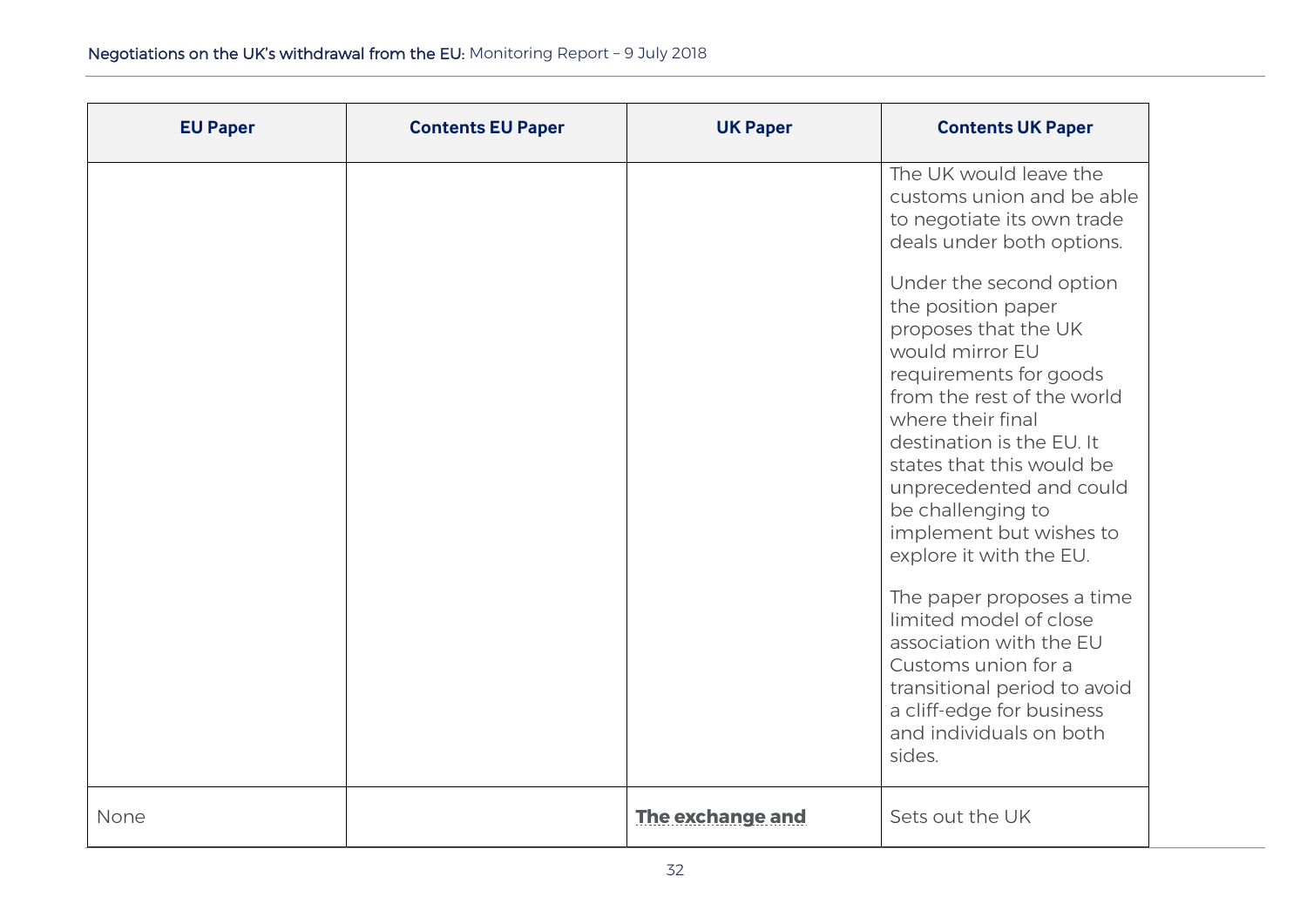| EU Paper | Contents EU Paper | UK Paper | Contents UK Paper |
|---|---|---|---|
| | | | The UK would leave the customs union and be able to negotiate its own trade deals under both options.<br><br>Under the second option the position paper proposes that the UK would mirror EU requirements for goods from the rest of the world where their final destination is the EU. It states that this would be unprecedented and could be challenging to implement but wishes to explore it with the EU.<br><br>The paper proposes a time limited model of close association with the EU Customs union for a transitional period to avoid a cliff-edge for business and individuals on both sides. |
| None | | **The exchange and** | Sets out the UK |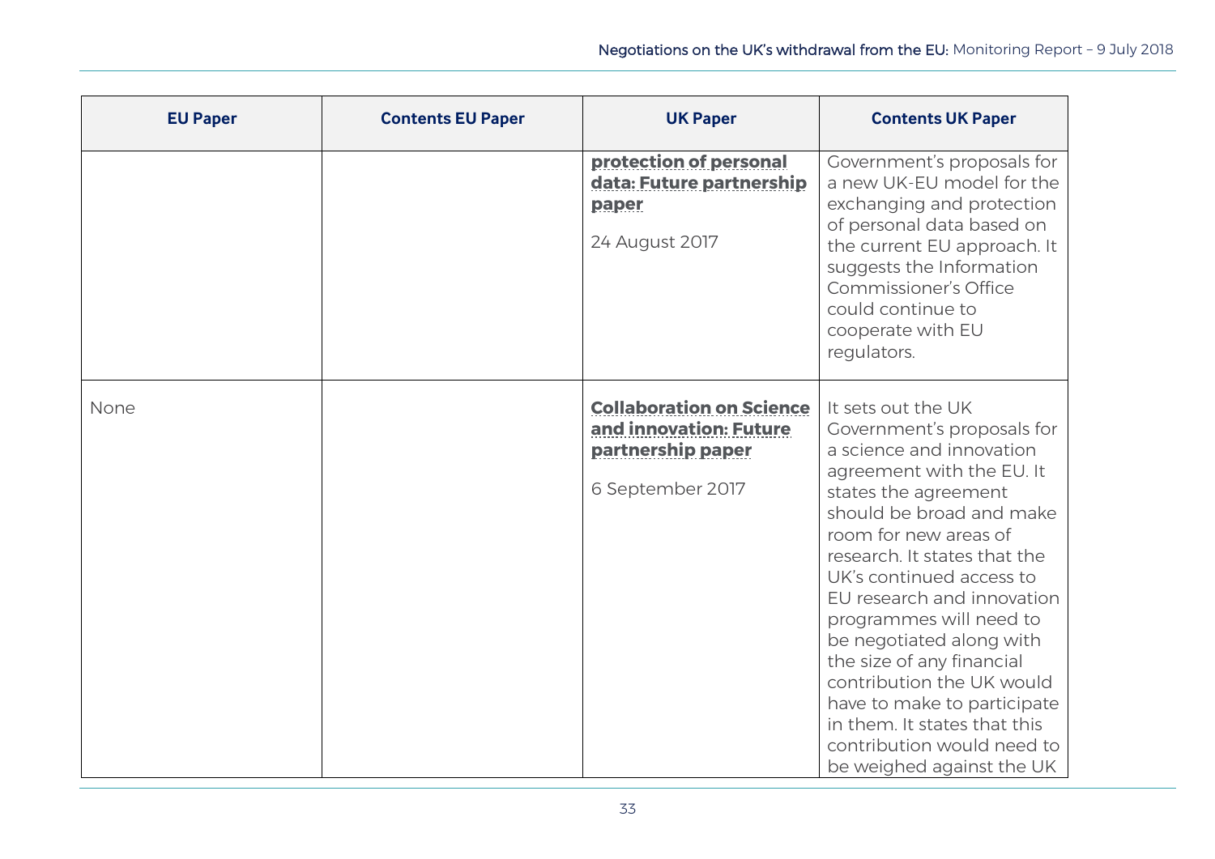| EU Paper | Contents EU Paper | UK Paper | Contents UK Paper |
|---|---|---|---|
| | | **protection of personal data: Future partnership paper**<br><br>24 August 2017 | Government's proposals for a new UK-EU model for the exchanging and protection of personal data based on the current EU approach. It suggests the Information Commissioner's Office could continue to cooperate with EU regulators. |
| None | | **Collaboration on Science and innovation: Future partnership paper**<br><br>6 September 2017 | It sets out the UK Government's proposals for a science and innovation agreement with the EU. It states the agreement should be broad and make room for new areas of research. It states that the UK's continued access to EU research and innovation programmes will need to be negotiated along with the size of any financial contribution the UK would have to make to participate in them. It states that this contribution would need to be weighed against the UK |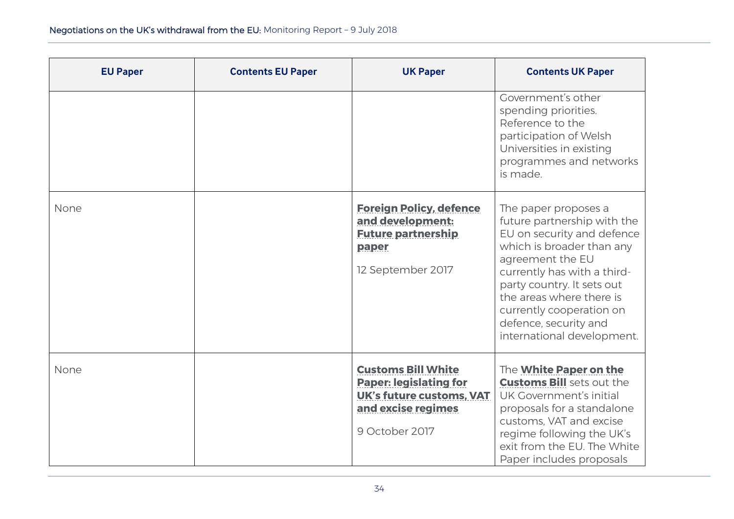| EU Paper | Contents EU Paper | UK Paper | Contents UK Paper |
|---|---|---|---|
| | | | Government's other spending priorities. Reference to the participation of Welsh Universities in existing programmes and networks is made. |
| None | | **Foreign Policy, defence and development: Future partnership paper**<br><br>12 September 2017 | The paper proposes a future partnership with the EU on security and defence which is broader than any agreement the EU currently has with a third-party country. It sets out the areas where there is currently cooperation on defence, security and international development. |
| None | | **Customs Bill White Paper: legislating for UK's future customs, VAT and excise regimes**<br><br>9 October 2017 | The **White Paper on the Customs Bill** sets out the UK Government's initial proposals for a standalone customs, VAT and excise regime following the UK's exit from the EU. The White Paper includes proposals |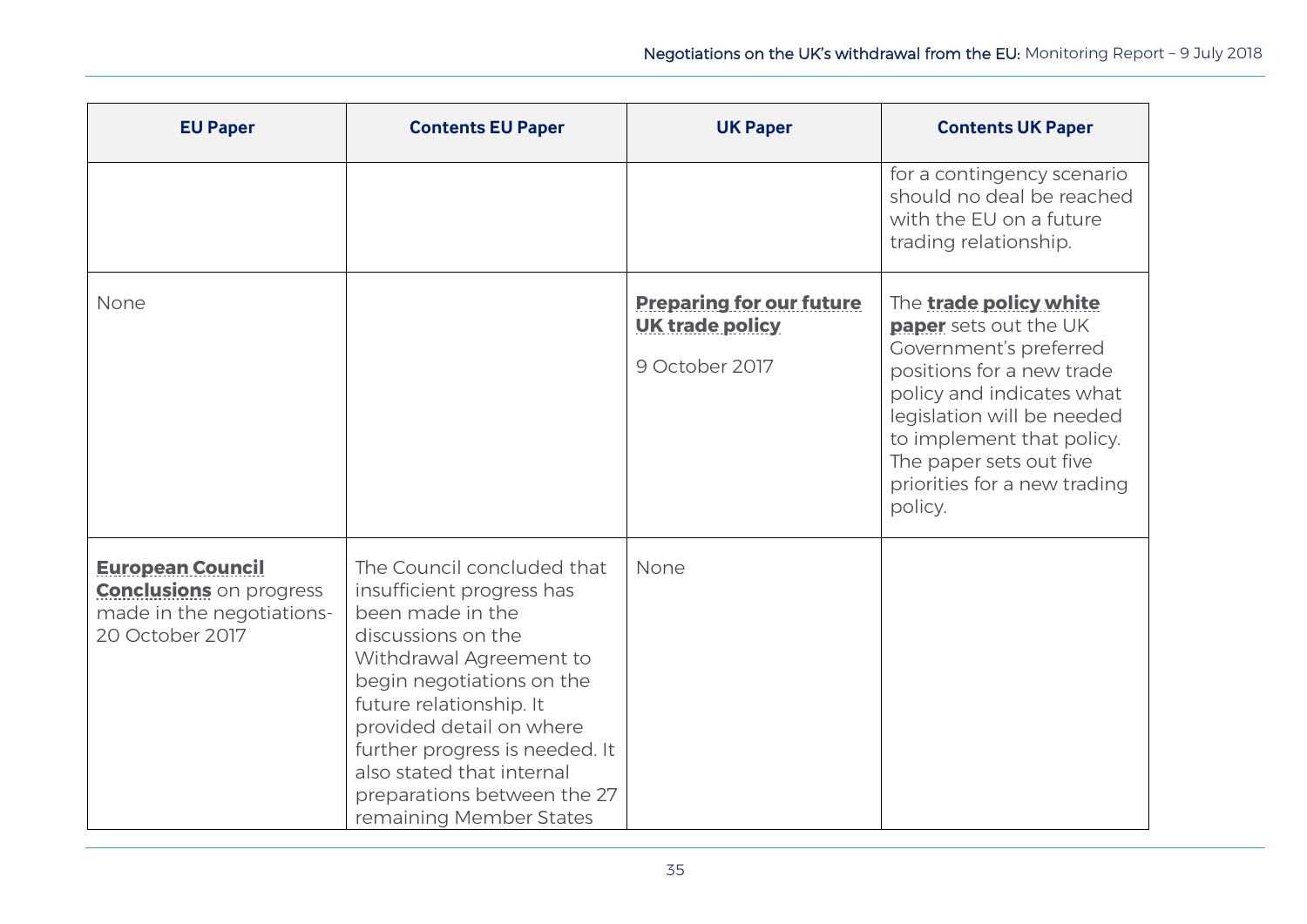| EU Paper | Contents EU Paper | UK Paper | Contents UK Paper |
|---|---|---|---|
| | | | for a contingency scenario should no deal be reached with the EU on a future trading relationship. |
| None | | **Preparing for our future UK trade policy**<br><br>9 October 2017 | The **trade policy white paper** sets out the UK Government's preferred positions for a new trade policy and indicates what legislation will be needed to implement that policy. The paper sets out five priorities for a new trading policy. |
| **European Council Conclusions** on progress made in the negotiations-20 October 2017 | The Council concluded that insufficient progress has been made in the discussions on the Withdrawal Agreement to begin negotiations on the future relationship. It provided detail on where further progress is needed. It also stated that internal preparations between the 27 remaining Member States | None | |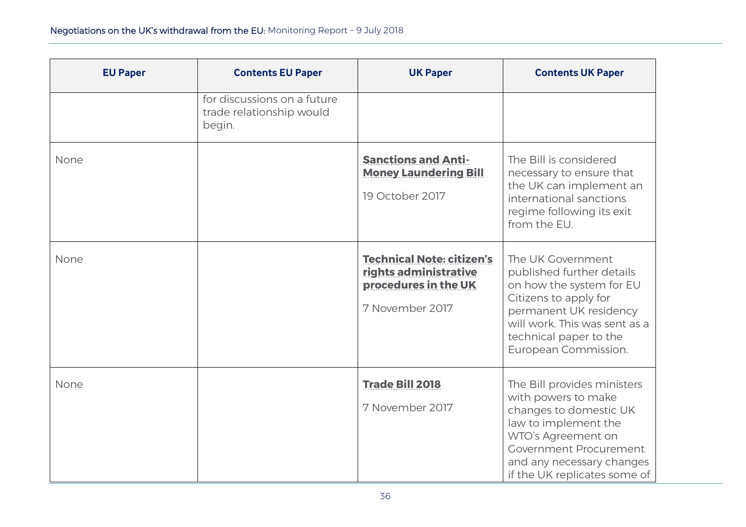| EU Paper | Contents EU Paper | UK Paper | Contents UK Paper |
|---|---|---|---|
| | for discussions on a future trade relationship would begin. | | |
| None | | **Sanctions and Anti-Money Laundering Bill**<br><br>19 October 2017 | The Bill is considered necessary to ensure that the UK can implement an international sanctions regime following its exit from the EU. |
| None | | **Technical Note: citizen's rights administrative procedures in the UK**<br><br>7 November 2017 | The UK Government published further details on how the system for EU Citizens to apply for permanent UK residency will work. This was sent as a technical paper to the European Commission. |
| None | | **Trade Bill 2018**<br><br>7 November 2017 | The Bill provides ministers with powers to make changes to domestic UK law to implement the WTO's Agreement on Government Procurement and any necessary changes if the UK replicates some of |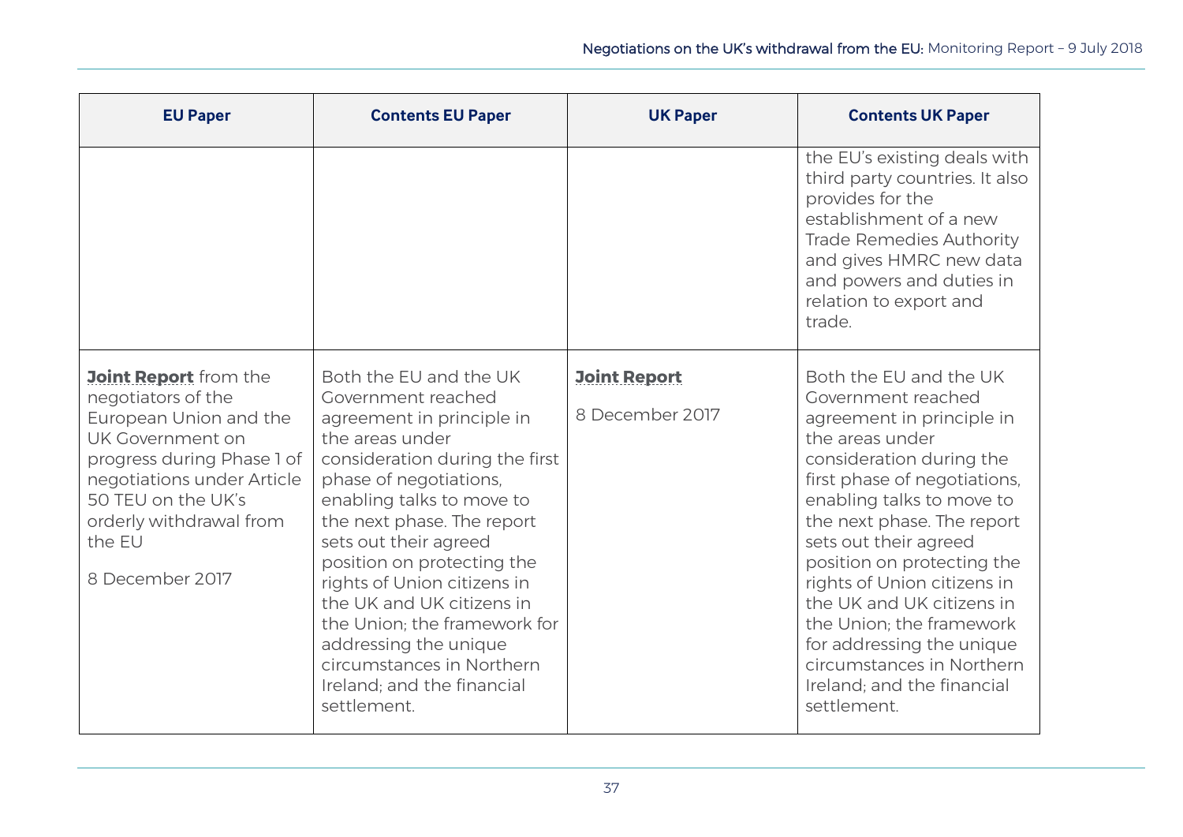| EU Paper | Contents EU Paper | UK Paper | Contents UK Paper |
|---|---|---|---|
| | | | the EU's existing deals with third party countries. It also provides for the establishment of a new Trade Remedies Authority and gives HMRC new data and powers and duties in relation to export and trade. |
| **Joint Report** from the negotiators of the European Union and the UK Government on progress during Phase 1 of negotiations under Article 50 TEU on the UK's orderly withdrawal from the EU<br><br>8 December 2017 | Both the EU and the UK Government reached agreement in principle in the areas under consideration during the first phase of negotiations, enabling talks to move to the next phase. The report sets out their agreed position on protecting the rights of Union citizens in the UK and UK citizens in the Union; the framework for addressing the unique circumstances in Northern Ireland; and the financial settlement. | **Joint Report**<br><br>8 December 2017 | Both the EU and the UK Government reached agreement in principle in the areas under consideration during the first phase of negotiations, enabling talks to move to the next phase. The report sets out their agreed position on protecting the rights of Union citizens in the UK and UK citizens in the Union; the framework for addressing the unique circumstances in Northern Ireland; and the financial settlement. |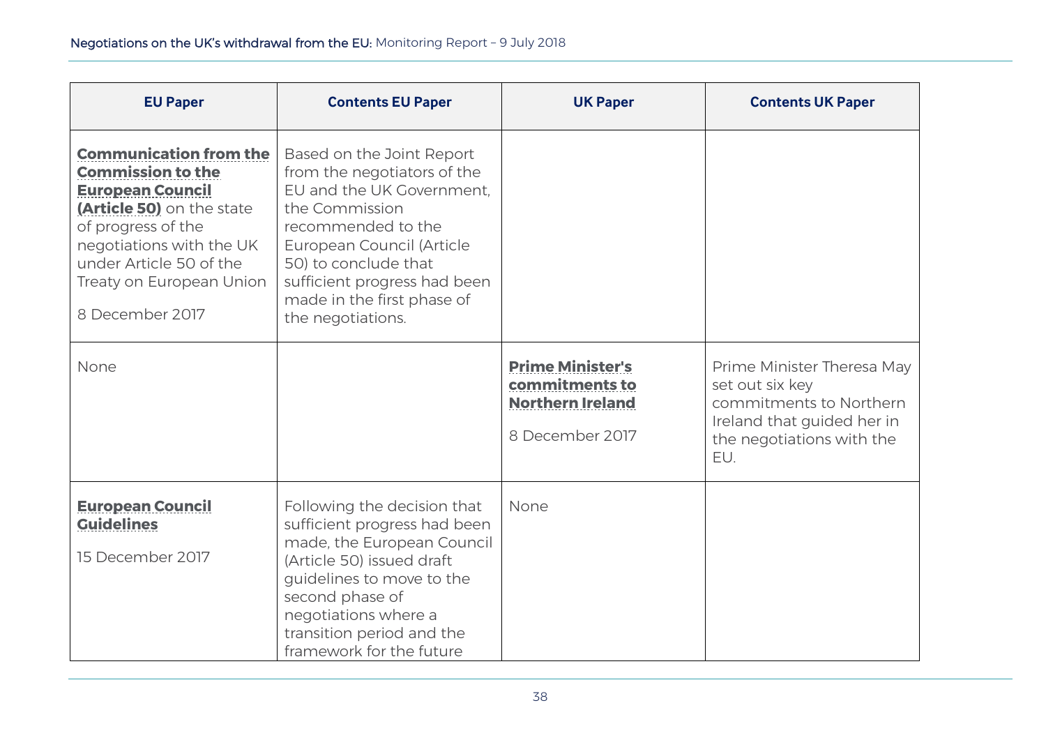| EU Paper | Contents EU Paper | UK Paper | Contents UK Paper |
|---|---|---|---|
| **Communication from the Commission to the European Council (Article 50)** on the state of progress of the negotiations with the UK under Article 50 of the Treaty on European Union<br><br>8 December 2017 | Based on the Joint Report from the negotiators of the EU and the UK Government, the Commission recommended to the European Council (Article 50) to conclude that sufficient progress had been made in the first phase of the negotiations. | | |
| None | | **Prime Minister's commitments to Northern Ireland**<br><br>8 December 2017 | Prime Minister Theresa May set out six key commitments to Northern Ireland that guided her in the negotiations with the EU. |
| **European Council Guidelines**<br><br>15 December 2017 | Following the decision that sufficient progress had been made, the European Council (Article 50) issued draft guidelines to move to the second phase of negotiations where a transition period and the framework for the future | None | |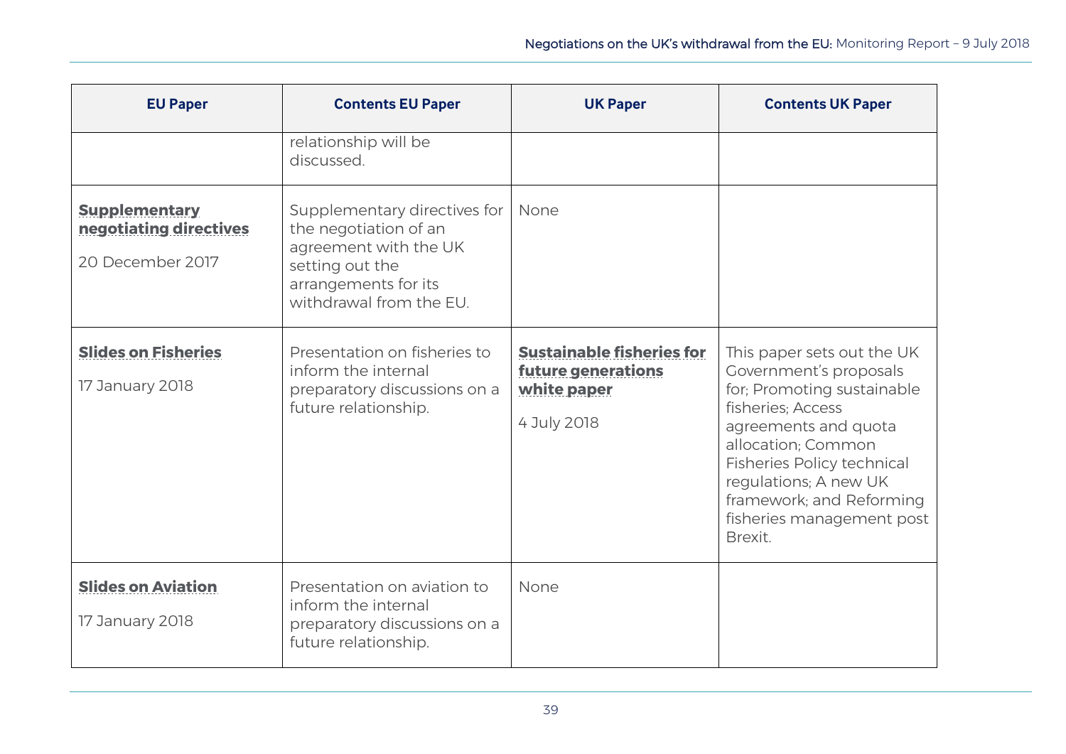| EU Paper | Contents EU Paper | UK Paper | Contents UK Paper |
|---|---|---|---|
| | relationship will be discussed. | | |
| **Supplementary negotiating directives** 20 December 2017 | Supplementary directives for the negotiation of an agreement with the UK setting out the arrangements for its withdrawal from the EU. | None | |
| **Slides on Fisheries** 17 January 2018 | Presentation on fisheries to inform the internal preparatory discussions on a future relationship. | **Sustainable fisheries for future generations white paper** 4 July 2018 | This paper sets out the UK Government's proposals for; Promoting sustainable fisheries; Access agreements and quota allocation; Common Fisheries Policy technical regulations; A new UK framework; and Reforming fisheries management post Brexit. |
| **Slides on Aviation** 17 January 2018 | Presentation on aviation to inform the internal preparatory discussions on a future relationship. | None | |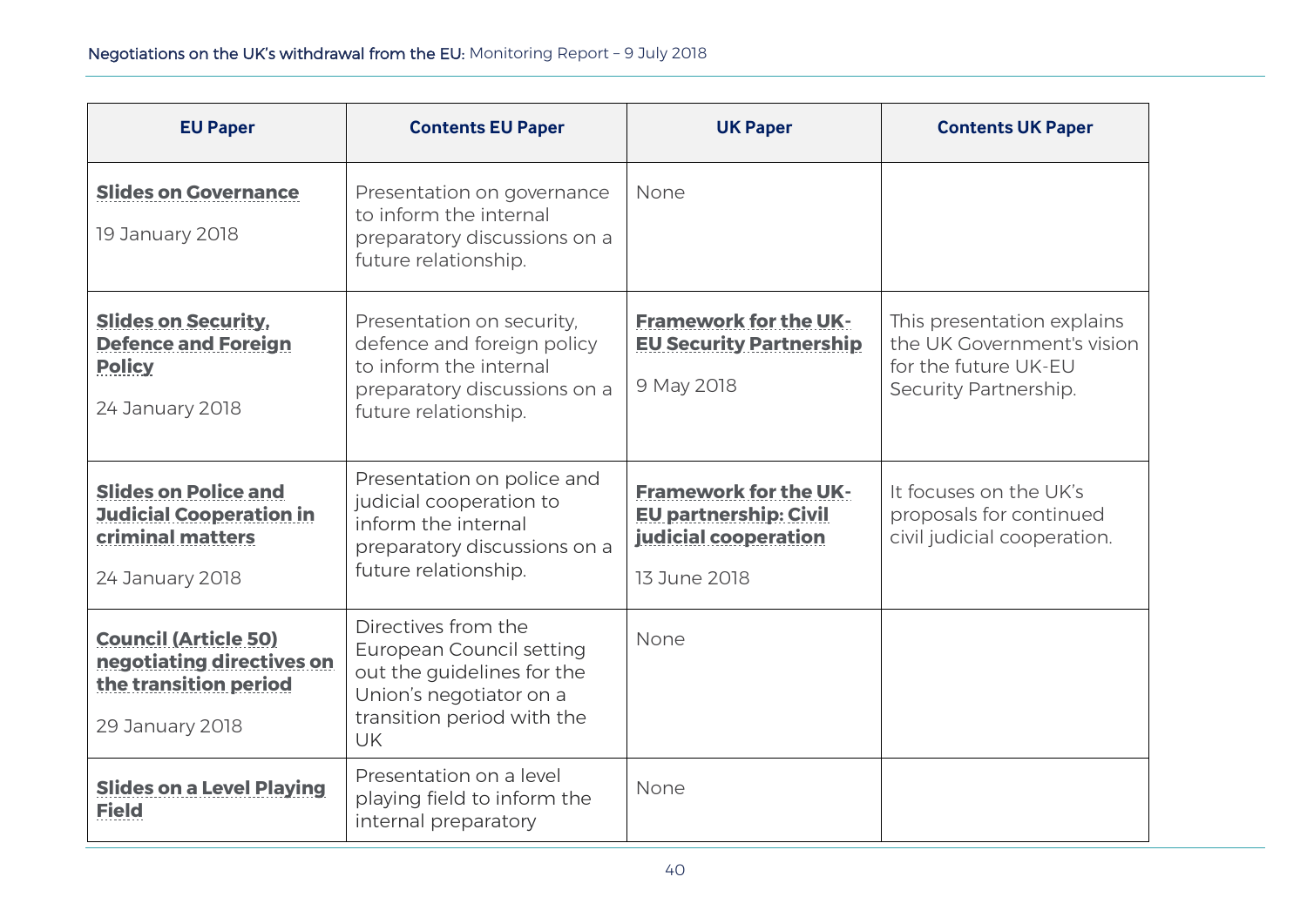| EU Paper | Contents EU Paper | UK Paper | Contents UK Paper |
|---|---|---|---|
| **Slides on Governance** 19 January 2018 | Presentation on governance to inform the internal preparatory discussions on a future relationship. | None | |
| **Slides on Security, Defence and Foreign Policy** 24 January 2018 | Presentation on security, defence and foreign policy to inform the internal preparatory discussions on a future relationship. | **Framework for the UK-EU Security Partnership** 9 May 2018 | This presentation explains the UK Government's vision for the future UK-EU Security Partnership. |
| **Slides on Police and Judicial Cooperation in criminal matters** 24 January 2018 | Presentation on police and judicial cooperation to inform the internal preparatory discussions on a future relationship. | **Framework for the UK-EU partnership: Civil judicial cooperation** 13 June 2018 | It focuses on the UK's proposals for continued civil judicial cooperation. |
| **Council (Article 50) negotiating directives on the transition period** 29 January 2018 | Directives from the European Council setting out the guidelines for the Union's negotiator on a transition period with the UK | None | |
| **Slides on a Level Playing Field** | Presentation on a level playing field to inform the internal preparatory | None | |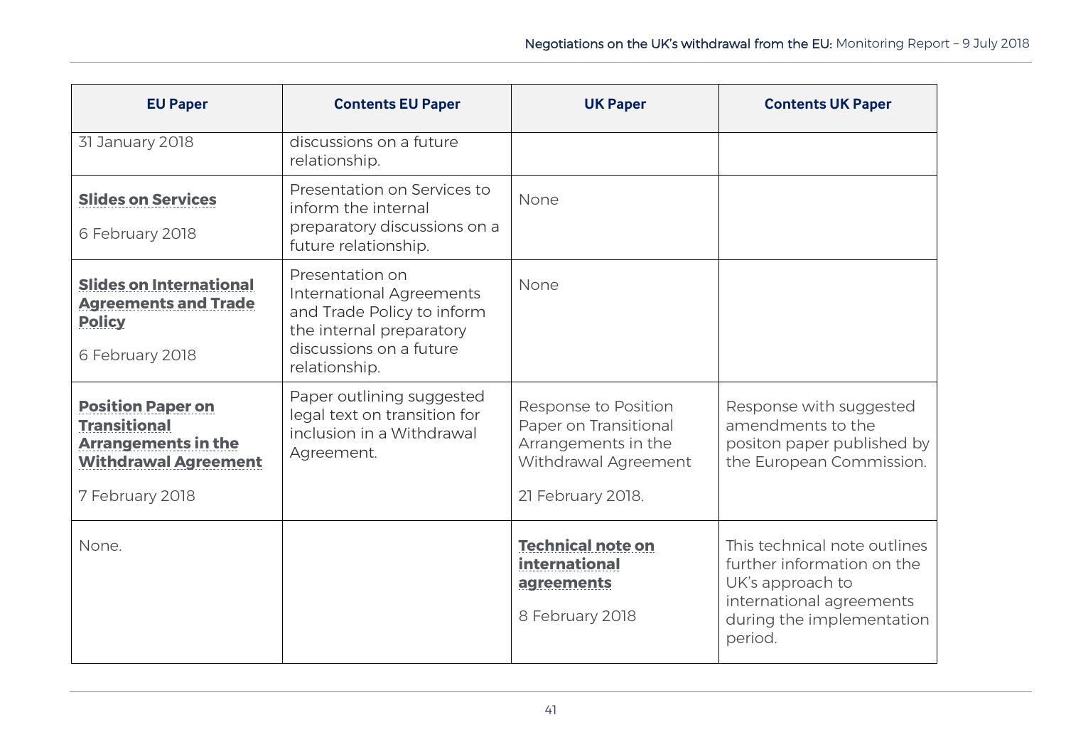| EU Paper | Contents EU Paper | UK Paper | Contents UK Paper |
|---|---|---|---|
| 31 January 2018 | discussions on a future relationship. | | |
| **Slides on Services**<br><br>6 February 2018 | Presentation on Services to inform the internal preparatory discussions on a future relationship. | None | |
| **Slides on International Agreements and Trade Policy**<br><br>6 February 2018 | Presentation on International Agreements and Trade Policy to inform the internal preparatory discussions on a future relationship. | None | |
| **Position Paper on Transitional Arrangements in the Withdrawal Agreement**<br><br>7 February 2018 | Paper outlining suggested legal text on transition for inclusion in a Withdrawal Agreement. | Response to Position Paper on Transitional Arrangements in the Withdrawal Agreement<br><br>21 February 2018. | Response with suggested amendments to the positon paper published by the European Commission. |
| None. | | **Technical note on international agreements**<br><br>8 February 2018 | This technical note outlines further information on the UK's approach to international agreements during the implementation period. |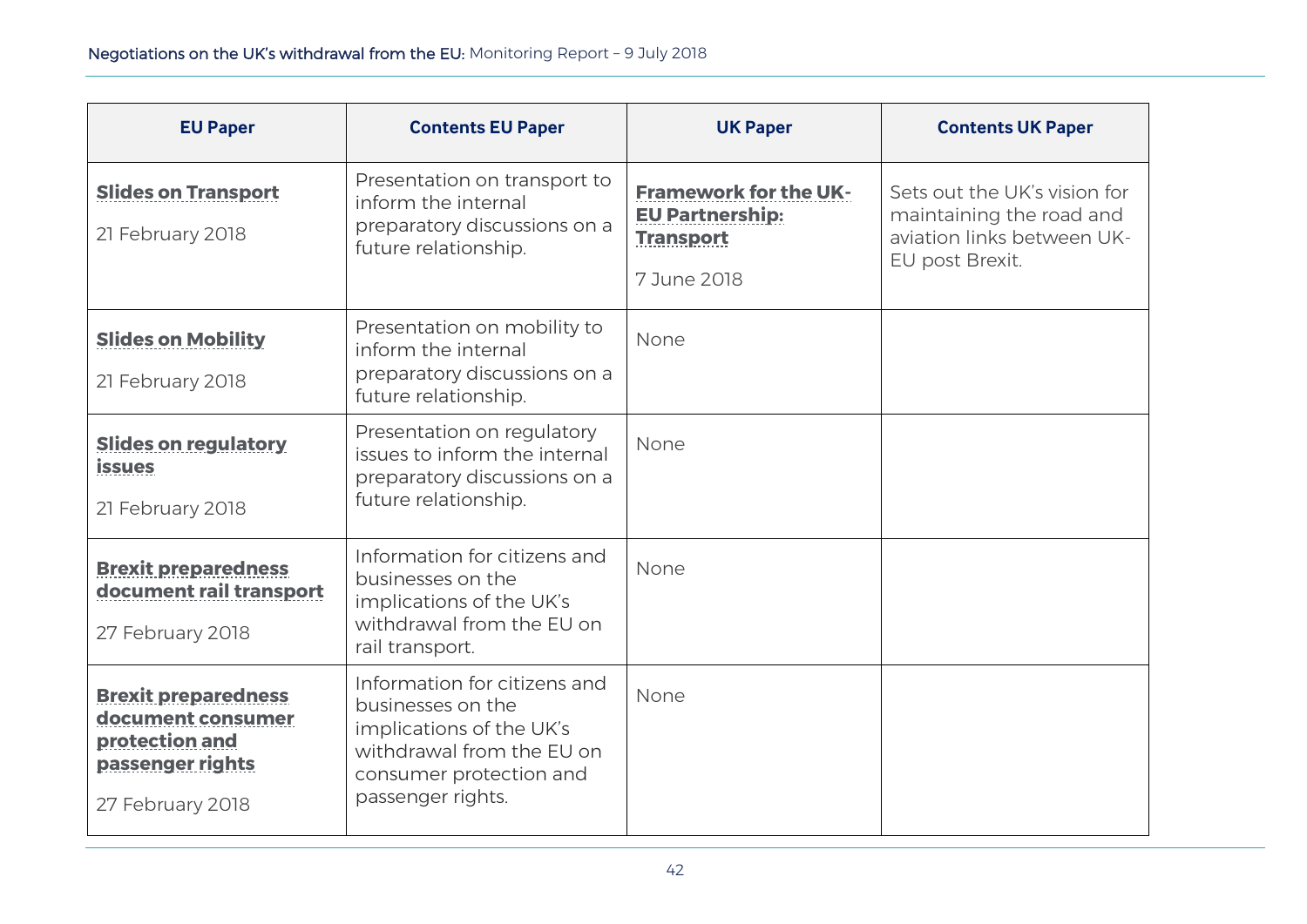| EU Paper | Contents EU Paper | UK Paper | Contents UK Paper |
|---|---|---|---|
| **Slides on Transport**<br><br>21 February 2018 | Presentation on transport to inform the internal preparatory discussions on a future relationship. | **Framework for the UK-EU Partnership: Transport**<br><br>7 June 2018 | Sets out the UK's vision for maintaining the road and aviation links between UK-EU post Brexit. |
| **Slides on Mobility**<br><br>21 February 2018 | Presentation on mobility to inform the internal preparatory discussions on a future relationship. | None | |
| **Slides on regulatory issues**<br><br>21 February 2018 | Presentation on regulatory issues to inform the internal preparatory discussions on a future relationship. | None | |
| **Brexit preparedness document rail transport**<br><br>27 February 2018 | Information for citizens and businesses on the implications of the UK's withdrawal from the EU on rail transport. | None | |
| **Brexit preparedness document consumer protection and passenger rights**<br><br>27 February 2018 | Information for citizens and businesses on the implications of the UK's withdrawal from the EU on consumer protection and passenger rights. | None | |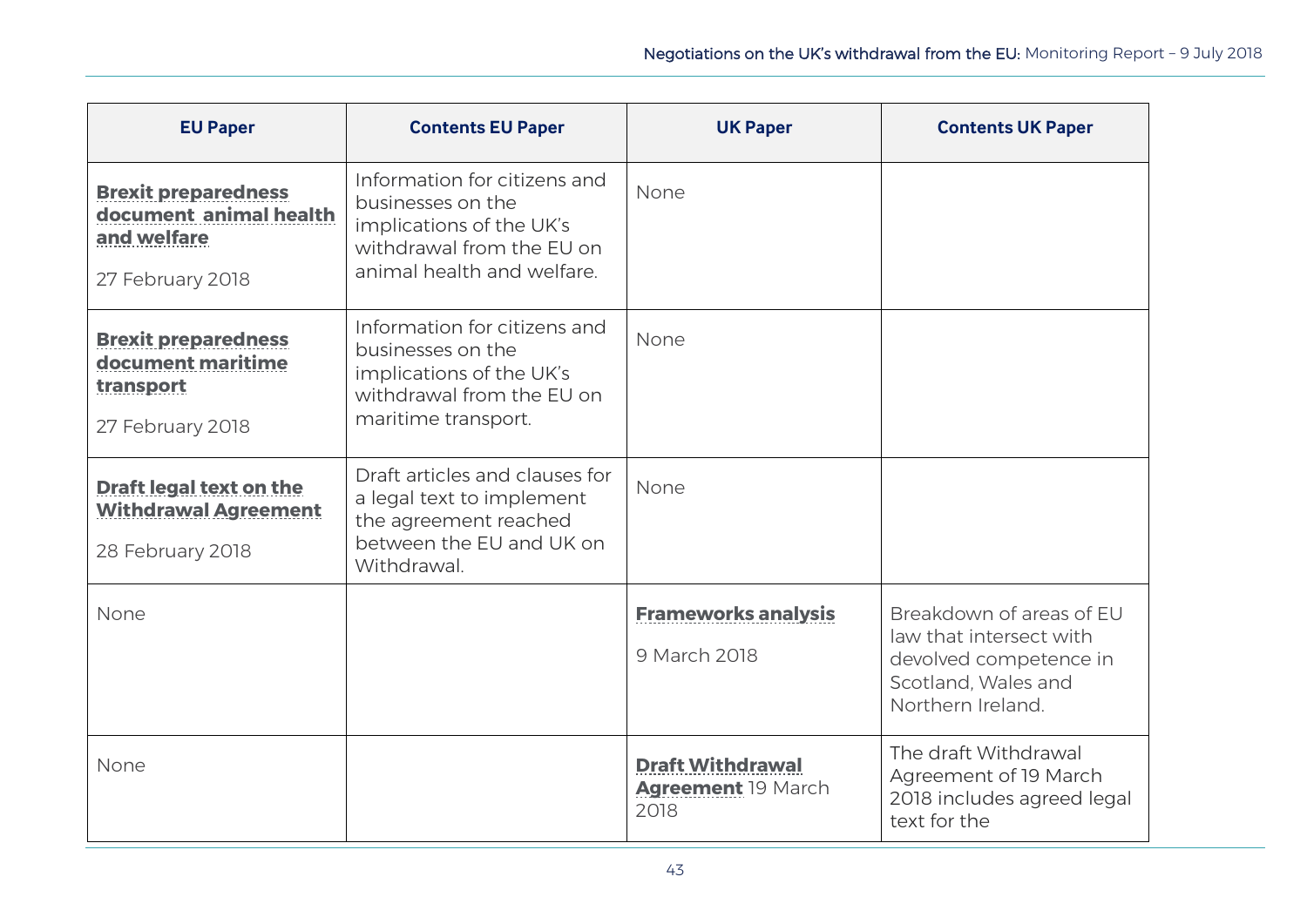| EU Paper | Contents EU Paper | UK Paper | Contents UK Paper |
|---|---|---|---|
| **Brexit preparedness document animal health and welfare** 27 February 2018 | Information for citizens and businesses on the implications of the UK's withdrawal from the EU on animal health and welfare. | None | |
| **Brexit preparedness document maritime transport** 27 February 2018 | Information for citizens and businesses on the implications of the UK's withdrawal from the EU on maritime transport. | None | |
| **Draft legal text on the Withdrawal Agreement** 28 February 2018 | Draft articles and clauses for a legal text to implement the agreement reached between the EU and UK on Withdrawal. | None | |
| None | | **Frameworks analysis** 9 March 2018 | Breakdown of areas of EU law that intersect with devolved competence in Scotland, Wales and Northern Ireland. |
| None | | **Draft Withdrawal Agreement** 19 March 2018 | The draft Withdrawal Agreement of 19 March 2018 includes agreed legal text for the |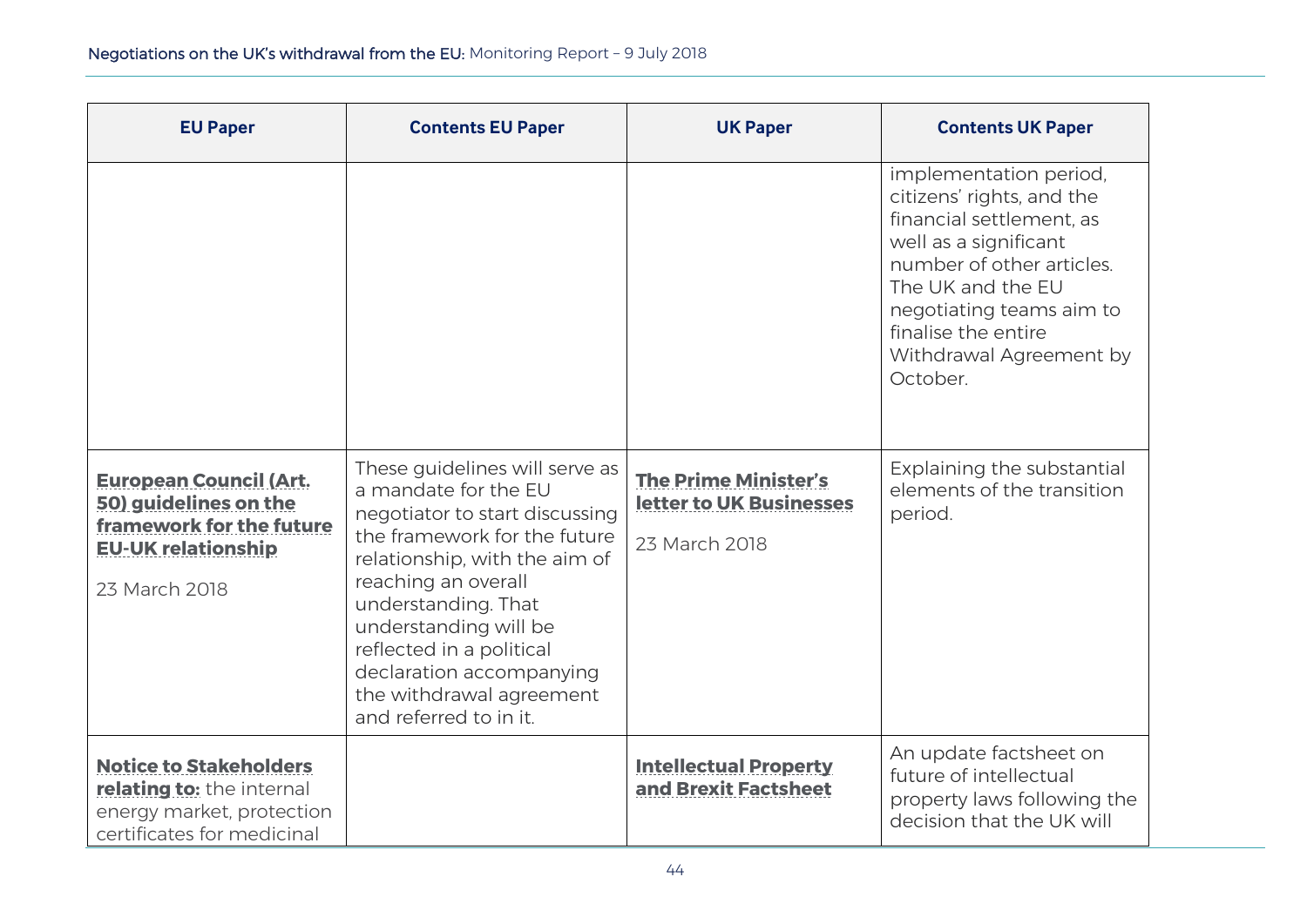| EU Paper | Contents EU Paper | UK Paper | Contents UK Paper |
|---|---|---|---|
| | | | implementation period, citizens' rights, and the financial settlement, as well as a significant number of other articles. The UK and the EU negotiating teams aim to finalise the entire Withdrawal Agreement by October. |
| **European Council (Art. 50) guidelines on the framework for the future EU-UK relationship** 23 March 2018 | These guidelines will serve as a mandate for the EU negotiator to start discussing the framework for the future relationship, with the aim of reaching an overall understanding. That understanding will be reflected in a political declaration accompanying the withdrawal agreement and referred to in it. | **The Prime Minister's letter to UK Businesses** 23 March 2018 | Explaining the substantial elements of the transition period. |
| **Notice to Stakeholders relating to:** the internal energy market, protection certificates for medicinal | | **Intellectual Property and Brexit Factsheet** | An update factsheet on future of intellectual property laws following the decision that the UK will |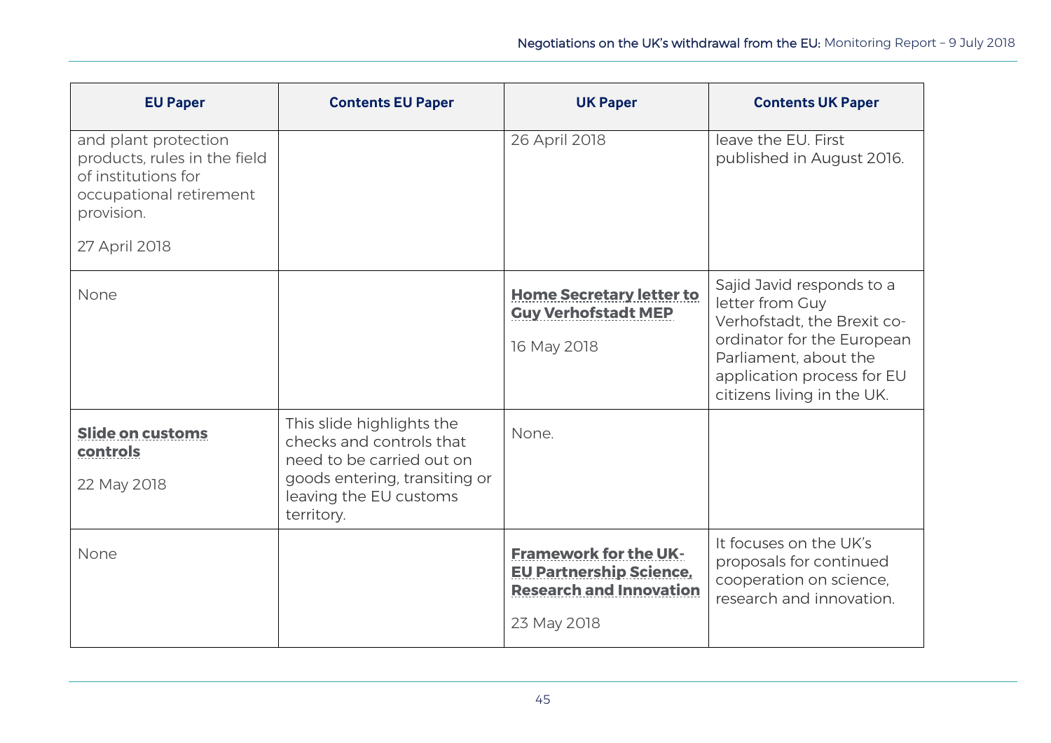| EU Paper | Contents EU Paper | UK Paper | Contents UK Paper |
|---|---|---|---|
| and plant protection products, rules in the field of institutions for occupational retirement provision.<br><br>27 April 2018 | | 26 April 2018 | leave the EU. First published in August 2016. |
| None | | **Home Secretary letter to Guy Verhofstadt MEP**<br><br>16 May 2018 | Sajid Javid responds to a letter from Guy Verhofstadt, the Brexit co-ordinator for the European Parliament, about the application process for EU citizens living in the UK. |
| **Slide on customs controls**<br><br>22 May 2018 | This slide highlights the checks and controls that need to be carried out on goods entering, transiting or leaving the EU customs territory. | None. | |
| None | | **Framework for the UK-EU Partnership Science, Research and Innovation**<br><br>23 May 2018 | It focuses on the UK's proposals for continued cooperation on science, research and innovation. |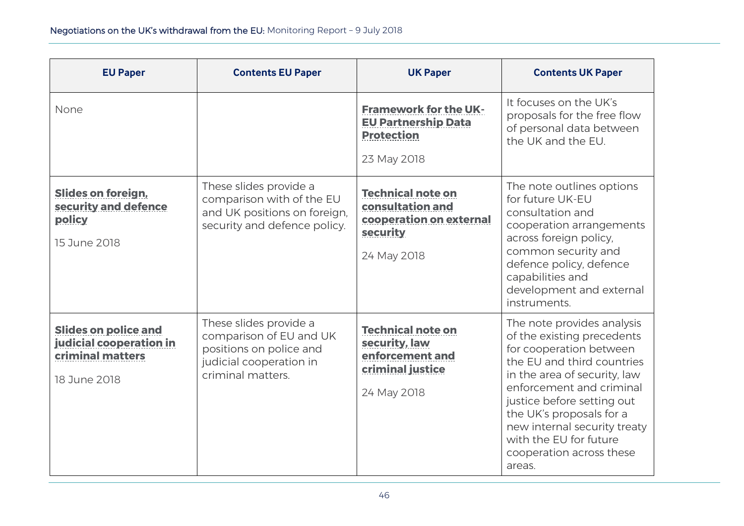| EU Paper | Contents EU Paper | UK Paper | Contents UK Paper |
|---|---|---|---|
| None | | **Framework for the UK-EU Partnership Data Protection**<br><br>23 May 2018 | It focuses on the UK's proposals for the free flow of personal data between the UK and the EU. |
| **Slides on foreign, security and defence policy**<br><br>15 June 2018 | These slides provide a comparison with of the EU and UK positions on foreign, security and defence policy. | **Technical note on consultation and cooperation on external security**<br><br>24 May 2018 | The note outlines options for future UK-EU consultation and cooperation arrangements across foreign policy, common security and defence policy, defence capabilities and development and external instruments. |
| **Slides on police and judicial cooperation in criminal matters**<br><br>18 June 2018 | These slides provide a comparison of EU and UK positions on police and judicial cooperation in criminal matters. | **Technical note on security, law enforcement and criminal justice**<br><br>24 May 2018 | The note provides analysis of the existing precedents for cooperation between the EU and third countries in the area of security, law enforcement and criminal justice before setting out the UK's proposals for a new internal security treaty with the EU for future cooperation across these areas. |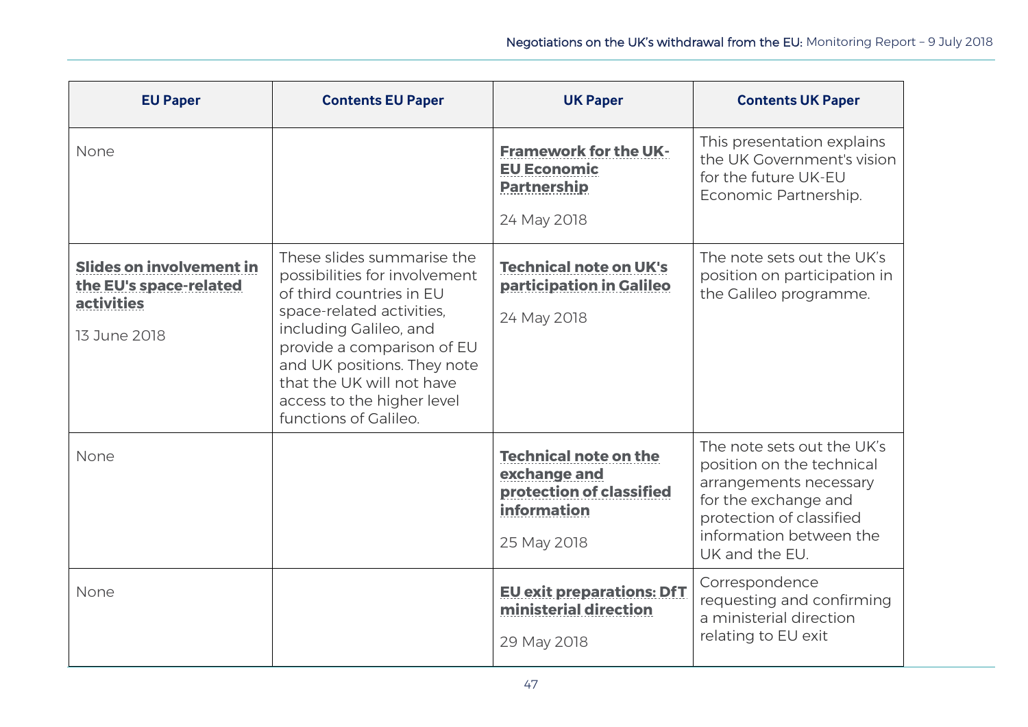| EU Paper | Contents EU Paper | UK Paper | Contents UK Paper |
|---|---|---|---|
| None | | **Framework for the UK-EU Economic Partnership**<br><br>24 May 2018 | This presentation explains the UK Government's vision for the future UK-EU Economic Partnership. |
| **Slides on involvement in the EU's space-related activities**<br><br>13 June 2018 | These slides summarise the possibilities for involvement of third countries in EU space-related activities, including Galileo, and provide a comparison of EU and UK positions. They note that the UK will not have access to the higher level functions of Galileo. | **Technical note on UK's participation in Galileo**<br><br>24 May 2018 | The note sets out the UK's position on participation in the Galileo programme. |
| None | | **Technical note on the exchange and protection of classified information**<br><br>25 May 2018 | The note sets out the UK's position on the technical arrangements necessary for the exchange and protection of classified information between the UK and the EU. |
| None | | **EU exit preparations: DfT ministerial direction**<br><br>29 May 2018 | Correspondence requesting and confirming a ministerial direction relating to EU exit |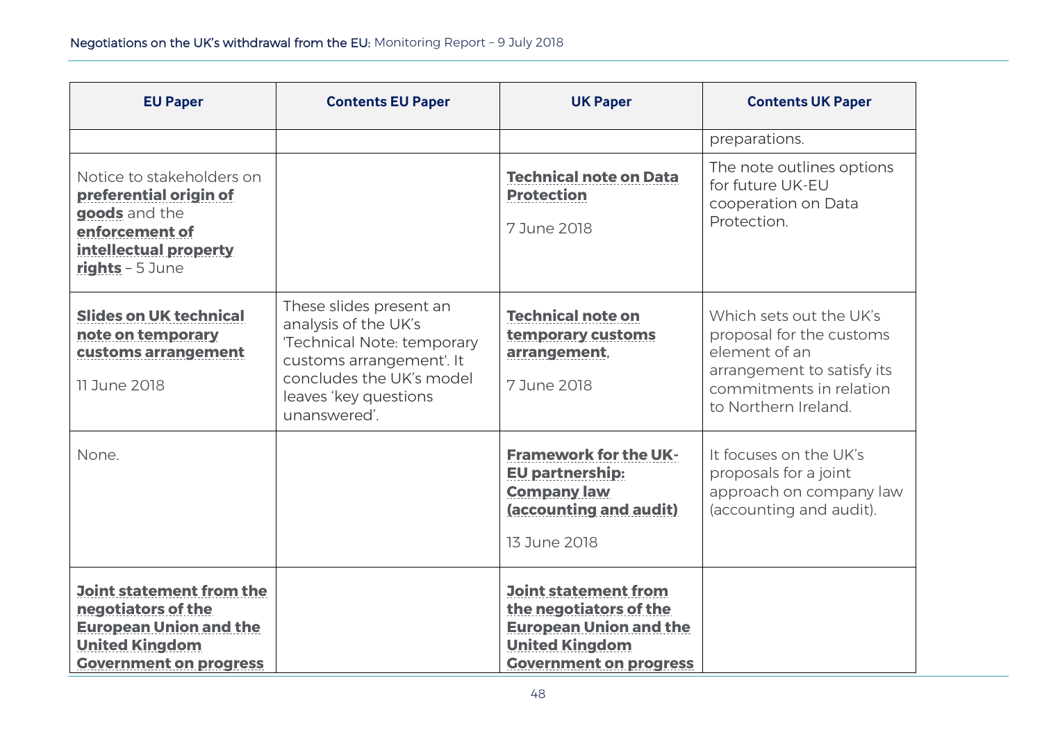| EU Paper | Contents EU Paper | UK Paper | Contents UK Paper |
|---|---|---|---|
| | | | preparations. |
| Notice to stakeholders on **preferential origin of goods** and the **enforcement of intellectual property rights** – 5 June | | **Technical note on Data Protection** 7 June 2018 | The note outlines options for future UK-EU cooperation on Data Protection. |
| **Slides on UK technical note on temporary customs arrangement** 11 June 2018 | These slides present an analysis of the UK's 'Technical Note: temporary customs arrangement'. It concludes the UK's model leaves 'key questions unanswered'. | **Technical note on temporary customs arrangement**, 7 June 2018 | Which sets out the UK's proposal for the customs element of an arrangement to satisfy its commitments in relation to Northern Ireland. |
| None. | | **Framework for the UK-EU partnership: Company law (accounting and audit)** 13 June 2018 | It focuses on the UK's proposals for a joint approach on company law (accounting and audit). |
| **Joint statement from the negotiators of the European Union and the United Kingdom Government on progress** | | **Joint statement from the negotiators of the European Union and the United Kingdom Government on progress** | |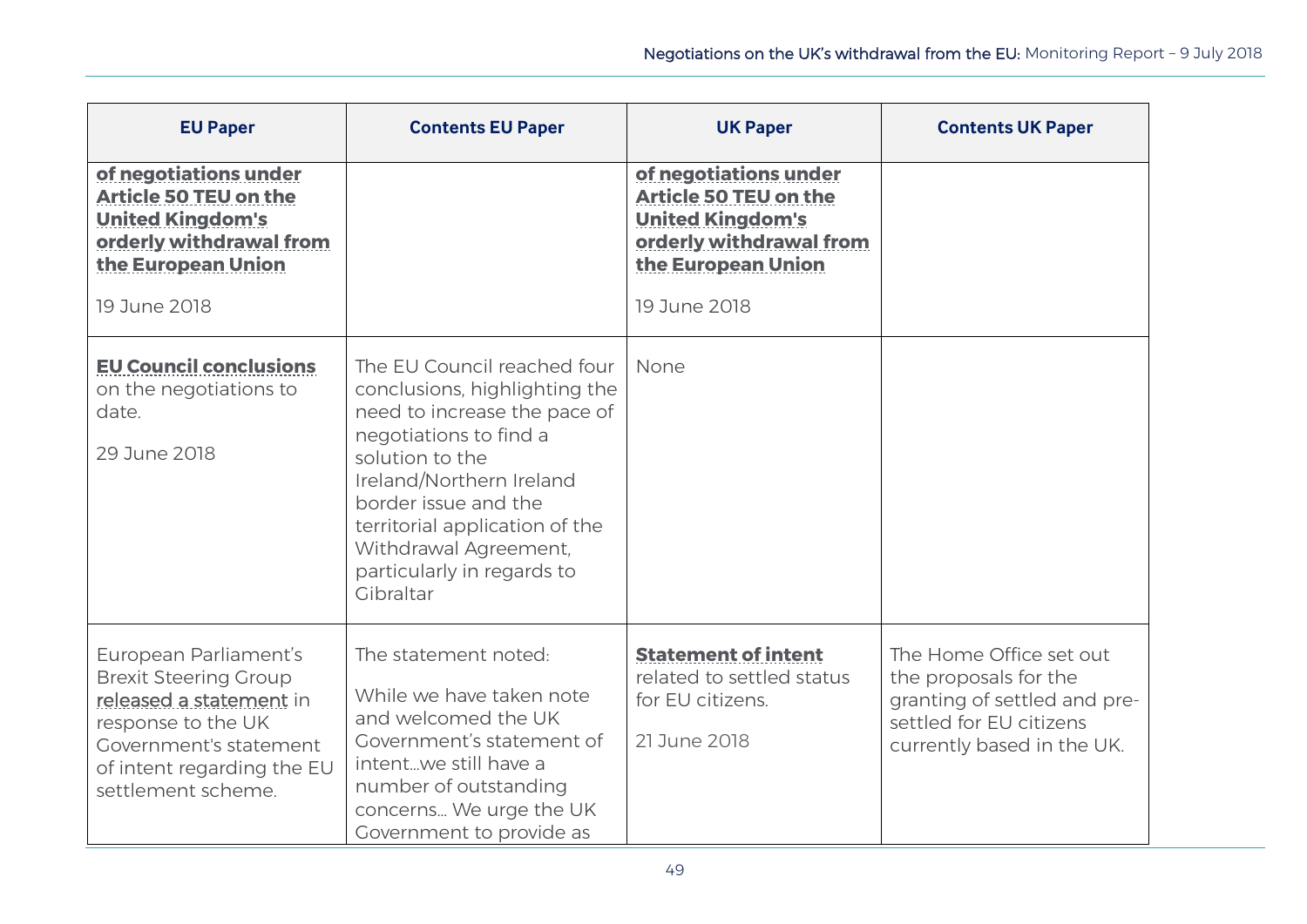| EU Paper | Contents EU Paper | UK Paper | Contents UK Paper |
|---|---|---|---|
| **of negotiations under Article 50 TEU on the United Kingdom's orderly withdrawal from the European Union**<br><br>19 June 2018 | | **of negotiations under Article 50 TEU on the United Kingdom's orderly withdrawal from the European Union**<br><br>19 June 2018 | |
| **EU Council conclusions** on the negotiations to date.<br><br>29 June 2018 | The EU Council reached four conclusions, highlighting the need to increase the pace of negotiations to find a solution to the Ireland/Northern Ireland border issue and the territorial application of the Withdrawal Agreement, particularly in regards to Gibraltar | None | |
| European Parliament's Brexit Steering Group released a statement in response to the UK Government's statement of intent regarding the EU settlement scheme. | The statement noted:<br><br>While we have taken note and welcomed the UK Government's statement of intent…we still have a number of outstanding concerns… We urge the UK Government to provide as | **Statement of intent** related to settled status for EU citizens.<br><br>21 June 2018 | The Home Office set out the proposals for the granting of settled and pre-settled for EU citizens currently based in the UK. |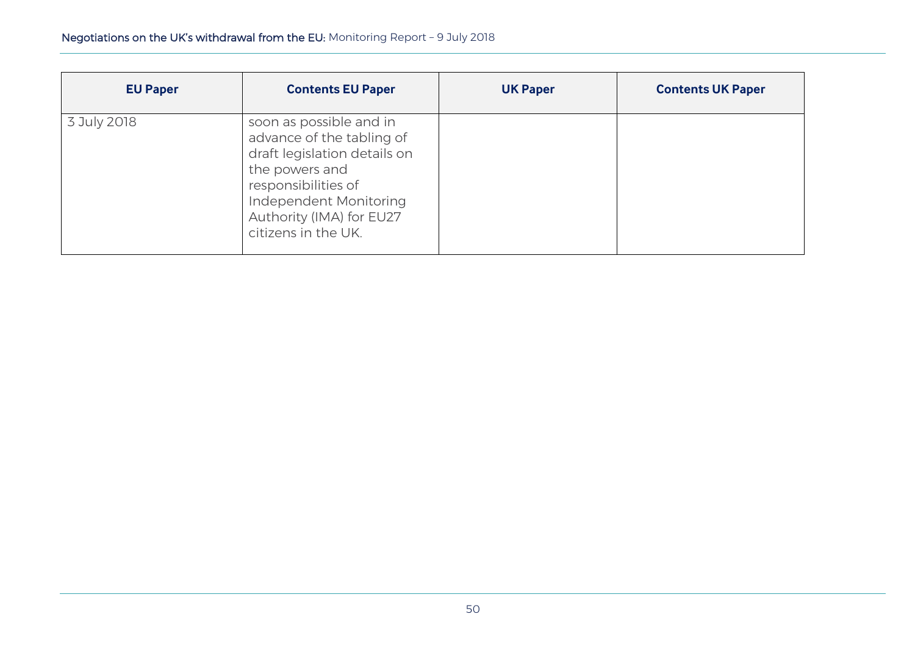| EU Paper | Contents EU Paper | UK Paper | Contents UK Paper |
|---|---|---|---|
| 3 July 2018 | soon as possible and in advance of the tabling of draft legislation details on the powers and responsibilities of Independent Monitoring Authority (IMA) for EU27 citizens in the UK. | | |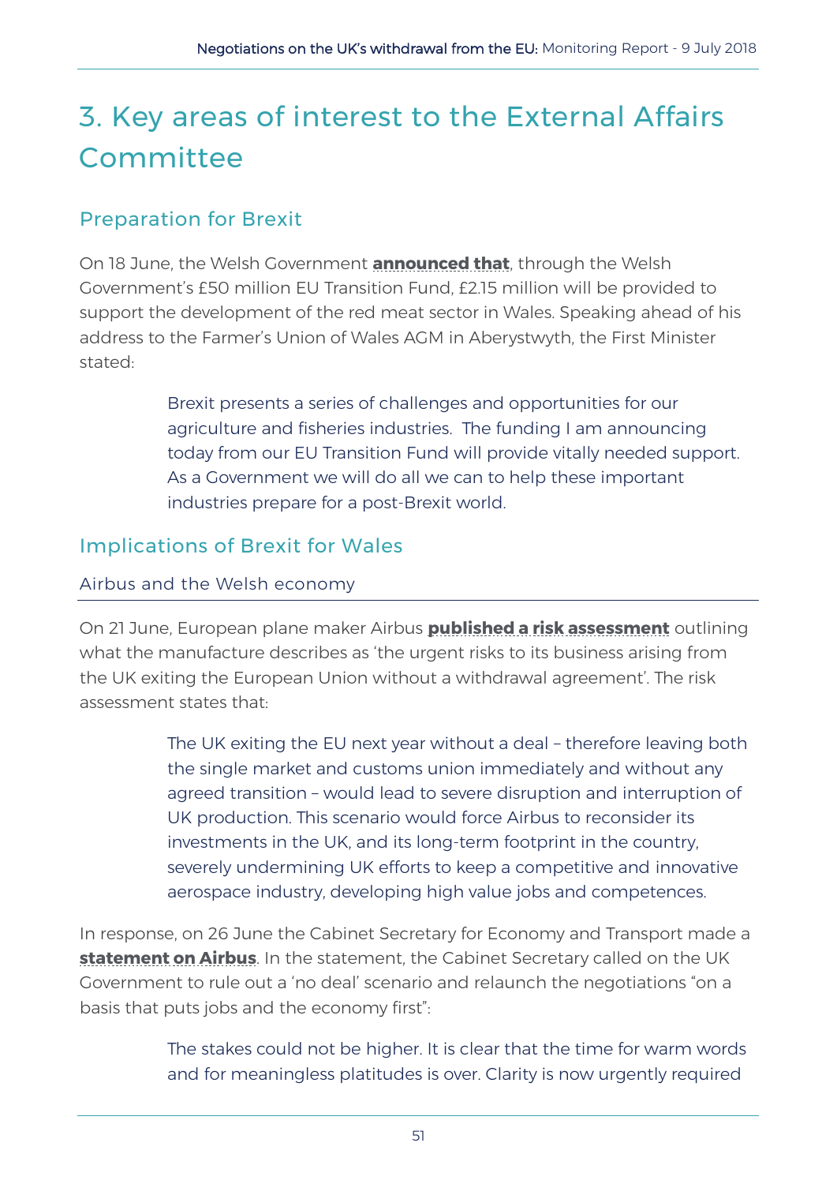# 3. Key areas of interest to the External Affairs Committee

## Preparation for Brexit

On 18 June, the Welsh Government **announced that**, through the Welsh Government's £50 million EU Transition Fund, £2.15 million will be provided to support the development of the red meat sector in Wales. Speaking ahead of his address to the Farmer's Union of Wales AGM in Aberystwyth, the First Minister stated:

> Brexit presents a series of challenges and opportunities for our agriculture and fisheries industries. The funding I am announcing today from our EU Transition Fund will provide vitally needed support. As a Government we will do all we can to help these important industries prepare for a post-Brexit world.

## Implications of Brexit for Wales

### Airbus and the Welsh economy

On 21 June, European plane maker Airbus **published a risk assessment** outlining what the manufacture describes as 'the urgent risks to its business arising from the UK exiting the European Union without a withdrawal agreement'. The risk assessment states that:

> The UK exiting the EU next year without a deal – therefore leaving both the single market and customs union immediately and without any agreed transition – would lead to severe disruption and interruption of UK production. This scenario would force Airbus to reconsider its investments in the UK, and its long-term footprint in the country, severely undermining UK efforts to keep a competitive and innovative aerospace industry, developing high value jobs and competences.

In response, on 26 June the Cabinet Secretary for Economy and Transport made a **statement on Airbus**. In the statement, the Cabinet Secretary called on the UK Government to rule out a 'no deal' scenario and relaunch the negotiations "on a basis that puts jobs and the economy first":

> The stakes could not be higher. It is clear that the time for warm words and for meaningless platitudes is over. Clarity is now urgently required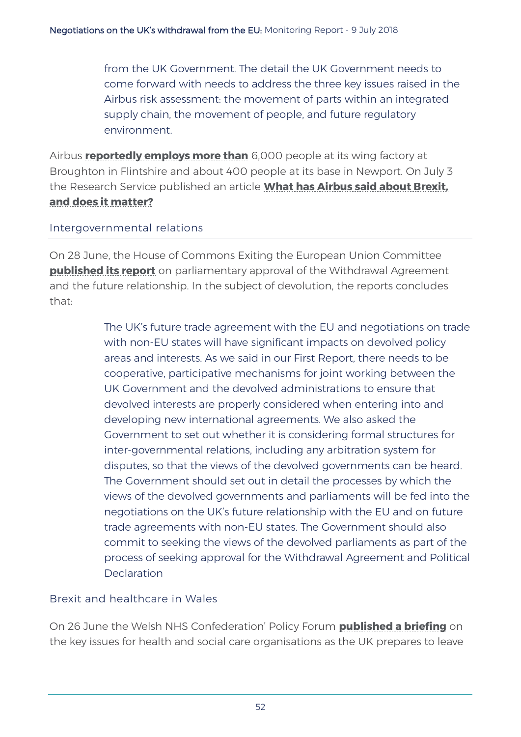> from the UK Government. The detail the UK Government needs to come forward with needs to address the three key issues raised in the Airbus risk assessment: the movement of parts within an integrated supply chain, the movement of people, and future regulatory environment.

Airbus **reportedly employs more than** 6,000 people at its wing factory at Broughton in Flintshire and about 400 people at its base in Newport. On July 3 the Research Service published an article **What has Airbus said about Brexit, and does it matter?**

## Intergovernmental relations

On 28 June, the House of Commons Exiting the European Union Committee **published its report** on parliamentary approval of the Withdrawal Agreement and the future relationship. In the subject of devolution, the reports concludes that:

> The UK's future trade agreement with the EU and negotiations on trade with non-EU states will have significant impacts on devolved policy areas and interests. As we said in our First Report, there needs to be cooperative, participative mechanisms for joint working between the UK Government and the devolved administrations to ensure that devolved interests are properly considered when entering into and developing new international agreements. We also asked the Government to set out whether it is considering formal structures for inter-governmental relations, including any arbitration system for disputes, so that the views of the devolved governments can be heard. The Government should set out in detail the processes by which the views of the devolved governments and parliaments will be fed into the negotiations on the UK's future relationship with the EU and on future trade agreements with non-EU states. The Government should also commit to seeking the views of the devolved parliaments as part of the process of seeking approval for the Withdrawal Agreement and Political Declaration

## Brexit and healthcare in Wales

On 26 June the Welsh NHS Confederation' Policy Forum **published a briefing** on the key issues for health and social care organisations as the UK prepares to leave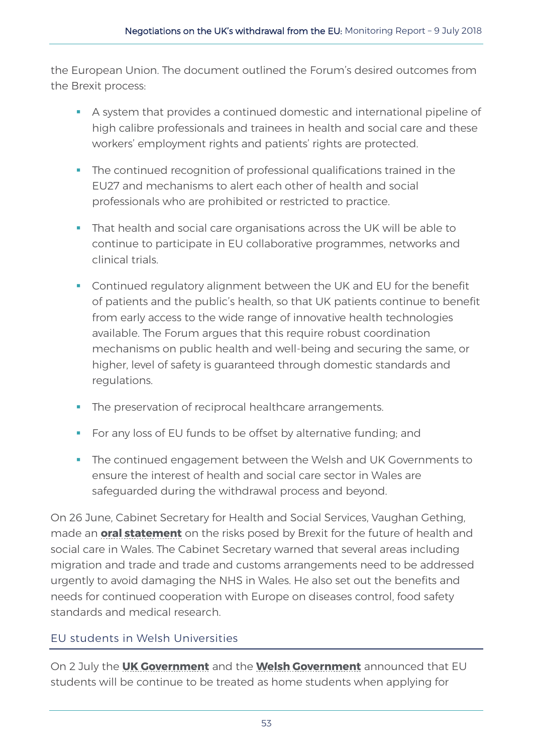the European Union. The document outlined the Forum's desired outcomes from the Brexit process:

- A system that provides a continued domestic and international pipeline of high calibre professionals and trainees in health and social care and these workers' employment rights and patients' rights are protected.
- The continued recognition of professional qualifications trained in the EU27 and mechanisms to alert each other of health and social professionals who are prohibited or restricted to practice.
- That health and social care organisations across the UK will be able to continue to participate in EU collaborative programmes, networks and clinical trials.
- Continued regulatory alignment between the UK and EU for the benefit of patients and the public's health, so that UK patients continue to benefit from early access to the wide range of innovative health technologies available. The Forum argues that this require robust coordination mechanisms on public health and well-being and securing the same, or higher, level of safety is guaranteed through domestic standards and regulations.
- The preservation of reciprocal healthcare arrangements.
- For any loss of EU funds to be offset by alternative funding; and
- The continued engagement between the Welsh and UK Governments to ensure the interest of health and social care sector in Wales are safeguarded during the withdrawal process and beyond.

On 26 June, Cabinet Secretary for Health and Social Services, Vaughan Gething, made an **oral statement** on the risks posed by Brexit for the future of health and social care in Wales. The Cabinet Secretary warned that several areas including migration and trade and trade and customs arrangements need to be addressed urgently to avoid damaging the NHS in Wales. He also set out the benefits and needs for continued cooperation with Europe on diseases control, food safety standards and medical research.

## EU students in Welsh Universities

On 2 July the **UK Government** and the **Welsh Government** announced that EU students will be continue to be treated as home students when applying for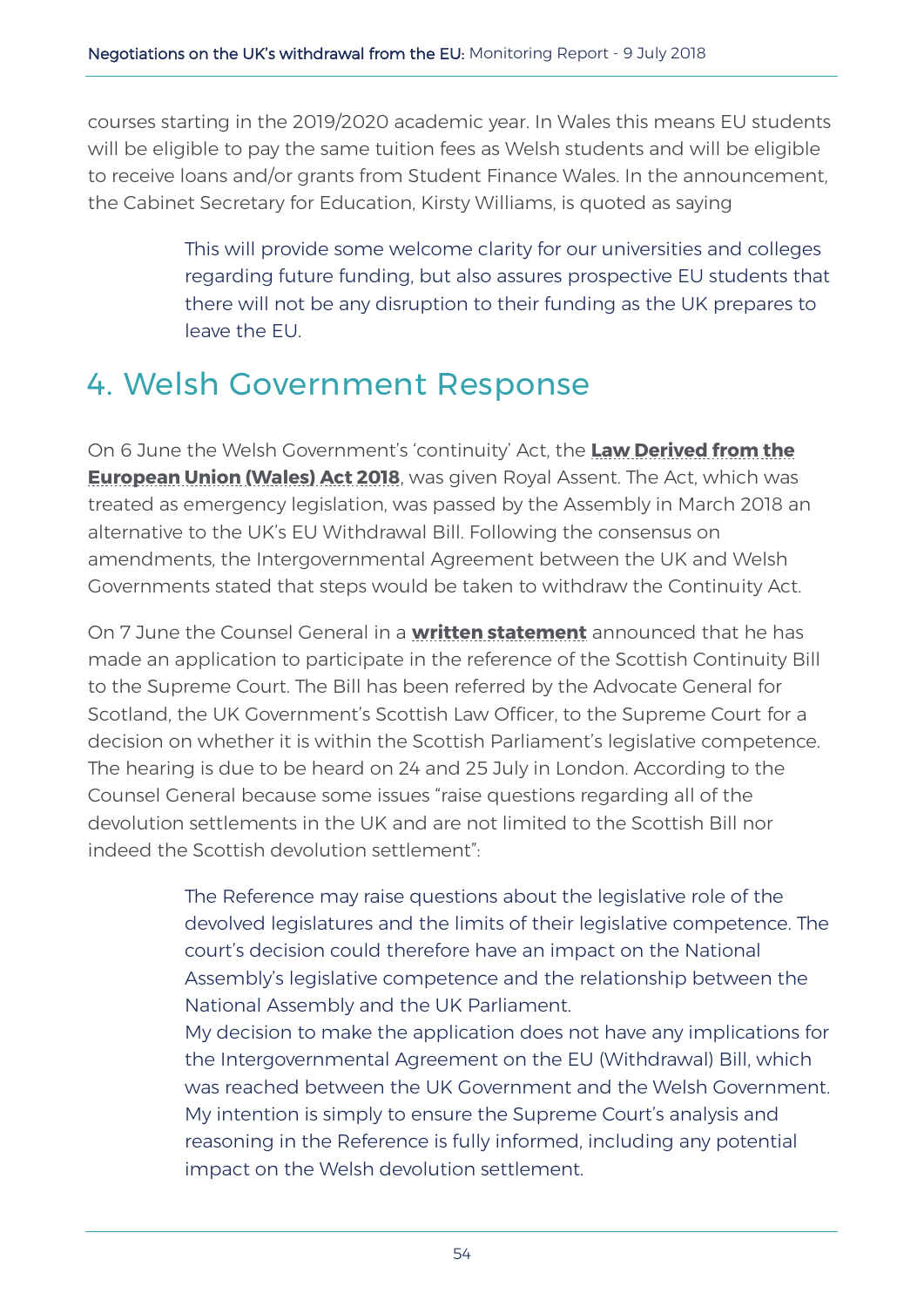courses starting in the 2019/2020 academic year. In Wales this means EU students will be eligible to pay the same tuition fees as Welsh students and will be eligible to receive loans and/or grants from Student Finance Wales. In the announcement, the Cabinet Secretary for Education, Kirsty Williams, is quoted as saying

> This will provide some welcome clarity for our universities and colleges regarding future funding, but also assures prospective EU students that there will not be any disruption to their funding as the UK prepares to leave the EU.

# 4. Welsh Government Response

On 6 June the Welsh Government's 'continuity' Act, the **Law Derived from the European Union (Wales) Act 2018**, was given Royal Assent. The Act, which was treated as emergency legislation, was passed by the Assembly in March 2018 an alternative to the UK's EU Withdrawal Bill. Following the consensus on amendments, the Intergovernmental Agreement between the UK and Welsh Governments stated that steps would be taken to withdraw the Continuity Act.

On 7 June the Counsel General in a **written statement** announced that he has made an application to participate in the reference of the Scottish Continuity Bill to the Supreme Court. The Bill has been referred by the Advocate General for Scotland, the UK Government's Scottish Law Officer, to the Supreme Court for a decision on whether it is within the Scottish Parliament's legislative competence. The hearing is due to be heard on 24 and 25 July in London. According to the Counsel General because some issues "raise questions regarding all of the devolution settlements in the UK and are not limited to the Scottish Bill nor indeed the Scottish devolution settlement":

> The Reference may raise questions about the legislative role of the devolved legislatures and the limits of their legislative competence. The court's decision could therefore have an impact on the National Assembly's legislative competence and the relationship between the National Assembly and the UK Parliament.
>
> My decision to make the application does not have any implications for the Intergovernmental Agreement on the EU (Withdrawal) Bill, which was reached between the UK Government and the Welsh Government. My intention is simply to ensure the Supreme Court's analysis and reasoning in the Reference is fully informed, including any potential impact on the Welsh devolution settlement.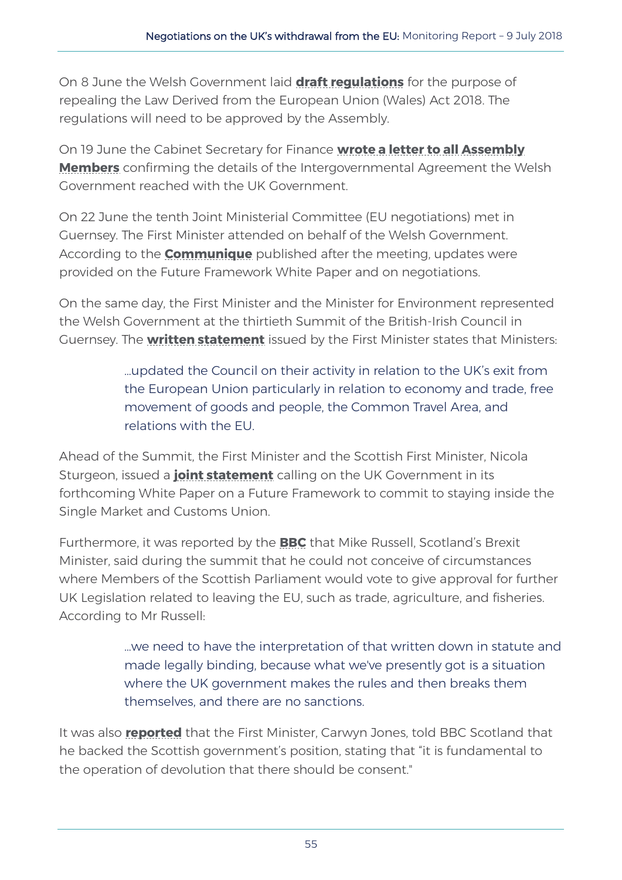On 8 June the Welsh Government laid **draft regulations** for the purpose of repealing the Law Derived from the European Union (Wales) Act 2018. The regulations will need to be approved by the Assembly.

On 19 June the Cabinet Secretary for Finance **wrote a letter to all Assembly Members** confirming the details of the Intergovernmental Agreement the Welsh Government reached with the UK Government.

On 22 June the tenth Joint Ministerial Committee (EU negotiations) met in Guernsey. The First Minister attended on behalf of the Welsh Government. According to the **Communique** published after the meeting, updates were provided on the Future Framework White Paper and on negotiations.

On the same day, the First Minister and the Minister for Environment represented the Welsh Government at the thirtieth Summit of the British-Irish Council in Guernsey. The **written statement** issued by the First Minister states that Ministers:

> …updated the Council on their activity in relation to the UK's exit from the European Union particularly in relation to economy and trade, free movement of goods and people, the Common Travel Area, and relations with the EU.

Ahead of the Summit, the First Minister and the Scottish First Minister, Nicola Sturgeon, issued a **joint statement** calling on the UK Government in its forthcoming White Paper on a Future Framework to commit to staying inside the Single Market and Customs Union.

Furthermore, it was reported by the **BBC** that Mike Russell, Scotland's Brexit Minister, said during the summit that he could not conceive of circumstances where Members of the Scottish Parliament would vote to give approval for further UK Legislation related to leaving the EU, such as trade, agriculture, and fisheries. According to Mr Russell:

> …we need to have the interpretation of that written down in statute and made legally binding, because what we've presently got is a situation where the UK government makes the rules and then breaks them themselves, and there are no sanctions.

It was also **reported** that the First Minister, Carwyn Jones, told BBC Scotland that he backed the Scottish government's position, stating that "it is fundamental to the operation of devolution that there should be consent."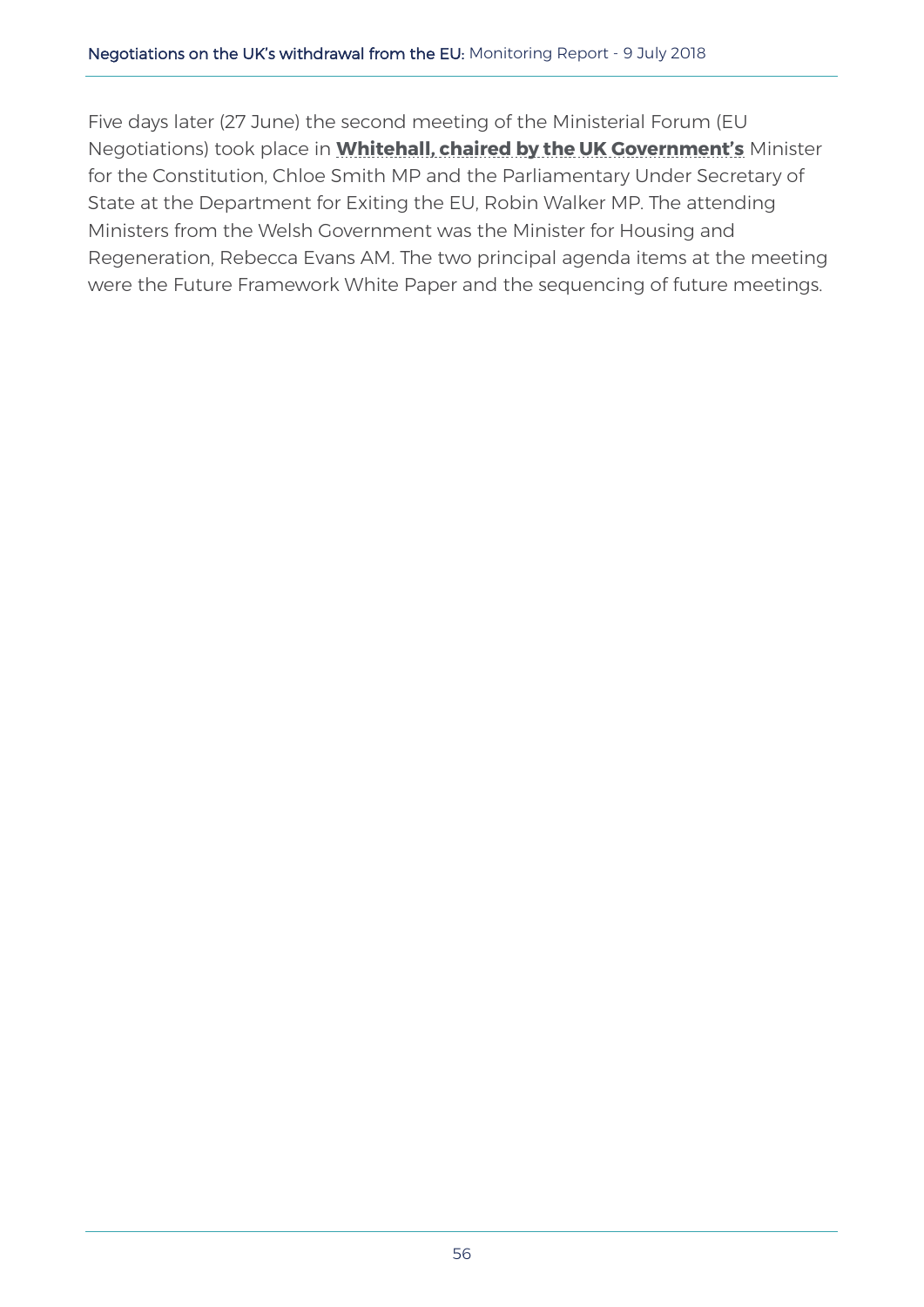Five days later (27 June) the second meeting of the Ministerial Forum (EU Negotiations) took place in **Whitehall, chaired by the UK Government's** Minister for the Constitution, Chloe Smith MP and the Parliamentary Under Secretary of State at the Department for Exiting the EU, Robin Walker MP. The attending Ministers from the Welsh Government was the Minister for Housing and Regeneration, Rebecca Evans AM. The two principal agenda items at the meeting were the Future Framework White Paper and the sequencing of future meetings.